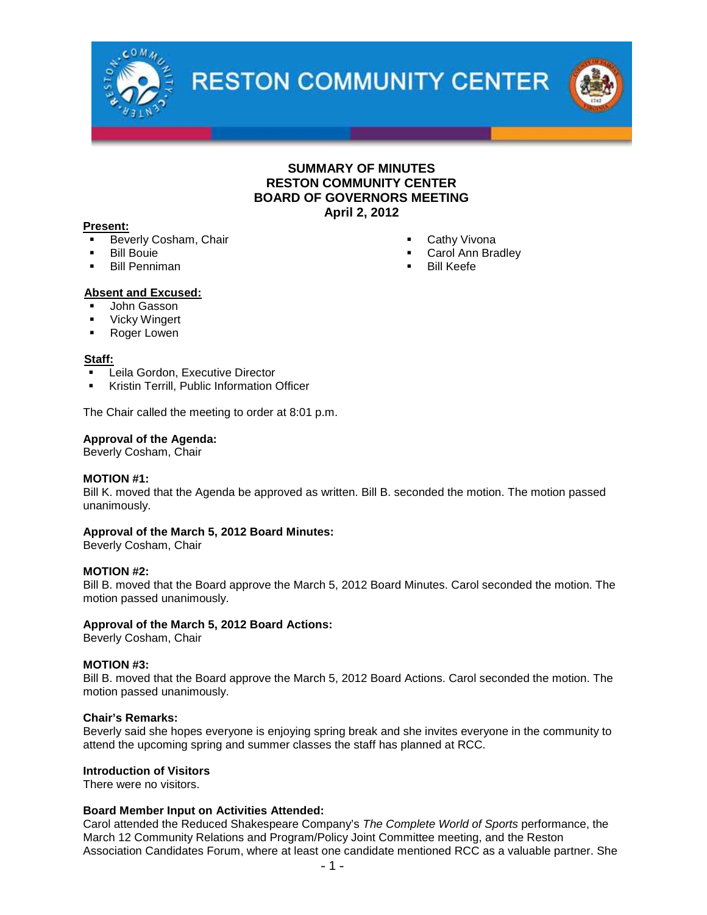RESTON COMMUNITY CENTER

# SUMMARY OF MINUTES
# RESTON COMMUNITY CENTER
# BOARD OF GOVERNORS MEETING
# April 2, 2012

**Present:**

- Beverly Cosham, Chair
- Bill Bouie
- Bill Penniman
- Cathy Vivona
- Carol Ann Bradley
- Bill Keefe

**Absent and Excused:**

- John Gasson
- Vicky Wingert
- Roger Lowen

**Staff:**

- Leila Gordon, Executive Director
- Kristin Terrill, Public Information Officer

The Chair called the meeting to order at 8:01 p.m.

**Approval of the Agenda:**
Beverly Cosham, Chair

**MOTION #1:**
Bill K. moved that the Agenda be approved as written. Bill B. seconded the motion. The motion passed unanimously.

**Approval of the March 5, 2012 Board Minutes:**
Beverly Cosham, Chair

**MOTION #2:**
Bill B. moved that the Board approve the March 5, 2012 Board Minutes. Carol seconded the motion. The motion passed unanimously.

**Approval of the March 5, 2012 Board Actions:**
Beverly Cosham, Chair

**MOTION #3:**
Bill B. moved that the Board approve the March 5, 2012 Board Actions. Carol seconded the motion. The motion passed unanimously.

**Chair's Remarks:**
Beverly said she hopes everyone is enjoying spring break and she invites everyone in the community to attend the upcoming spring and summer classes the staff has planned at RCC.

**Introduction of Visitors**
There were no visitors.

**Board Member Input on Activities Attended:**
Carol attended the Reduced Shakespeare Company's *The Complete World of Sports* performance, the March 12 Community Relations and Program/Policy Joint Committee meeting, and the Reston Association Candidates Forum, where at least one candidate mentioned RCC as a valuable partner. She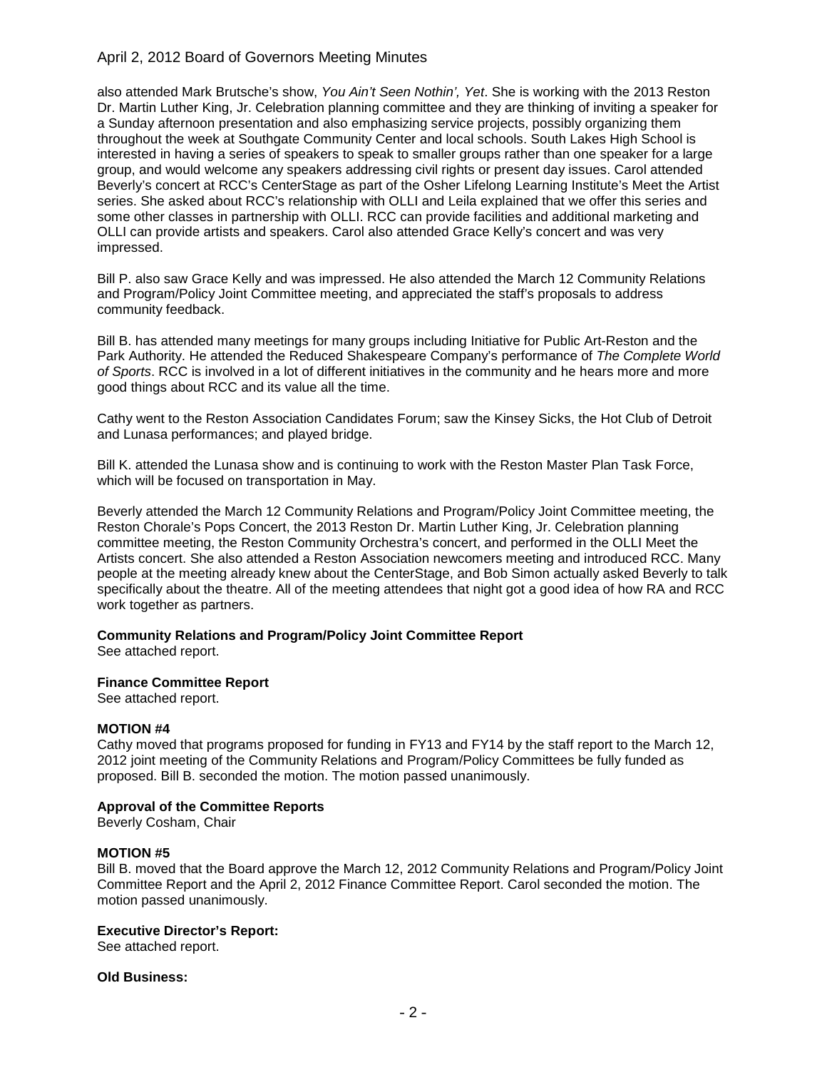also attended Mark Brutsche's show, *You Ain't Seen Nothin', Yet*. She is working with the 2013 Reston Dr. Martin Luther King, Jr. Celebration planning committee and they are thinking of inviting a speaker for a Sunday afternoon presentation and also emphasizing service projects, possibly organizing them throughout the week at Southgate Community Center and local schools. South Lakes High School is interested in having a series of speakers to speak to smaller groups rather than one speaker for a large group, and would welcome any speakers addressing civil rights or present day issues. Carol attended Beverly's concert at RCC's CenterStage as part of the Osher Lifelong Learning Institute's Meet the Artist series. She asked about RCC's relationship with OLLI and Leila explained that we offer this series and some other classes in partnership with OLLI. RCC can provide facilities and additional marketing and OLLI can provide artists and speakers. Carol also attended Grace Kelly's concert and was very impressed.

Bill P. also saw Grace Kelly and was impressed. He also attended the March 12 Community Relations and Program/Policy Joint Committee meeting, and appreciated the staff's proposals to address community feedback.

Bill B. has attended many meetings for many groups including Initiative for Public Art-Reston and the Park Authority. He attended the Reduced Shakespeare Company's performance of *The Complete World of Sports*. RCC is involved in a lot of different initiatives in the community and he hears more and more good things about RCC and its value all the time.

Cathy went to the Reston Association Candidates Forum; saw the Kinsey Sicks, the Hot Club of Detroit and Lunasa performances; and played bridge.

Bill K. attended the Lunasa show and is continuing to work with the Reston Master Plan Task Force, which will be focused on transportation in May.

Beverly attended the March 12 Community Relations and Program/Policy Joint Committee meeting, the Reston Chorale's Pops Concert, the 2013 Reston Dr. Martin Luther King, Jr. Celebration planning committee meeting, the Reston Community Orchestra's concert, and performed in the OLLI Meet the Artists concert. She also attended a Reston Association newcomers meeting and introduced RCC. Many people at the meeting already knew about the CenterStage, and Bob Simon actually asked Beverly to talk specifically about the theatre. All of the meeting attendees that night got a good idea of how RA and RCC work together as partners.

**Community Relations and Program/Policy Joint Committee Report**
See attached report.

**Finance Committee Report**
See attached report.

**MOTION #4**
Cathy moved that programs proposed for funding in FY13 and FY14 by the staff report to the March 12, 2012 joint meeting of the Community Relations and Program/Policy Committees be fully funded as proposed. Bill B. seconded the motion. The motion passed unanimously.

**Approval of the Committee Reports**
Beverly Cosham, Chair

**MOTION #5**
Bill B. moved that the Board approve the March 12, 2012 Community Relations and Program/Policy Joint Committee Report and the April 2, 2012 Finance Committee Report. Carol seconded the motion. The motion passed unanimously.

**Executive Director's Report:**
See attached report.

**Old Business:**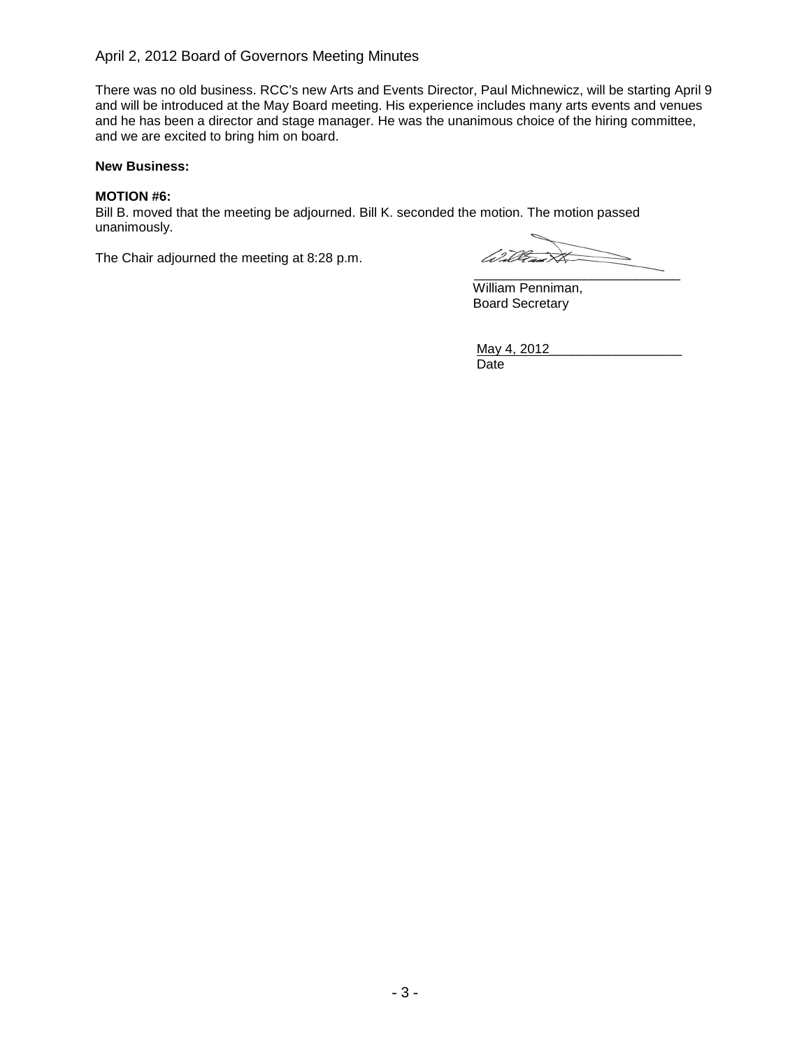There was no old business. RCC's new Arts and Events Director, Paul Michnewicz, will be starting April 9 and will be introduced at the May Board meeting. His experience includes many arts events and venues and he has been a director and stage manager. He was the unanimous choice of the hiring committee, and we are excited to bring him on board.

**New Business:**

**MOTION #6:**
Bill B. moved that the meeting be adjourned. Bill K. seconded the motion. The motion passed unanimously.

The Chair adjourned the meeting at 8:28 p.m.

William Penniman,
Board Secretary

May 4, 2012
Date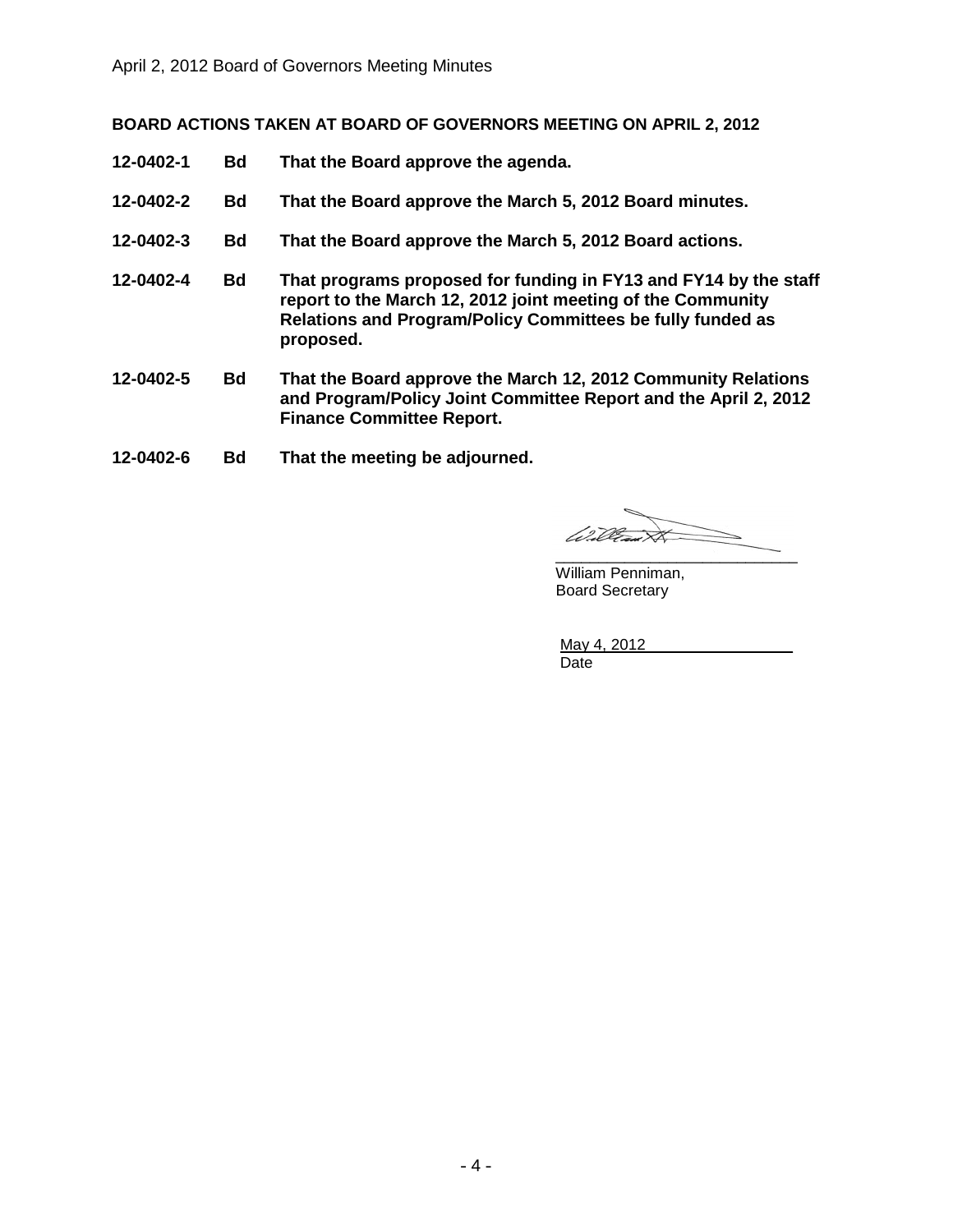**BOARD ACTIONS TAKEN AT BOARD OF GOVERNORS MEETING ON APRIL 2, 2012**

**12-0402-1 Bd That the Board approve the agenda.**

**12-0402-2 Bd That the Board approve the March 5, 2012 Board minutes.**

**12-0402-3 Bd That the Board approve the March 5, 2012 Board actions.**

**12-0402-4 Bd That programs proposed for funding in FY13 and FY14 by the staff report to the March 12, 2012 joint meeting of the Community Relations and Program/Policy Committees be fully funded as proposed.**

**12-0402-5 Bd That the Board approve the March 12, 2012 Community Relations and Program/Policy Joint Committee Report and the April 2, 2012 Finance Committee Report.**

**12-0402-6 Bd That the meeting be adjourned.**

\_\_\_\_\_\_\_\_\_\_\_\_\_\_\_\_\_\_\_\_\_\_\_\_\_\_\_\_
William Penniman,
Board Secretary

May 4, 2012
Date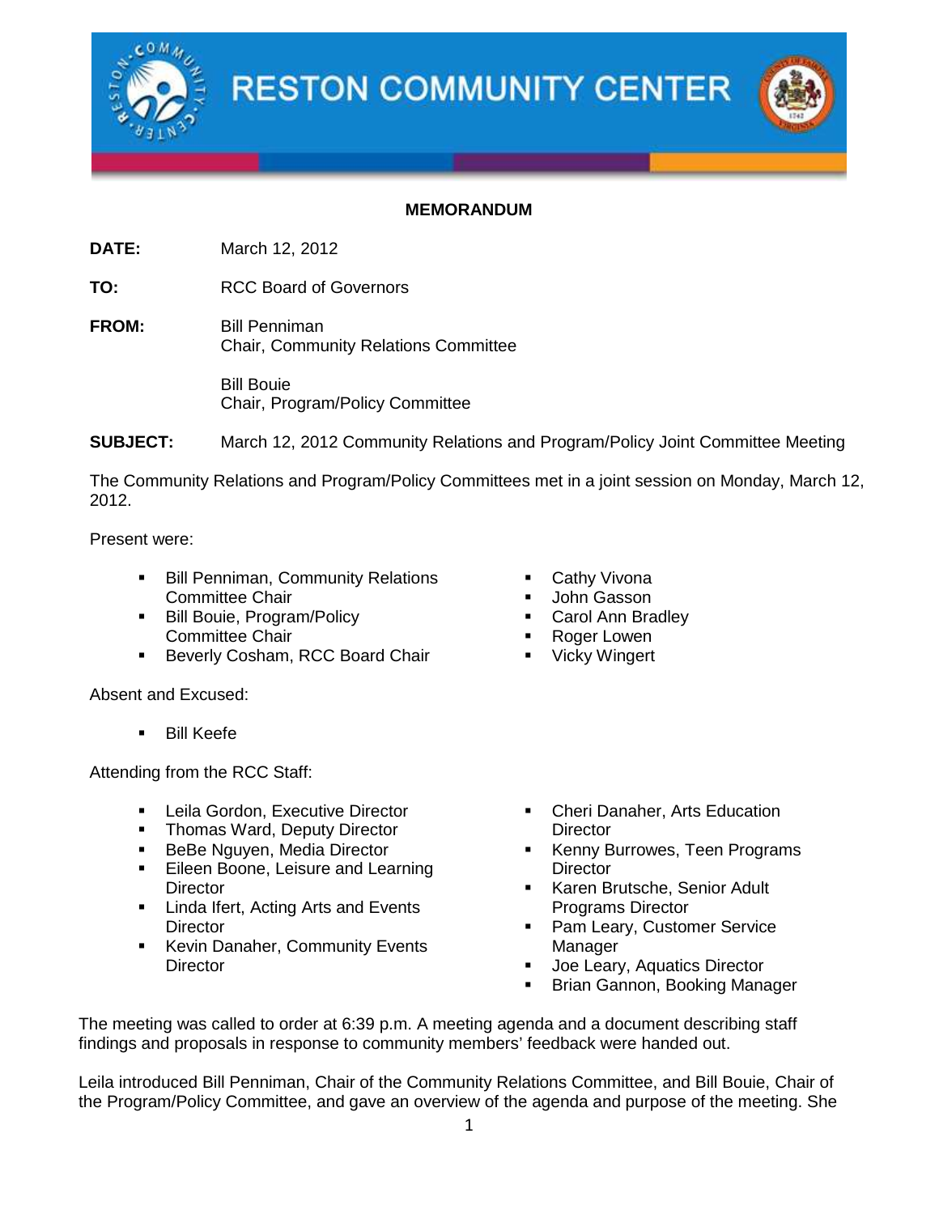# RESTON COMMUNITY CENTER

**MEMORANDUM**

**DATE:** March 12, 2012

**TO:** RCC Board of Governors

**FROM:** Bill Penniman
Chair, Community Relations Committee

Bill Bouie
Chair, Program/Policy Committee

**SUBJECT:** March 12, 2012 Community Relations and Program/Policy Joint Committee Meeting

The Community Relations and Program/Policy Committees met in a joint session on Monday, March 12, 2012.

Present were:

- Bill Penniman, Community Relations Committee Chair
- Bill Bouie, Program/Policy Committee Chair
- Beverly Cosham, RCC Board Chair
- Cathy Vivona
- John Gasson
- Carol Ann Bradley
- Roger Lowen
- Vicky Wingert

Absent and Excused:

- Bill Keefe

Attending from the RCC Staff:

- Leila Gordon, Executive Director
- Thomas Ward, Deputy Director
- BeBe Nguyen, Media Director
- Eileen Boone, Leisure and Learning Director
- Linda Ifert, Acting Arts and Events Director
- Kevin Danaher, Community Events Director
- Cheri Danaher, Arts Education Director
- Kenny Burrowes, Teen Programs Director
- Karen Brutsche, Senior Adult Programs Director
- Pam Leary, Customer Service Manager
- Joe Leary, Aquatics Director
- Brian Gannon, Booking Manager

The meeting was called to order at 6:39 p.m. A meeting agenda and a document describing staff findings and proposals in response to community members' feedback were handed out.

Leila introduced Bill Penniman, Chair of the Community Relations Committee, and Bill Bouie, Chair of the Program/Policy Committee, and gave an overview of the agenda and purpose of the meeting. She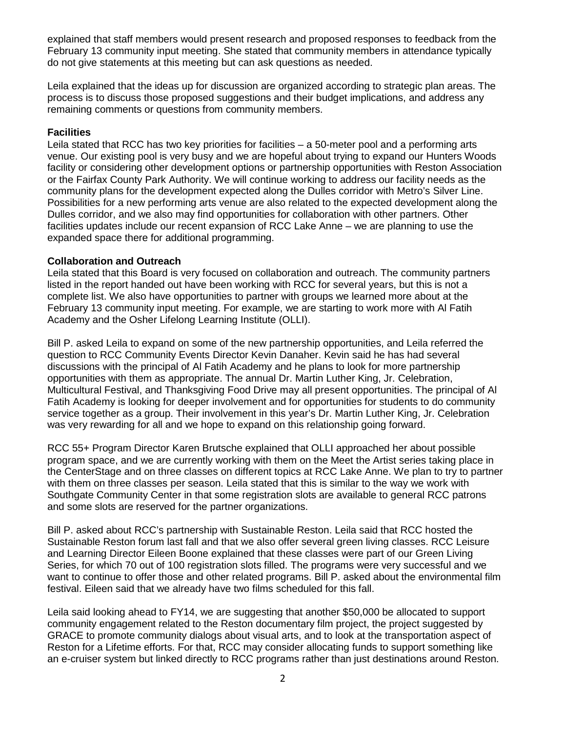explained that staff members would present research and proposed responses to feedback from the February 13 community input meeting. She stated that community members in attendance typically do not give statements at this meeting but can ask questions as needed.

Leila explained that the ideas up for discussion are organized according to strategic plan areas. The process is to discuss those proposed suggestions and their budget implications, and address any remaining comments or questions from community members.

**Facilities**

Leila stated that RCC has two key priorities for facilities – a 50-meter pool and a performing arts venue. Our existing pool is very busy and we are hopeful about trying to expand our Hunters Woods facility or considering other development options or partnership opportunities with Reston Association or the Fairfax County Park Authority. We will continue working to address our facility needs as the community plans for the development expected along the Dulles corridor with Metro's Silver Line. Possibilities for a new performing arts venue are also related to the expected development along the Dulles corridor, and we also may find opportunities for collaboration with other partners. Other facilities updates include our recent expansion of RCC Lake Anne – we are planning to use the expanded space there for additional programming.

**Collaboration and Outreach**

Leila stated that this Board is very focused on collaboration and outreach. The community partners listed in the report handed out have been working with RCC for several years, but this is not a complete list. We also have opportunities to partner with groups we learned more about at the February 13 community input meeting. For example, we are starting to work more with Al Fatih Academy and the Osher Lifelong Learning Institute (OLLI).

Bill P. asked Leila to expand on some of the new partnership opportunities, and Leila referred the question to RCC Community Events Director Kevin Danaher. Kevin said he has had several discussions with the principal of Al Fatih Academy and he plans to look for more partnership opportunities with them as appropriate. The annual Dr. Martin Luther King, Jr. Celebration, Multicultural Festival, and Thanksgiving Food Drive may all present opportunities. The principal of Al Fatih Academy is looking for deeper involvement and for opportunities for students to do community service together as a group. Their involvement in this year's Dr. Martin Luther King, Jr. Celebration was very rewarding for all and we hope to expand on this relationship going forward.

RCC 55+ Program Director Karen Brutsche explained that OLLI approached her about possible program space, and we are currently working with them on the Meet the Artist series taking place in the CenterStage and on three classes on different topics at RCC Lake Anne. We plan to try to partner with them on three classes per season. Leila stated that this is similar to the way we work with Southgate Community Center in that some registration slots are available to general RCC patrons and some slots are reserved for the partner organizations.

Bill P. asked about RCC's partnership with Sustainable Reston. Leila said that RCC hosted the Sustainable Reston forum last fall and that we also offer several green living classes. RCC Leisure and Learning Director Eileen Boone explained that these classes were part of our Green Living Series, for which 70 out of 100 registration slots filled. The programs were very successful and we want to continue to offer those and other related programs. Bill P. asked about the environmental film festival. Eileen said that we already have two films scheduled for this fall.

Leila said looking ahead to FY14, we are suggesting that another $50,000 be allocated to support community engagement related to the Reston documentary film project, the project suggested by GRACE to promote community dialogs about visual arts, and to look at the transportation aspect of Reston for a Lifetime efforts. For that, RCC may consider allocating funds to support something like an e-cruiser system but linked directly to RCC programs rather than just destinations around Reston.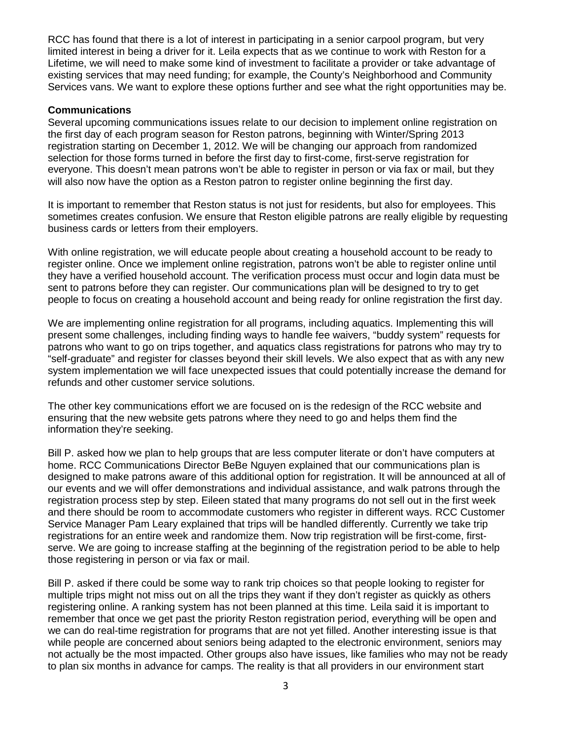RCC has found that there is a lot of interest in participating in a senior carpool program, but very limited interest in being a driver for it. Leila expects that as we continue to work with Reston for a Lifetime, we will need to make some kind of investment to facilitate a provider or take advantage of existing services that may need funding; for example, the County's Neighborhood and Community Services vans. We want to explore these options further and see what the right opportunities may be.

**Communications**

Several upcoming communications issues relate to our decision to implement online registration on the first day of each program season for Reston patrons, beginning with Winter/Spring 2013 registration starting on December 1, 2012. We will be changing our approach from randomized selection for those forms turned in before the first day to first-come, first-serve registration for everyone. This doesn't mean patrons won't be able to register in person or via fax or mail, but they will also now have the option as a Reston patron to register online beginning the first day.

It is important to remember that Reston status is not just for residents, but also for employees. This sometimes creates confusion. We ensure that Reston eligible patrons are really eligible by requesting business cards or letters from their employers.

With online registration, we will educate people about creating a household account to be ready to register online. Once we implement online registration, patrons won't be able to register online until they have a verified household account. The verification process must occur and login data must be sent to patrons before they can register. Our communications plan will be designed to try to get people to focus on creating a household account and being ready for online registration the first day.

We are implementing online registration for all programs, including aquatics. Implementing this will present some challenges, including finding ways to handle fee waivers, "buddy system" requests for patrons who want to go on trips together, and aquatics class registrations for patrons who may try to "self-graduate" and register for classes beyond their skill levels. We also expect that as with any new system implementation we will face unexpected issues that could potentially increase the demand for refunds and other customer service solutions.

The other key communications effort we are focused on is the redesign of the RCC website and ensuring that the new website gets patrons where they need to go and helps them find the information they're seeking.

Bill P. asked how we plan to help groups that are less computer literate or don't have computers at home. RCC Communications Director BeBe Nguyen explained that our communications plan is designed to make patrons aware of this additional option for registration. It will be announced at all of our events and we will offer demonstrations and individual assistance, and walk patrons through the registration process step by step. Eileen stated that many programs do not sell out in the first week and there should be room to accommodate customers who register in different ways. RCC Customer Service Manager Pam Leary explained that trips will be handled differently. Currently we take trip registrations for an entire week and randomize them. Now trip registration will be first-come, first-serve. We are going to increase staffing at the beginning of the registration period to be able to help those registering in person or via fax or mail.

Bill P. asked if there could be some way to rank trip choices so that people looking to register for multiple trips might not miss out on all the trips they want if they don't register as quickly as others registering online. A ranking system has not been planned at this time. Leila said it is important to remember that once we get past the priority Reston registration period, everything will be open and we can do real-time registration for programs that are not yet filled. Another interesting issue is that while people are concerned about seniors being adapted to the electronic environment, seniors may not actually be the most impacted. Other groups also have issues, like families who may not be ready to plan six months in advance for camps. The reality is that all providers in our environment start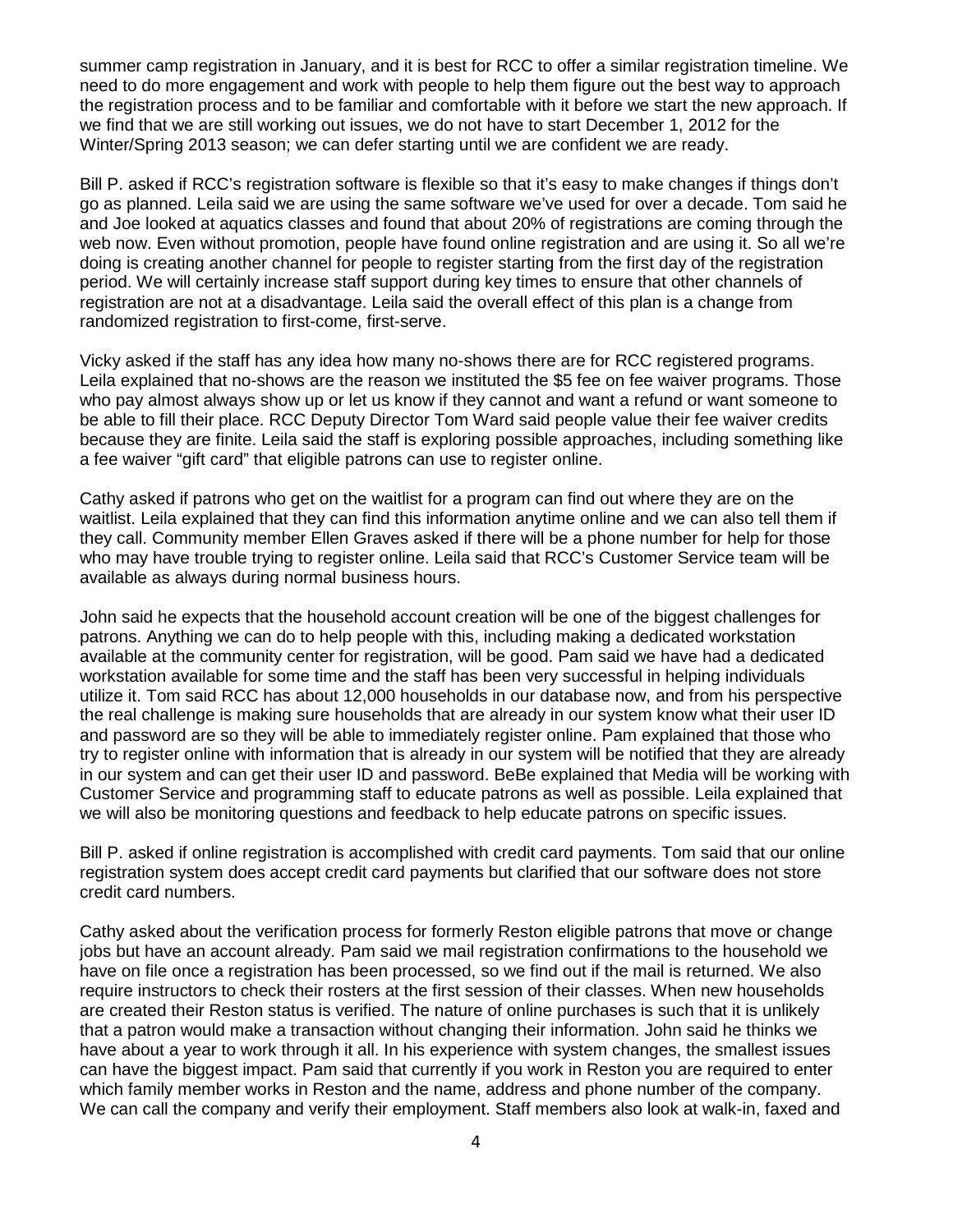summer camp registration in January, and it is best for RCC to offer a similar registration timeline. We need to do more engagement and work with people to help them figure out the best way to approach the registration process and to be familiar and comfortable with it before we start the new approach. If we find that we are still working out issues, we do not have to start December 1, 2012 for the Winter/Spring 2013 season; we can defer starting until we are confident we are ready.

Bill P. asked if RCC's registration software is flexible so that it's easy to make changes if things don't go as planned. Leila said we are using the same software we've used for over a decade. Tom said he and Joe looked at aquatics classes and found that about 20% of registrations are coming through the web now. Even without promotion, people have found online registration and are using it. So all we're doing is creating another channel for people to register starting from the first day of the registration period. We will certainly increase staff support during key times to ensure that other channels of registration are not at a disadvantage. Leila said the overall effect of this plan is a change from randomized registration to first-come, first-serve.

Vicky asked if the staff has any idea how many no-shows there are for RCC registered programs. Leila explained that no-shows are the reason we instituted the $5 fee on fee waiver programs. Those who pay almost always show up or let us know if they cannot and want a refund or want someone to be able to fill their place. RCC Deputy Director Tom Ward said people value their fee waiver credits because they are finite. Leila said the staff is exploring possible approaches, including something like a fee waiver "gift card" that eligible patrons can use to register online.

Cathy asked if patrons who get on the waitlist for a program can find out where they are on the waitlist. Leila explained that they can find this information anytime online and we can also tell them if they call. Community member Ellen Graves asked if there will be a phone number for help for those who may have trouble trying to register online. Leila said that RCC's Customer Service team will be available as always during normal business hours.

John said he expects that the household account creation will be one of the biggest challenges for patrons. Anything we can do to help people with this, including making a dedicated workstation available at the community center for registration, will be good. Pam said we have had a dedicated workstation available for some time and the staff has been very successful in helping individuals utilize it. Tom said RCC has about 12,000 households in our database now, and from his perspective the real challenge is making sure households that are already in our system know what their user ID and password are so they will be able to immediately register online. Pam explained that those who try to register online with information that is already in our system will be notified that they are already in our system and can get their user ID and password. BeBe explained that Media will be working with Customer Service and programming staff to educate patrons as well as possible. Leila explained that we will also be monitoring questions and feedback to help educate patrons on specific issues.

Bill P. asked if online registration is accomplished with credit card payments. Tom said that our online registration system does accept credit card payments but clarified that our software does not store credit card numbers.

Cathy asked about the verification process for formerly Reston eligible patrons that move or change jobs but have an account already. Pam said we mail registration confirmations to the household we have on file once a registration has been processed, so we find out if the mail is returned. We also require instructors to check their rosters at the first session of their classes. When new households are created their Reston status is verified. The nature of online purchases is such that it is unlikely that a patron would make a transaction without changing their information. John said he thinks we have about a year to work through it all. In his experience with system changes, the smallest issues can have the biggest impact. Pam said that currently if you work in Reston you are required to enter which family member works in Reston and the name, address and phone number of the company. We can call the company and verify their employment. Staff members also look at walk-in, faxed and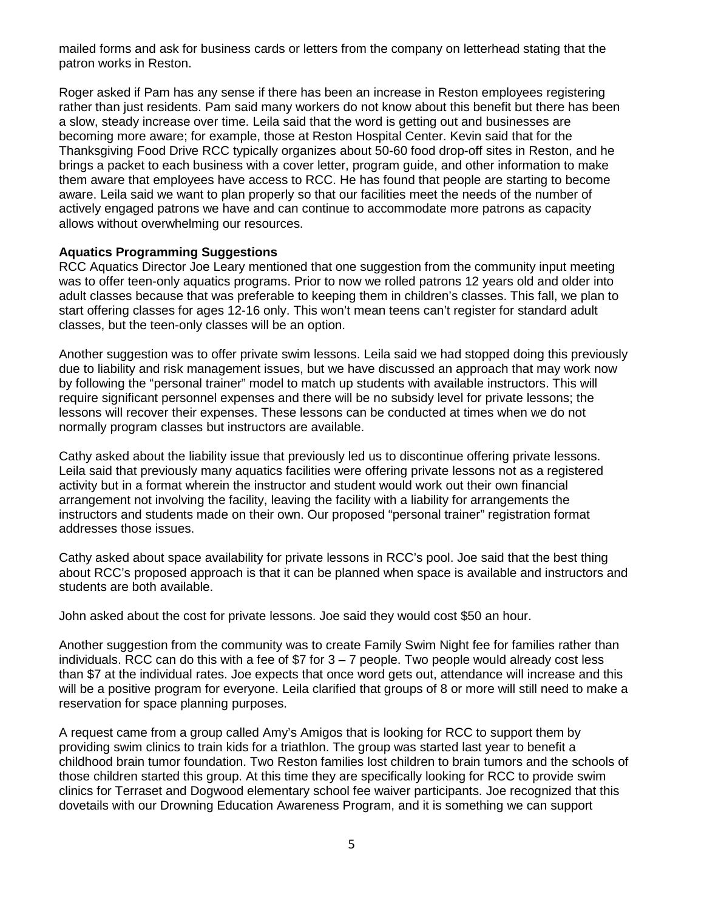mailed forms and ask for business cards or letters from the company on letterhead stating that the patron works in Reston.

Roger asked if Pam has any sense if there has been an increase in Reston employees registering rather than just residents. Pam said many workers do not know about this benefit but there has been a slow, steady increase over time. Leila said that the word is getting out and businesses are becoming more aware; for example, those at Reston Hospital Center. Kevin said that for the Thanksgiving Food Drive RCC typically organizes about 50-60 food drop-off sites in Reston, and he brings a packet to each business with a cover letter, program guide, and other information to make them aware that employees have access to RCC. He has found that people are starting to become aware. Leila said we want to plan properly so that our facilities meet the needs of the number of actively engaged patrons we have and can continue to accommodate more patrons as capacity allows without overwhelming our resources.

**Aquatics Programming Suggestions**

RCC Aquatics Director Joe Leary mentioned that one suggestion from the community input meeting was to offer teen-only aquatics programs. Prior to now we rolled patrons 12 years old and older into adult classes because that was preferable to keeping them in children's classes. This fall, we plan to start offering classes for ages 12-16 only. This won't mean teens can't register for standard adult classes, but the teen-only classes will be an option.

Another suggestion was to offer private swim lessons. Leila said we had stopped doing this previously due to liability and risk management issues, but we have discussed an approach that may work now by following the "personal trainer" model to match up students with available instructors. This will require significant personnel expenses and there will be no subsidy level for private lessons; the lessons will recover their expenses. These lessons can be conducted at times when we do not normally program classes but instructors are available.

Cathy asked about the liability issue that previously led us to discontinue offering private lessons. Leila said that previously many aquatics facilities were offering private lessons not as a registered activity but in a format wherein the instructor and student would work out their own financial arrangement not involving the facility, leaving the facility with a liability for arrangements the instructors and students made on their own. Our proposed "personal trainer" registration format addresses those issues.

Cathy asked about space availability for private lessons in RCC's pool. Joe said that the best thing about RCC's proposed approach is that it can be planned when space is available and instructors and students are both available.

John asked about the cost for private lessons. Joe said they would cost $50 an hour.

Another suggestion from the community was to create Family Swim Night fee for families rather than individuals. RCC can do this with a fee of $7 for 3 – 7 people. Two people would already cost less than $7 at the individual rates. Joe expects that once word gets out, attendance will increase and this will be a positive program for everyone. Leila clarified that groups of 8 or more will still need to make a reservation for space planning purposes.

A request came from a group called Amy's Amigos that is looking for RCC to support them by providing swim clinics to train kids for a triathlon. The group was started last year to benefit a childhood brain tumor foundation. Two Reston families lost children to brain tumors and the schools of those children started this group. At this time they are specifically looking for RCC to provide swim clinics for Terraset and Dogwood elementary school fee waiver participants. Joe recognized that this dovetails with our Drowning Education Awareness Program, and it is something we can support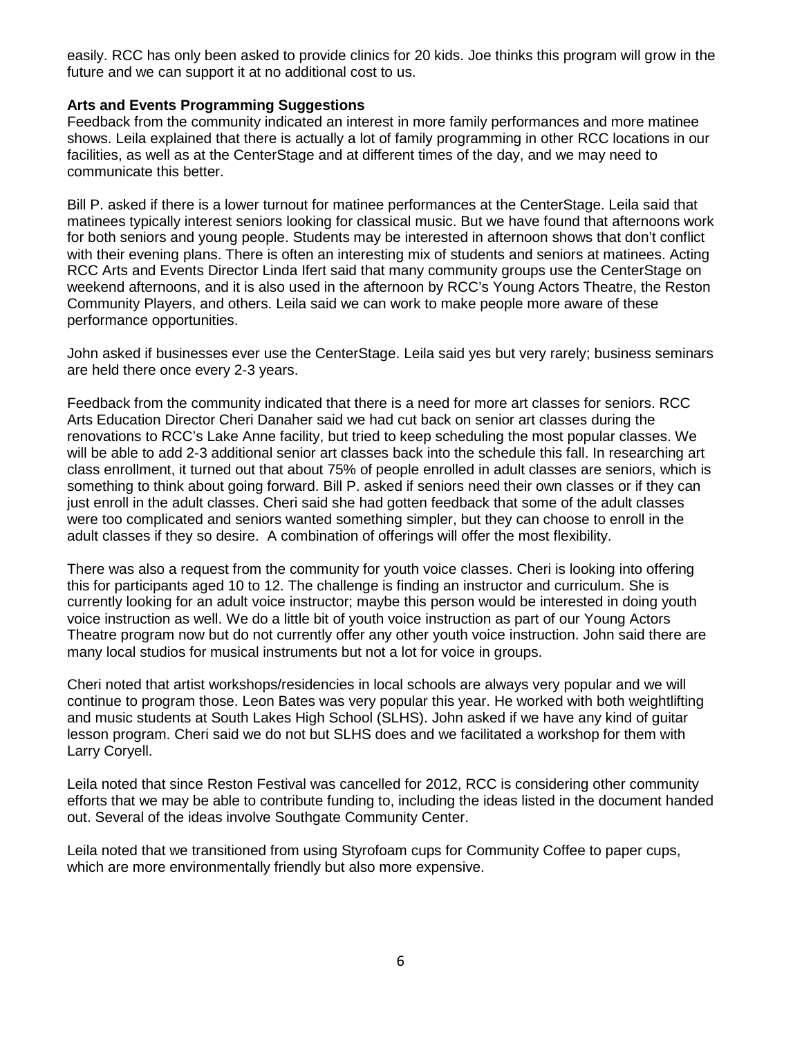easily. RCC has only been asked to provide clinics for 20 kids. Joe thinks this program will grow in the future and we can support it at no additional cost to us.

**Arts and Events Programming Suggestions**

Feedback from the community indicated an interest in more family performances and more matinee shows. Leila explained that there is actually a lot of family programming in other RCC locations in our facilities, as well as at the CenterStage and at different times of the day, and we may need to communicate this better.

Bill P. asked if there is a lower turnout for matinee performances at the CenterStage. Leila said that matinees typically interest seniors looking for classical music. But we have found that afternoons work for both seniors and young people. Students may be interested in afternoon shows that don't conflict with their evening plans. There is often an interesting mix of students and seniors at matinees. Acting RCC Arts and Events Director Linda Ifert said that many community groups use the CenterStage on weekend afternoons, and it is also used in the afternoon by RCC's Young Actors Theatre, the Reston Community Players, and others. Leila said we can work to make people more aware of these performance opportunities.

John asked if businesses ever use the CenterStage. Leila said yes but very rarely; business seminars are held there once every 2-3 years.

Feedback from the community indicated that there is a need for more art classes for seniors. RCC Arts Education Director Cheri Danaher said we had cut back on senior art classes during the renovations to RCC's Lake Anne facility, but tried to keep scheduling the most popular classes. We will be able to add 2-3 additional senior art classes back into the schedule this fall. In researching art class enrollment, it turned out that about 75% of people enrolled in adult classes are seniors, which is something to think about going forward. Bill P. asked if seniors need their own classes or if they can just enroll in the adult classes. Cheri said she had gotten feedback that some of the adult classes were too complicated and seniors wanted something simpler, but they can choose to enroll in the adult classes if they so desire. A combination of offerings will offer the most flexibility.

There was also a request from the community for youth voice classes. Cheri is looking into offering this for participants aged 10 to 12. The challenge is finding an instructor and curriculum. She is currently looking for an adult voice instructor; maybe this person would be interested in doing youth voice instruction as well. We do a little bit of youth voice instruction as part of our Young Actors Theatre program now but do not currently offer any other youth voice instruction. John said there are many local studios for musical instruments but not a lot for voice in groups.

Cheri noted that artist workshops/residencies in local schools are always very popular and we will continue to program those. Leon Bates was very popular this year. He worked with both weightlifting and music students at South Lakes High School (SLHS). John asked if we have any kind of guitar lesson program. Cheri said we do not but SLHS does and we facilitated a workshop for them with Larry Coryell.

Leila noted that since Reston Festival was cancelled for 2012, RCC is considering other community efforts that we may be able to contribute funding to, including the ideas listed in the document handed out. Several of the ideas involve Southgate Community Center.

Leila noted that we transitioned from using Styrofoam cups for Community Coffee to paper cups, which are more environmentally friendly but also more expensive.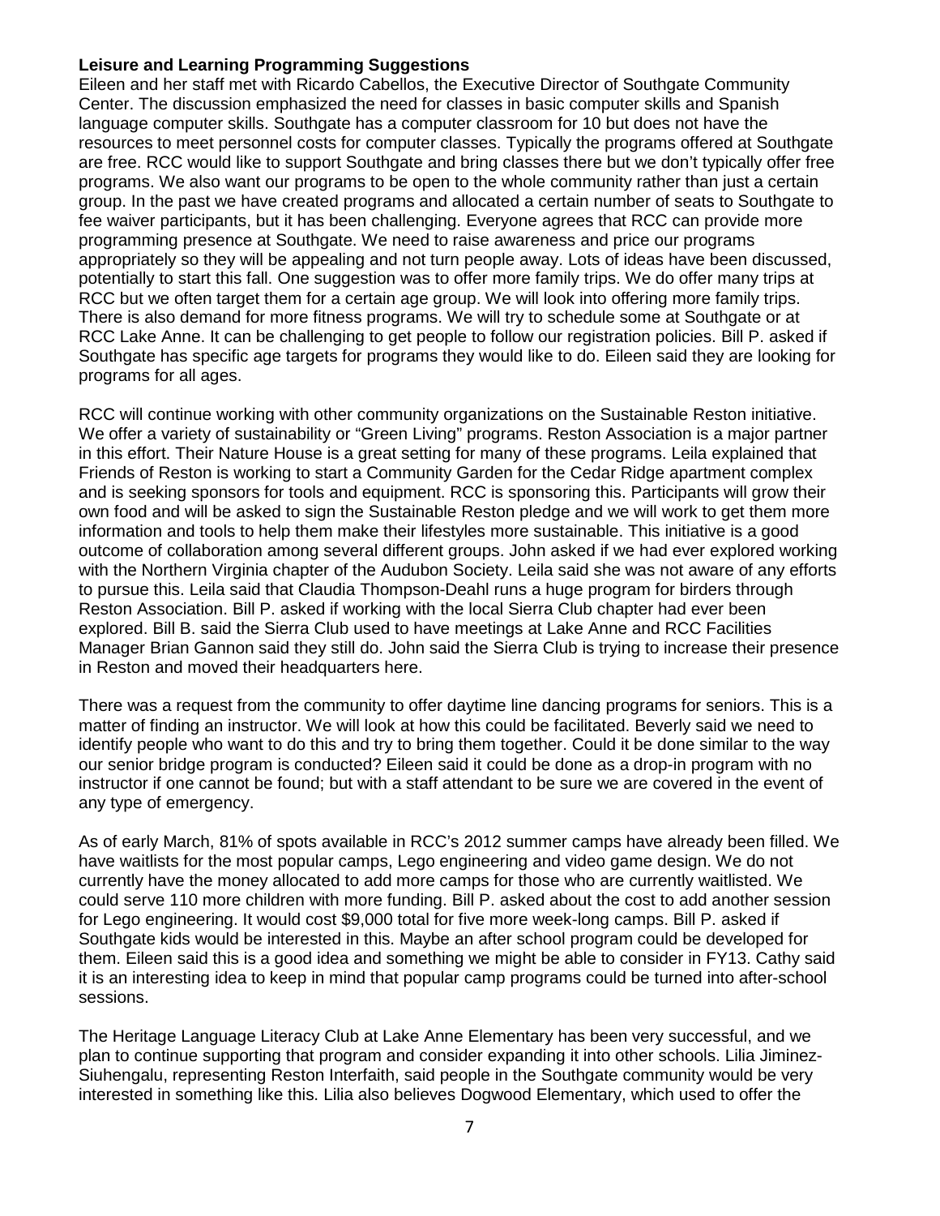**Leisure and Learning Programming Suggestions**

Eileen and her staff met with Ricardo Cabellos, the Executive Director of Southgate Community Center. The discussion emphasized the need for classes in basic computer skills and Spanish language computer skills. Southgate has a computer classroom for 10 but does not have the resources to meet personnel costs for computer classes. Typically the programs offered at Southgate are free. RCC would like to support Southgate and bring classes there but we don't typically offer free programs. We also want our programs to be open to the whole community rather than just a certain group. In the past we have created programs and allocated a certain number of seats to Southgate to fee waiver participants, but it has been challenging. Everyone agrees that RCC can provide more programming presence at Southgate. We need to raise awareness and price our programs appropriately so they will be appealing and not turn people away. Lots of ideas have been discussed, potentially to start this fall. One suggestion was to offer more family trips. We do offer many trips at RCC but we often target them for a certain age group. We will look into offering more family trips. There is also demand for more fitness programs. We will try to schedule some at Southgate or at RCC Lake Anne. It can be challenging to get people to follow our registration policies. Bill P. asked if Southgate has specific age targets for programs they would like to do. Eileen said they are looking for programs for all ages.

RCC will continue working with other community organizations on the Sustainable Reston initiative. We offer a variety of sustainability or "Green Living" programs. Reston Association is a major partner in this effort. Their Nature House is a great setting for many of these programs. Leila explained that Friends of Reston is working to start a Community Garden for the Cedar Ridge apartment complex and is seeking sponsors for tools and equipment. RCC is sponsoring this. Participants will grow their own food and will be asked to sign the Sustainable Reston pledge and we will work to get them more information and tools to help them make their lifestyles more sustainable. This initiative is a good outcome of collaboration among several different groups. John asked if we had ever explored working with the Northern Virginia chapter of the Audubon Society. Leila said she was not aware of any efforts to pursue this. Leila said that Claudia Thompson-Deahl runs a huge program for birders through Reston Association. Bill P. asked if working with the local Sierra Club chapter had ever been explored. Bill B. said the Sierra Club used to have meetings at Lake Anne and RCC Facilities Manager Brian Gannon said they still do. John said the Sierra Club is trying to increase their presence in Reston and moved their headquarters here.

There was a request from the community to offer daytime line dancing programs for seniors. This is a matter of finding an instructor. We will look at how this could be facilitated. Beverly said we need to identify people who want to do this and try to bring them together. Could it be done similar to the way our senior bridge program is conducted? Eileen said it could be done as a drop-in program with no instructor if one cannot be found; but with a staff attendant to be sure we are covered in the event of any type of emergency.

As of early March, 81% of spots available in RCC's 2012 summer camps have already been filled. We have waitlists for the most popular camps, Lego engineering and video game design. We do not currently have the money allocated to add more camps for those who are currently waitlisted. We could serve 110 more children with more funding. Bill P. asked about the cost to add another session for Lego engineering. It would cost $9,000 total for five more week-long camps. Bill P. asked if Southgate kids would be interested in this. Maybe an after school program could be developed for them. Eileen said this is a good idea and something we might be able to consider in FY13. Cathy said it is an interesting idea to keep in mind that popular camp programs could be turned into after-school sessions.

The Heritage Language Literacy Club at Lake Anne Elementary has been very successful, and we plan to continue supporting that program and consider expanding it into other schools. Lilia Jiminez-Siuhengalu, representing Reston Interfaith, said people in the Southgate community would be very interested in something like this. Lilia also believes Dogwood Elementary, which used to offer the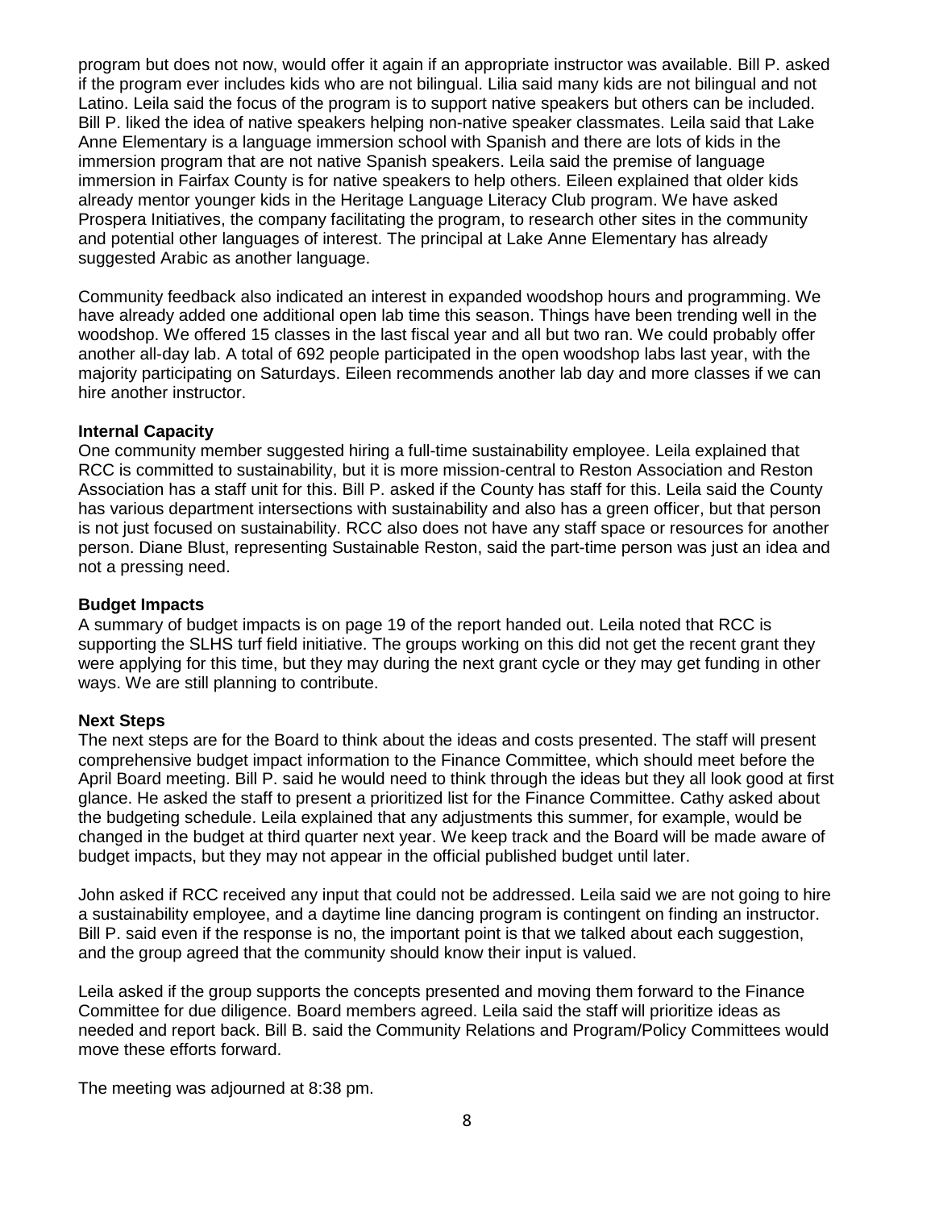program but does not now, would offer it again if an appropriate instructor was available. Bill P. asked if the program ever includes kids who are not bilingual. Lilia said many kids are not bilingual and not Latino. Leila said the focus of the program is to support native speakers but others can be included. Bill P. liked the idea of native speakers helping non-native speaker classmates. Leila said that Lake Anne Elementary is a language immersion school with Spanish and there are lots of kids in the immersion program that are not native Spanish speakers. Leila said the premise of language immersion in Fairfax County is for native speakers to help others. Eileen explained that older kids already mentor younger kids in the Heritage Language Literacy Club program. We have asked Prospera Initiatives, the company facilitating the program, to research other sites in the community and potential other languages of interest. The principal at Lake Anne Elementary has already suggested Arabic as another language.

Community feedback also indicated an interest in expanded woodshop hours and programming. We have already added one additional open lab time this season. Things have been trending well in the woodshop. We offered 15 classes in the last fiscal year and all but two ran. We could probably offer another all-day lab. A total of 692 people participated in the open woodshop labs last year, with the majority participating on Saturdays. Eileen recommends another lab day and more classes if we can hire another instructor.

**Internal Capacity**

One community member suggested hiring a full-time sustainability employee. Leila explained that RCC is committed to sustainability, but it is more mission-central to Reston Association and Reston Association has a staff unit for this. Bill P. asked if the County has staff for this. Leila said the County has various department intersections with sustainability and also has a green officer, but that person is not just focused on sustainability. RCC also does not have any staff space or resources for another person. Diane Blust, representing Sustainable Reston, said the part-time person was just an idea and not a pressing need.

**Budget Impacts**

A summary of budget impacts is on page 19 of the report handed out. Leila noted that RCC is supporting the SLHS turf field initiative. The groups working on this did not get the recent grant they were applying for this time, but they may during the next grant cycle or they may get funding in other ways. We are still planning to contribute.

**Next Steps**

The next steps are for the Board to think about the ideas and costs presented. The staff will present comprehensive budget impact information to the Finance Committee, which should meet before the April Board meeting. Bill P. said he would need to think through the ideas but they all look good at first glance. He asked the staff to present a prioritized list for the Finance Committee. Cathy asked about the budgeting schedule. Leila explained that any adjustments this summer, for example, would be changed in the budget at third quarter next year. We keep track and the Board will be made aware of budget impacts, but they may not appear in the official published budget until later.

John asked if RCC received any input that could not be addressed. Leila said we are not going to hire a sustainability employee, and a daytime line dancing program is contingent on finding an instructor. Bill P. said even if the response is no, the important point is that we talked about each suggestion, and the group agreed that the community should know their input is valued.

Leila asked if the group supports the concepts presented and moving them forward to the Finance Committee for due diligence. Board members agreed. Leila said the staff will prioritize ideas as needed and report back. Bill B. said the Community Relations and Program/Policy Committees would move these efforts forward.

The meeting was adjourned at 8:38 pm.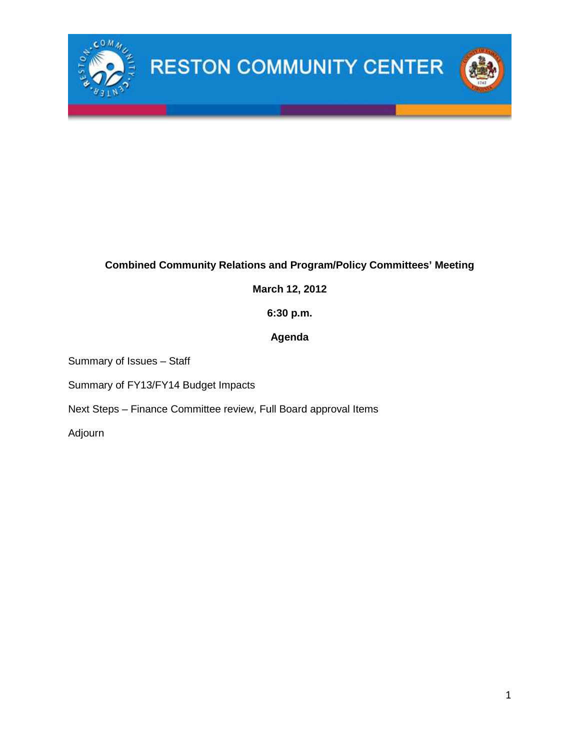RESTON COMMUNITY CENTER

**Combined Community Relations and Program/Policy Committees' Meeting**

**March 12, 2012**

**6:30 p.m.**

**Agenda**

Summary of Issues – Staff

Summary of FY13/FY14 Budget Impacts

Next Steps – Finance Committee review, Full Board approval Items

Adjourn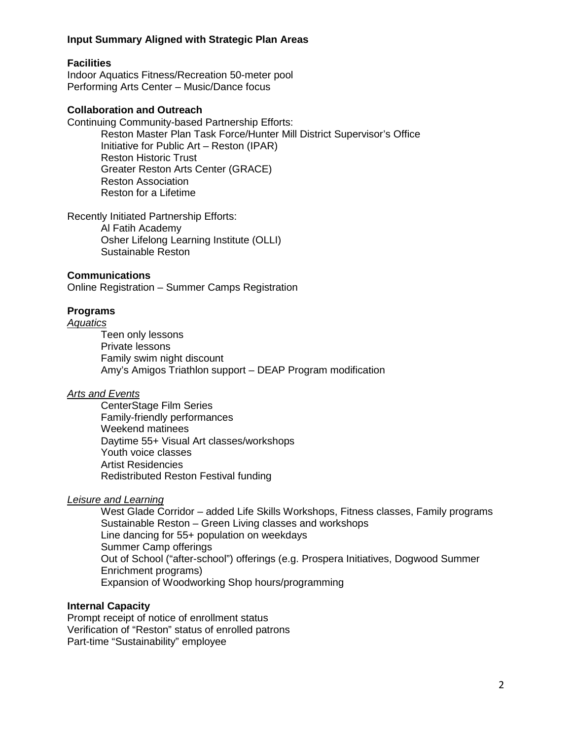**Input Summary Aligned with Strategic Plan Areas**

**Facilities**

Indoor Aquatics Fitness/Recreation 50-meter pool
Performing Arts Center – Music/Dance focus

**Collaboration and Outreach**

Continuing Community-based Partnership Efforts:

- Reston Master Plan Task Force/Hunter Mill District Supervisor's Office
- Initiative for Public Art – Reston (IPAR)
- Reston Historic Trust
- Greater Reston Arts Center (GRACE)
- Reston Association
- Reston for a Lifetime

Recently Initiated Partnership Efforts:

- Al Fatih Academy
- Osher Lifelong Learning Institute (OLLI)
- Sustainable Reston

**Communications**

Online Registration – Summer Camps Registration

**Programs**

<u>*Aquatics*</u>

- Teen only lessons
- Private lessons
- Family swim night discount
- Amy's Amigos Triathlon support – DEAP Program modification

<u>*Arts and Events*</u>

- CenterStage Film Series
- Family-friendly performances
- Weekend matinees
- Daytime 55+ Visual Art classes/workshops
- Youth voice classes
- Artist Residencies
- Redistributed Reston Festival funding

<u>*Leisure and Learning*</u>

- West Glade Corridor – added Life Skills Workshops, Fitness classes, Family programs
- Sustainable Reston – Green Living classes and workshops
- Line dancing for 55+ population on weekdays
- Summer Camp offerings
- Out of School ("after-school") offerings (e.g. Prospera Initiatives, Dogwood Summer Enrichment programs)
- Expansion of Woodworking Shop hours/programming

**Internal Capacity**

Prompt receipt of notice of enrollment status
Verification of "Reston" status of enrolled patrons
Part-time "Sustainability" employee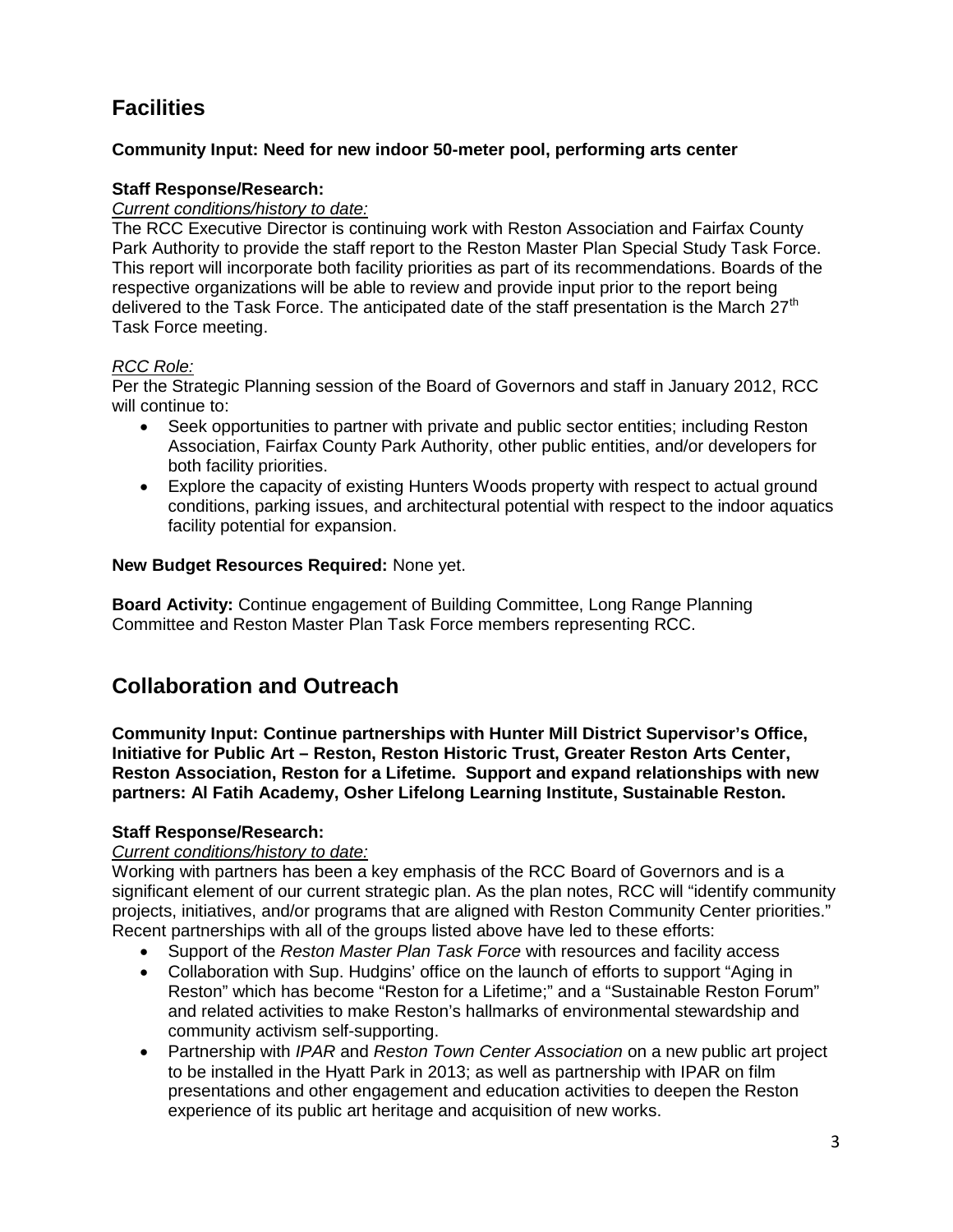## Facilities

**Community Input: Need for new indoor 50-meter pool, performing arts center**

**Staff Response/Research:**

*Current conditions/history to date:*

The RCC Executive Director is continuing work with Reston Association and Fairfax County Park Authority to provide the staff report to the Reston Master Plan Special Study Task Force. This report will incorporate both facility priorities as part of its recommendations. Boards of the respective organizations will be able to review and provide input prior to the report being delivered to the Task Force. The anticipated date of the staff presentation is the March 27th Task Force meeting.

*RCC Role:*

Per the Strategic Planning session of the Board of Governors and staff in January 2012, RCC will continue to:

- Seek opportunities to partner with private and public sector entities; including Reston Association, Fairfax County Park Authority, other public entities, and/or developers for both facility priorities.
- Explore the capacity of existing Hunters Woods property with respect to actual ground conditions, parking issues, and architectural potential with respect to the indoor aquatics facility potential for expansion.

**New Budget Resources Required:** None yet.

**Board Activity:** Continue engagement of Building Committee, Long Range Planning Committee and Reston Master Plan Task Force members representing RCC.

## Collaboration and Outreach

**Community Input: Continue partnerships with Hunter Mill District Supervisor's Office, Initiative for Public Art – Reston, Reston Historic Trust, Greater Reston Arts Center, Reston Association, Reston for a Lifetime. Support and expand relationships with new partners: Al Fatih Academy, Osher Lifelong Learning Institute, Sustainable Reston.**

**Staff Response/Research:**

*Current conditions/history to date:*

Working with partners has been a key emphasis of the RCC Board of Governors and is a significant element of our current strategic plan. As the plan notes, RCC will "identify community projects, initiatives, and/or programs that are aligned with Reston Community Center priorities." Recent partnerships with all of the groups listed above have led to these efforts:

- Support of the *Reston Master Plan Task Force* with resources and facility access
- Collaboration with Sup. Hudgins' office on the launch of efforts to support "Aging in Reston" which has become "Reston for a Lifetime;" and a "Sustainable Reston Forum" and related activities to make Reston's hallmarks of environmental stewardship and community activism self-supporting.
- Partnership with *IPAR* and *Reston Town Center Association* on a new public art project to be installed in the Hyatt Park in 2013; as well as partnership with IPAR on film presentations and other engagement and education activities to deepen the Reston experience of its public art heritage and acquisition of new works.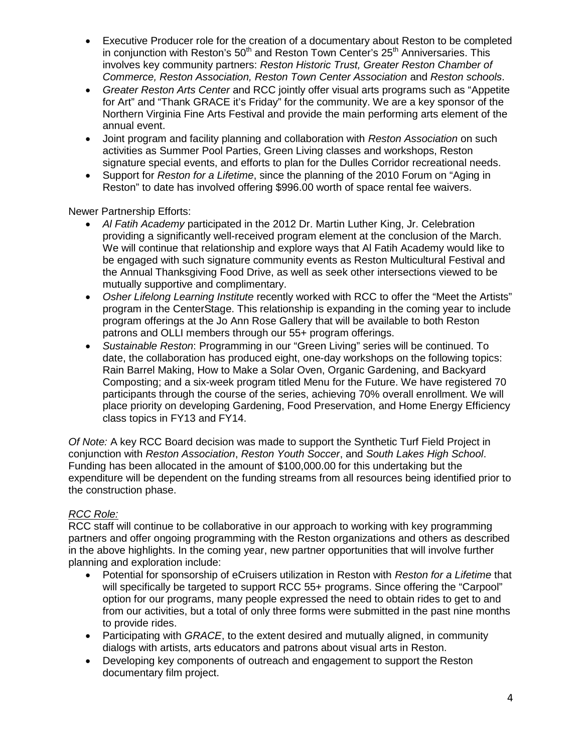- Executive Producer role for the creation of a documentary about Reston to be completed in conjunction with Reston's 50th and Reston Town Center's 25th Anniversaries. This involves key community partners: *Reston Historic Trust, Greater Reston Chamber of Commerce, Reston Association, Reston Town Center Association* and *Reston schools*.
- *Greater Reston Arts Center* and RCC jointly offer visual arts programs such as "Appetite for Art" and "Thank GRACE it's Friday" for the community. We are a key sponsor of the Northern Virginia Fine Arts Festival and provide the main performing arts element of the annual event.
- Joint program and facility planning and collaboration with *Reston Association* on such activities as Summer Pool Parties, Green Living classes and workshops, Reston signature special events, and efforts to plan for the Dulles Corridor recreational needs.
- Support for *Reston for a Lifetime*, since the planning of the 2010 Forum on "Aging in Reston" to date has involved offering $996.00 worth of space rental fee waivers.

Newer Partnership Efforts:

- *Al Fatih Academy* participated in the 2012 Dr. Martin Luther King, Jr. Celebration providing a significantly well-received program element at the conclusion of the March. We will continue that relationship and explore ways that Al Fatih Academy would like to be engaged with such signature community events as Reston Multicultural Festival and the Annual Thanksgiving Food Drive, as well as seek other intersections viewed to be mutually supportive and complimentary.
- *Osher Lifelong Learning Institute* recently worked with RCC to offer the "Meet the Artists" program in the CenterStage. This relationship is expanding in the coming year to include program offerings at the Jo Ann Rose Gallery that will be available to both Reston patrons and OLLI members through our 55+ program offerings.
- *Sustainable Reston*: Programming in our "Green Living" series will be continued. To date, the collaboration has produced eight, one-day workshops on the following topics: Rain Barrel Making, How to Make a Solar Oven, Organic Gardening, and Backyard Composting; and a six-week program titled Menu for the Future. We have registered 70 participants through the course of the series, achieving 70% overall enrollment. We will place priority on developing Gardening, Food Preservation, and Home Energy Efficiency class topics in FY13 and FY14.

*Of Note:* A key RCC Board decision was made to support the Synthetic Turf Field Project in conjunction with *Reston Association*, *Reston Youth Soccer*, and *South Lakes High School*. Funding has been allocated in the amount of $100,000.00 for this undertaking but the expenditure will be dependent on the funding streams from all resources being identified prior to the construction phase.

*RCC Role:*
RCC staff will continue to be collaborative in our approach to working with key programming partners and offer ongoing programming with the Reston organizations and others as described in the above highlights. In the coming year, new partner opportunities that will involve further planning and exploration include:

- Potential for sponsorship of eCruisers utilization in Reston with *Reston for a Lifetime* that will specifically be targeted to support RCC 55+ programs. Since offering the "Carpool" option for our programs, many people expressed the need to obtain rides to get to and from our activities, but a total of only three forms were submitted in the past nine months to provide rides.
- Participating with *GRACE*, to the extent desired and mutually aligned, in community dialogs with artists, arts educators and patrons about visual arts in Reston.
- Developing key components of outreach and engagement to support the Reston documentary film project.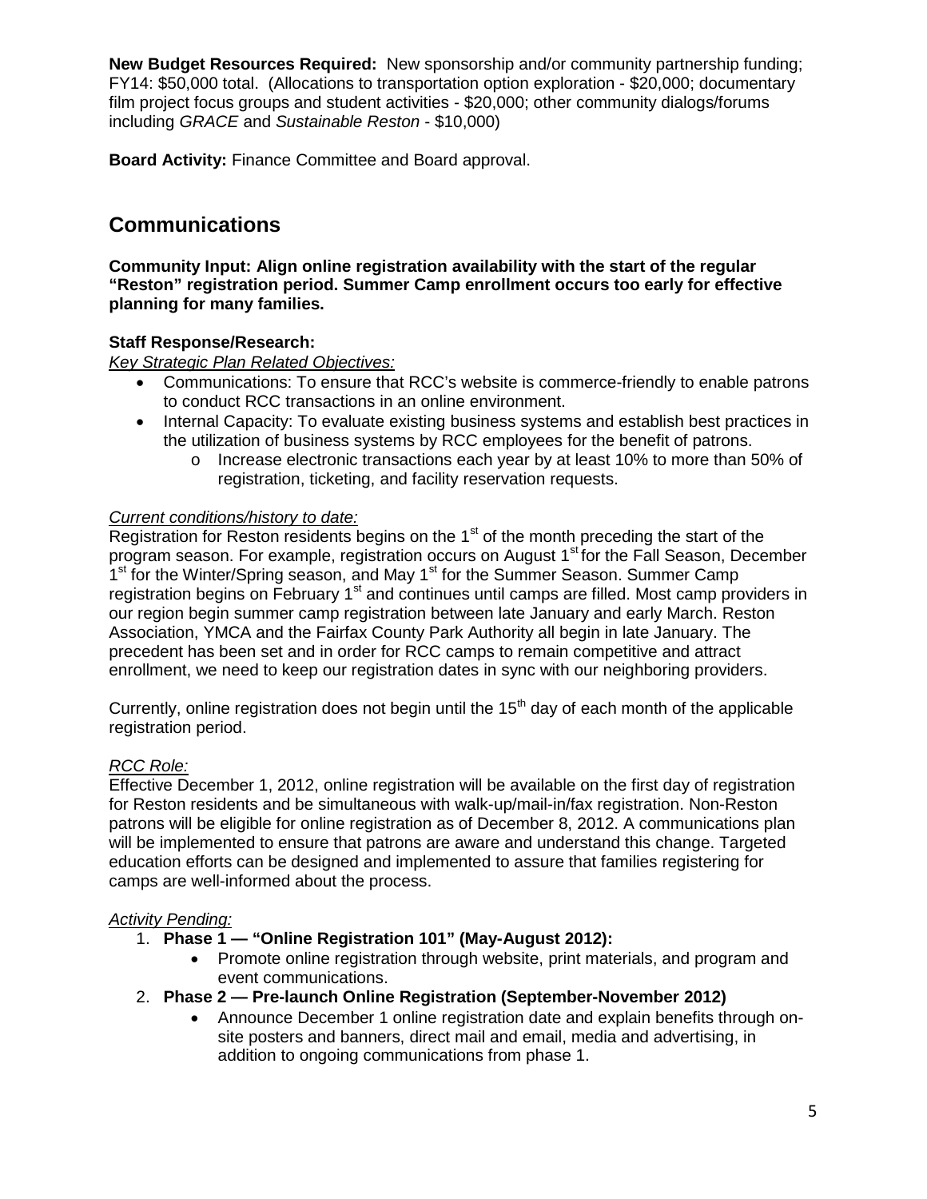**New Budget Resources Required:** New sponsorship and/or community partnership funding; FY14: $50,000 total. (Allocations to transportation option exploration - $20,000; documentary film project focus groups and student activities - $20,000; other community dialogs/forums including *GRACE* and *Sustainable Reston* - $10,000)

**Board Activity:** Finance Committee and Board approval.

## Communications

**Community Input: Align online registration availability with the start of the regular "Reston" registration period. Summer Camp enrollment occurs too early for effective planning for many families.**

**Staff Response/Research:**

*Key Strategic Plan Related Objectives:*

- Communications: To ensure that RCC's website is commerce-friendly to enable patrons to conduct RCC transactions in an online environment.
- Internal Capacity: To evaluate existing business systems and establish best practices in the utilization of business systems by RCC employees for the benefit of patrons.
  - Increase electronic transactions each year by at least 10% to more than 50% of registration, ticketing, and facility reservation requests.

*Current conditions/history to date:*

Registration for Reston residents begins on the 1st of the month preceding the start of the program season. For example, registration occurs on August 1st for the Fall Season, December 1st for the Winter/Spring season, and May 1st for the Summer Season. Summer Camp registration begins on February 1st and continues until camps are filled. Most camp providers in our region begin summer camp registration between late January and early March. Reston Association, YMCA and the Fairfax County Park Authority all begin in late January. The precedent has been set and in order for RCC camps to remain competitive and attract enrollment, we need to keep our registration dates in sync with our neighboring providers.

Currently, online registration does not begin until the 15th day of each month of the applicable registration period.

*RCC Role:*

Effective December 1, 2012, online registration will be available on the first day of registration for Reston residents and be simultaneous with walk-up/mail-in/fax registration. Non-Reston patrons will be eligible for online registration as of December 8, 2012. A communications plan will be implemented to ensure that patrons are aware and understand this change. Targeted education efforts can be designed and implemented to assure that families registering for camps are well-informed about the process.

*Activity Pending:*

1. **Phase 1 — "Online Registration 101" (May-August 2012):**
   - Promote online registration through website, print materials, and program and event communications.
2. **Phase 2 — Pre-launch Online Registration (September-November 2012)**
   - Announce December 1 online registration date and explain benefits through on-site posters and banners, direct mail and email, media and advertising, in addition to ongoing communications from phase 1.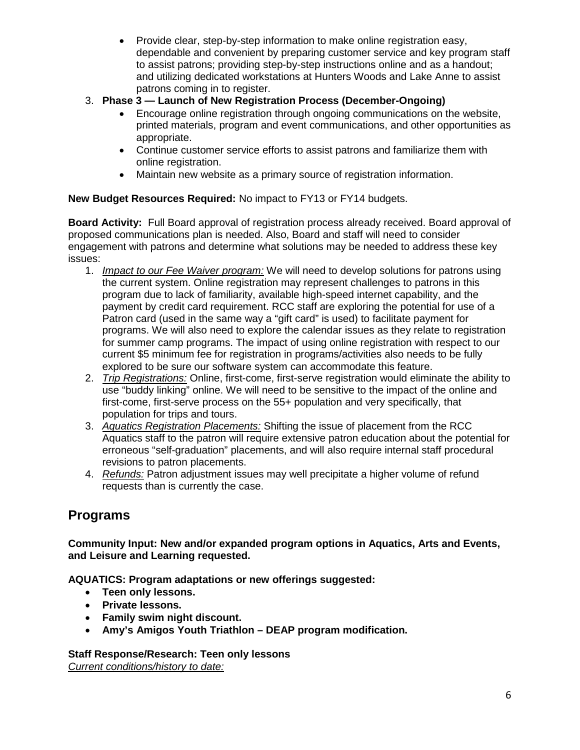- Provide clear, step-by-step information to make online registration easy, dependable and convenient by preparing customer service and key program staff to assist patrons; providing step-by-step instructions online and as a handout; and utilizing dedicated workstations at Hunters Woods and Lake Anne to assist patrons coming in to register.

3. **Phase 3 — Launch of New Registration Process (December-Ongoing)**
   - Encourage online registration through ongoing communications on the website, printed materials, program and event communications, and other opportunities as appropriate.
   - Continue customer service efforts to assist patrons and familiarize them with online registration.
   - Maintain new website as a primary source of registration information.

**New Budget Resources Required:** No impact to FY13 or FY14 budgets.

**Board Activity:** Full Board approval of registration process already received. Board approval of proposed communications plan is needed. Also, Board and staff will need to consider engagement with patrons and determine what solutions may be needed to address these key issues:

1. *Impact to our Fee Waiver program:* We will need to develop solutions for patrons using the current system. Online registration may represent challenges to patrons in this program due to lack of familiarity, available high-speed internet capability, and the payment by credit card requirement. RCC staff are exploring the potential for use of a Patron card (used in the same way a "gift card" is used) to facilitate payment for programs. We will also need to explore the calendar issues as they relate to registration for summer camp programs. The impact of using online registration with respect to our current $5 minimum fee for registration in programs/activities also needs to be fully explored to be sure our software system can accommodate this feature.
2. *Trip Registrations:* Online, first-come, first-serve registration would eliminate the ability to use "buddy linking" online. We will need to be sensitive to the impact of the online and first-come, first-serve process on the 55+ population and very specifically, that population for trips and tours.
3. *Aquatics Registration Placements:* Shifting the issue of placement from the RCC Aquatics staff to the patron will require extensive patron education about the potential for erroneous "self-graduation" placements, and will also require internal staff procedural revisions to patron placements.
4. *Refunds:* Patron adjustment issues may well precipitate a higher volume of refund requests than is currently the case.

## Programs

**Community Input: New and/or expanded program options in Aquatics, Arts and Events, and Leisure and Learning requested.**

**AQUATICS: Program adaptations or new offerings suggested:**

- **Teen only lessons.**
- **Private lessons.**
- **Family swim night discount.**
- **Amy's Amigos Youth Triathlon – DEAP program modification.**

**Staff Response/Research: Teen only lessons**

*Current conditions/history to date:*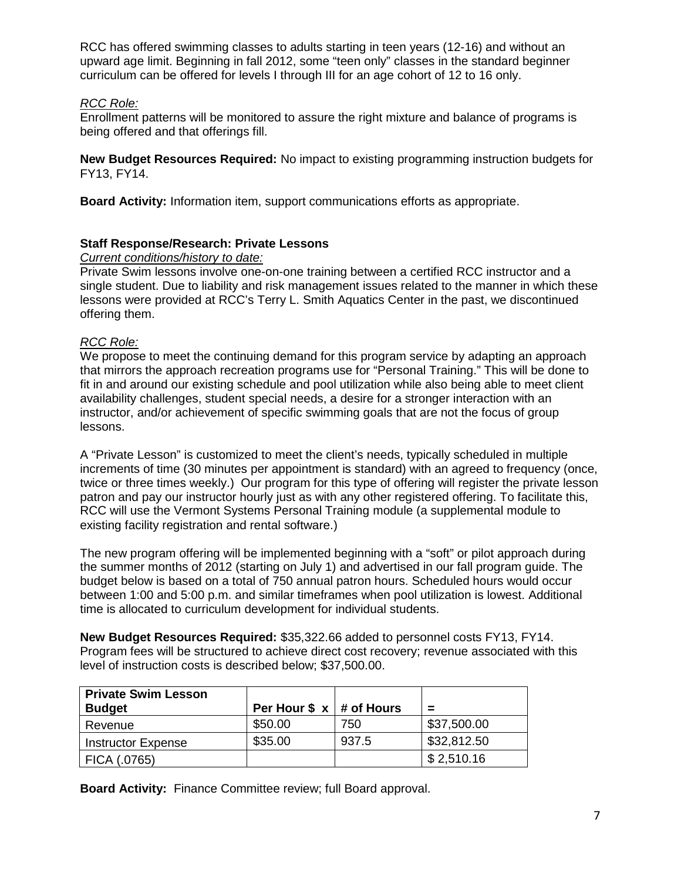RCC has offered swimming classes to adults starting in teen years (12-16) and without an upward age limit. Beginning in fall 2012, some "teen only" classes in the standard beginner curriculum can be offered for levels I through III for an age cohort of 12 to 16 only.

*RCC Role:*

Enrollment patterns will be monitored to assure the right mixture and balance of programs is being offered and that offerings fill.

**New Budget Resources Required:** No impact to existing programming instruction budgets for FY13, FY14.

**Board Activity:** Information item, support communications efforts as appropriate.

**Staff Response/Research: Private Lessons**

*Current conditions/history to date:*

Private Swim lessons involve one-on-one training between a certified RCC instructor and a single student. Due to liability and risk management issues related to the manner in which these lessons were provided at RCC's Terry L. Smith Aquatics Center in the past, we discontinued offering them.

*RCC Role:*

We propose to meet the continuing demand for this program service by adapting an approach that mirrors the approach recreation programs use for "Personal Training." This will be done to fit in and around our existing schedule and pool utilization while also being able to meet client availability challenges, student special needs, a desire for a stronger interaction with an instructor, and/or achievement of specific swimming goals that are not the focus of group lessons.

A "Private Lesson" is customized to meet the client's needs, typically scheduled in multiple increments of time (30 minutes per appointment is standard) with an agreed to frequency (once, twice or three times weekly.) Our program for this type of offering will register the private lesson patron and pay our instructor hourly just as with any other registered offering. To facilitate this, RCC will use the Vermont Systems Personal Training module (a supplemental module to existing facility registration and rental software.)

The new program offering will be implemented beginning with a "soft" or pilot approach during the summer months of 2012 (starting on July 1) and advertised in our fall program guide. The budget below is based on a total of 750 annual patron hours. Scheduled hours would occur between 1:00 and 5:00 p.m. and similar timeframes when pool utilization is lowest. Additional time is allocated to curriculum development for individual students.

**New Budget Resources Required:** $35,322.66 added to personnel costs FY13, FY14. Program fees will be structured to achieve direct cost recovery; revenue associated with this level of instruction costs is described below; $37,500.00.

| **Private Swim Lesson Budget** | **Per Hour $ x** | **# of Hours** | **=** |
|---|---|---|---|
| Revenue | $50.00 | 750 | $37,500.00 |
| Instructor Expense | $35.00 | 937.5 | $32,812.50 |
| FICA (.0765) | | | $ 2,510.16 |

**Board Activity:** Finance Committee review; full Board approval.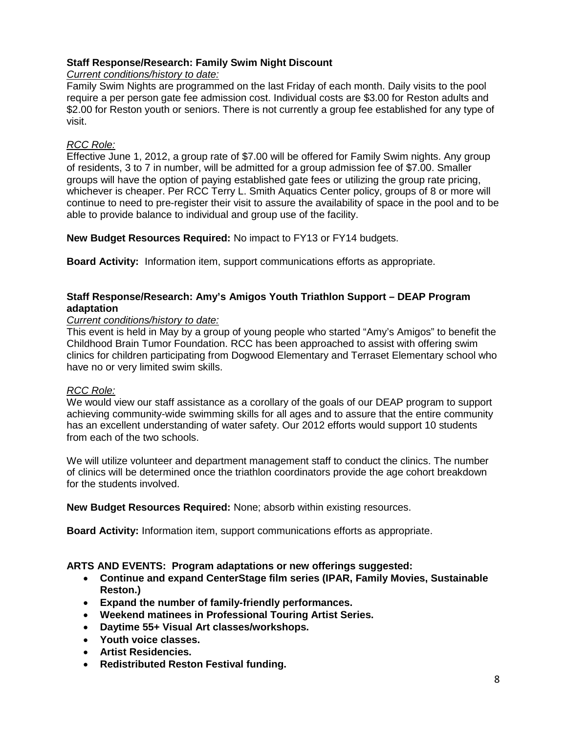**Staff Response/Research: Family Swim Night Discount**

*Current conditions/history to date:*

Family Swim Nights are programmed on the last Friday of each month. Daily visits to the pool require a per person gate fee admission cost. Individual costs are $3.00 for Reston adults and $2.00 for Reston youth or seniors. There is not currently a group fee established for any type of visit.

*RCC Role:*

Effective June 1, 2012, a group rate of $7.00 will be offered for Family Swim nights. Any group of residents, 3 to 7 in number, will be admitted for a group admission fee of $7.00. Smaller groups will have the option of paying established gate fees or utilizing the group rate pricing, whichever is cheaper. Per RCC Terry L. Smith Aquatics Center policy, groups of 8 or more will continue to need to pre-register their visit to assure the availability of space in the pool and to be able to provide balance to individual and group use of the facility.

**New Budget Resources Required:** No impact to FY13 or FY14 budgets.

**Board Activity:** Information item, support communications efforts as appropriate.

**Staff Response/Research: Amy's Amigos Youth Triathlon Support – DEAP Program adaptation**

*Current conditions/history to date:*

This event is held in May by a group of young people who started "Amy's Amigos" to benefit the Childhood Brain Tumor Foundation. RCC has been approached to assist with offering swim clinics for children participating from Dogwood Elementary and Terraset Elementary school who have no or very limited swim skills.

*RCC Role:*

We would view our staff assistance as a corollary of the goals of our DEAP program to support achieving community-wide swimming skills for all ages and to assure that the entire community has an excellent understanding of water safety. Our 2012 efforts would support 10 students from each of the two schools.

We will utilize volunteer and department management staff to conduct the clinics. The number of clinics will be determined once the triathlon coordinators provide the age cohort breakdown for the students involved.

**New Budget Resources Required:** None; absorb within existing resources.

**Board Activity:** Information item, support communications efforts as appropriate.

**ARTS AND EVENTS: Program adaptations or new offerings suggested:**

- **Continue and expand CenterStage film series (IPAR, Family Movies, Sustainable Reston.)**
- **Expand the number of family-friendly performances.**
- **Weekend matinees in Professional Touring Artist Series.**
- **Daytime 55+ Visual Art classes/workshops.**
- **Youth voice classes.**
- **Artist Residencies.**
- **Redistributed Reston Festival funding.**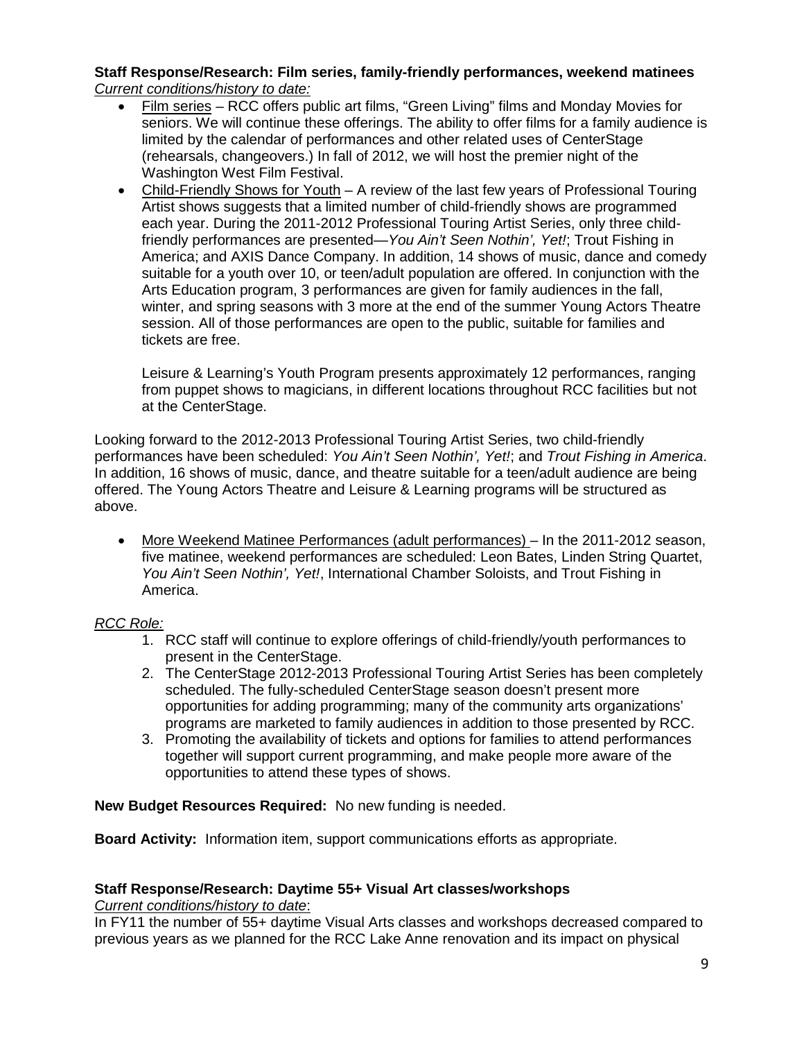**Staff Response/Research: Film series, family-friendly performances, weekend matinees**
*Current conditions/history to date:*

- Film series – RCC offers public art films, "Green Living" films and Monday Movies for seniors. We will continue these offerings. The ability to offer films for a family audience is limited by the calendar of performances and other related uses of CenterStage (rehearsals, changeovers.) In fall of 2012, we will host the premier night of the Washington West Film Festival.
- Child-Friendly Shows for Youth – A review of the last few years of Professional Touring Artist shows suggests that a limited number of child-friendly shows are programmed each year. During the 2011-2012 Professional Touring Artist Series, only three child-friendly performances are presented—*You Ain't Seen Nothin', Yet!*; Trout Fishing in America; and AXIS Dance Company. In addition, 14 shows of music, dance and comedy suitable for a youth over 10, or teen/adult population are offered. In conjunction with the Arts Education program, 3 performances are given for family audiences in the fall, winter, and spring seasons with 3 more at the end of the summer Young Actors Theatre session. All of those performances are open to the public, suitable for families and tickets are free.

  Leisure & Learning's Youth Program presents approximately 12 performances, ranging from puppet shows to magicians, in different locations throughout RCC facilities but not at the CenterStage.

Looking forward to the 2012-2013 Professional Touring Artist Series, two child-friendly performances have been scheduled: *You Ain't Seen Nothin', Yet!*; and *Trout Fishing in America*. In addition, 16 shows of music, dance, and theatre suitable for a teen/adult audience are being offered. The Young Actors Theatre and Leisure & Learning programs will be structured as above.

- More Weekend Matinee Performances (adult performances) – In the 2011-2012 season, five matinee, weekend performances are scheduled: Leon Bates, Linden String Quartet, *You Ain't Seen Nothin', Yet!*, International Chamber Soloists, and Trout Fishing in America.

*RCC Role:*

1. RCC staff will continue to explore offerings of child-friendly/youth performances to present in the CenterStage.
2. The CenterStage 2012-2013 Professional Touring Artist Series has been completely scheduled. The fully-scheduled CenterStage season doesn't present more opportunities for adding programming; many of the community arts organizations' programs are marketed to family audiences in addition to those presented by RCC.
3. Promoting the availability of tickets and options for families to attend performances together will support current programming, and make people more aware of the opportunities to attend these types of shows.

**New Budget Resources Required:** No new funding is needed.

**Board Activity:** Information item, support communications efforts as appropriate.

**Staff Response/Research: Daytime 55+ Visual Art classes/workshops**
*Current conditions/history to date*:
In FY11 the number of 55+ daytime Visual Arts classes and workshops decreased compared to previous years as we planned for the RCC Lake Anne renovation and its impact on physical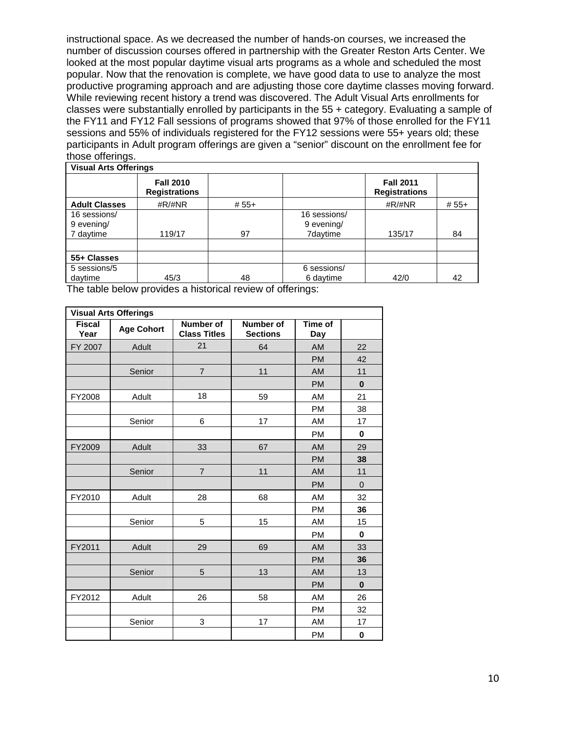instructional space. As we decreased the number of hands-on courses, we increased the number of discussion courses offered in partnership with the Greater Reston Arts Center. We looked at the most popular daytime visual arts programs as a whole and scheduled the most popular. Now that the renovation is complete, we have good data to use to analyze the most productive programing approach and are adjusting those core daytime classes moving forward. While reviewing recent history a trend was discovered. The Adult Visual Arts enrollments for classes were substantially enrolled by participants in the 55 + category. Evaluating a sample of the FY11 and FY12 Fall sessions of programs showed that 97% of those enrolled for the FY11 sessions and 55% of individuals registered for the FY12 sessions were 55+ years old; these participants in Adult program offerings are given a "senior" discount on the enrollment fee for those offerings.

| **Visual Arts Offerings** | | | | | |
|---|---|---|---|---|---|
| | **Fall 2010 Registrations** | | | **Fall 2011 Registrations** | |
| **Adult Classes** | #R/#NR | # 55+ | | #R/#NR | # 55+ |
| 16 sessions/ 9 evening/ 7 daytime | 119/17 | 97 | 16 sessions/ 9 evening/ 7daytime | 135/17 | 84 |
| | | | | | |
| **55+ Classes** | | | | | |
| 5 sessions/5 daytime | 45/3 | 48 | 6 sessions/ 6 daytime | 42/0 | 42 |

The table below provides a historical review of offerings:

| **Visual Arts Offerings** | | | | | |
|---|---|---|---|---|---|
| **Fiscal Year** | **Age Cohort** | **Number of Class Titles** | **Number of Sections** | **Time of Day** | |
| FY 2007 | Adult | 21 | 64 | AM | 22 |
| | | | | PM | 42 |
| | Senior | 7 | 11 | AM | 11 |
| | | | | PM | **0** |
| FY2008 | Adult | 18 | 59 | AM | 21 |
| | | | | PM | 38 |
| | Senior | 6 | 17 | AM | 17 |
| | | | | PM | **0** |
| FY2009 | Adult | 33 | 67 | AM | 29 |
| | | | | PM | **38** |
| | Senior | 7 | 11 | AM | 11 |
| | | | | PM | 0 |
| FY2010 | Adult | 28 | 68 | AM | 32 |
| | | | | PM | **36** |
| | Senior | 5 | 15 | AM | 15 |
| | | | | PM | **0** |
| FY2011 | Adult | 29 | 69 | AM | 33 |
| | | | | PM | **36** |
| | Senior | 5 | 13 | AM | 13 |
| | | | | PM | **0** |
| FY2012 | Adult | 26 | 58 | AM | 26 |
| | | | | PM | 32 |
| | Senior | 3 | 17 | AM | 17 |
| | | | | PM | **0** |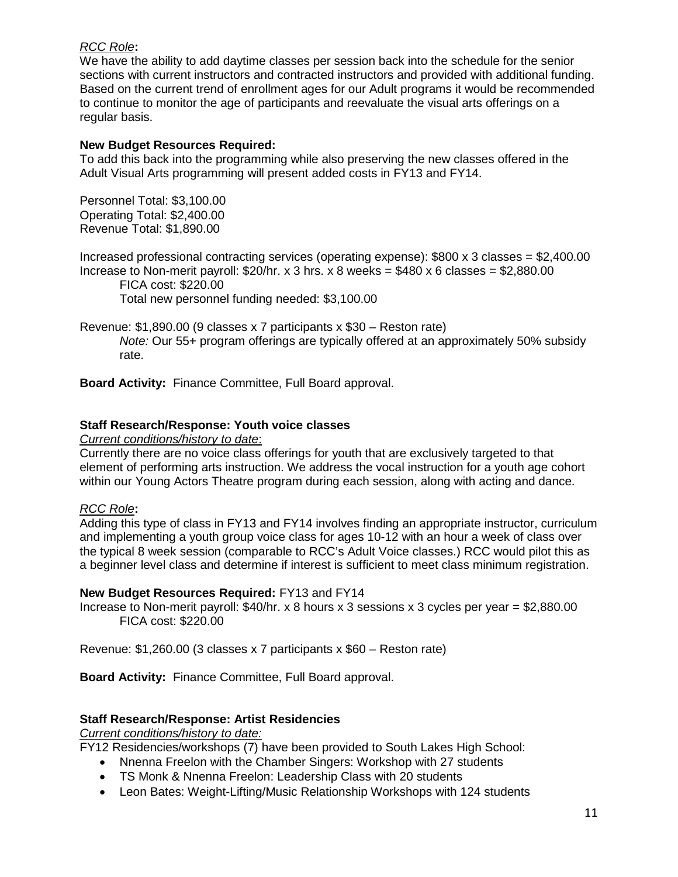*RCC Role***:**
We have the ability to add daytime classes per session back into the schedule for the senior sections with current instructors and contracted instructors and provided with additional funding. Based on the current trend of enrollment ages for our Adult programs it would be recommended to continue to monitor the age of participants and reevaluate the visual arts offerings on a regular basis.

**New Budget Resources Required:**
To add this back into the programming while also preserving the new classes offered in the Adult Visual Arts programming will present added costs in FY13 and FY14.

Personnel Total: $3,100.00
Operating Total: $2,400.00
Revenue Total: $1,890.00

Increased professional contracting services (operating expense): $800 x 3 classes = $2,400.00
Increase to Non-merit payroll: $20/hr. x 3 hrs. x 8 weeks = $480 x 6 classes = $2,880.00
FICA cost: $220.00
Total new personnel funding needed: $3,100.00

Revenue: $1,890.00 (9 classes x 7 participants x $30 – Reston rate)
*Note:* Our 55+ program offerings are typically offered at an approximately 50% subsidy rate.

**Board Activity:** Finance Committee, Full Board approval.

**Staff Research/Response: Youth voice classes**

*Current conditions/history to date*:
Currently there are no voice class offerings for youth that are exclusively targeted to that element of performing arts instruction. We address the vocal instruction for a youth age cohort within our Young Actors Theatre program during each session, along with acting and dance.

*RCC Role***:**
Adding this type of class in FY13 and FY14 involves finding an appropriate instructor, curriculum and implementing a youth group voice class for ages 10-12 with an hour a week of class over the typical 8 week session (comparable to RCC's Adult Voice classes.) RCC would pilot this as a beginner level class and determine if interest is sufficient to meet class minimum registration.

**New Budget Resources Required:** FY13 and FY14
Increase to Non-merit payroll: $40/hr. x 8 hours x 3 sessions x 3 cycles per year = $2,880.00
FICA cost: $220.00

Revenue: $1,260.00 (3 classes x 7 participants x $60 – Reston rate)

**Board Activity:** Finance Committee, Full Board approval.

**Staff Research/Response: Artist Residencies**

*Current conditions/history to date:*
FY12 Residencies/workshops (7) have been provided to South Lakes High School:

- Nnenna Freelon with the Chamber Singers: Workshop with 27 students
- TS Monk & Nnenna Freelon: Leadership Class with 20 students
- Leon Bates: Weight-Lifting/Music Relationship Workshops with 124 students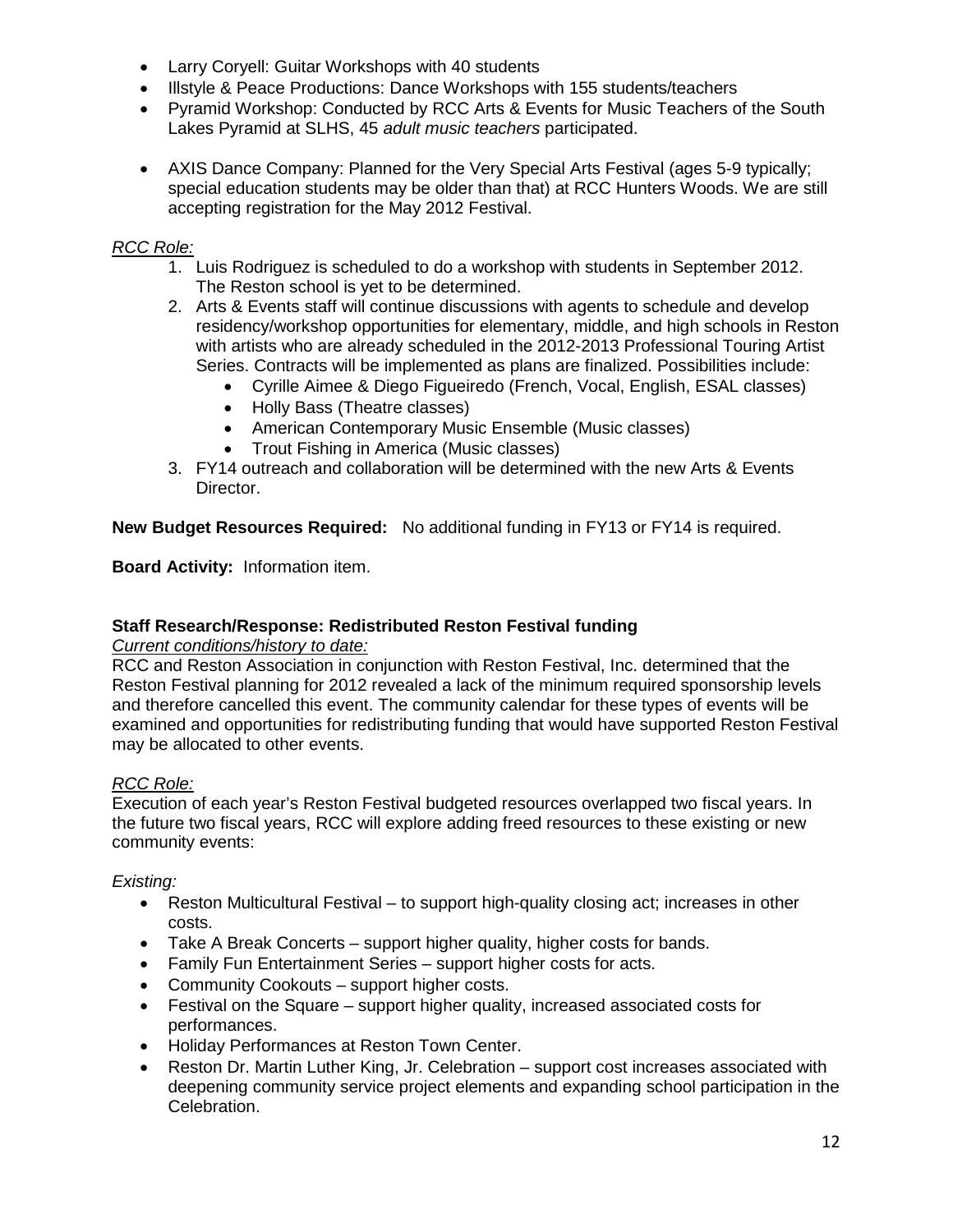- Larry Coryell: Guitar Workshops with 40 students
- Illstyle & Peace Productions: Dance Workshops with 155 students/teachers
- Pyramid Workshop: Conducted by RCC Arts & Events for Music Teachers of the South Lakes Pyramid at SLHS, 45 *adult music teachers* participated.
- AXIS Dance Company: Planned for the Very Special Arts Festival (ages 5-9 typically; special education students may be older than that) at RCC Hunters Woods. We are still accepting registration for the May 2012 Festival.

*RCC Role:*

1. Luis Rodriguez is scheduled to do a workshop with students in September 2012. The Reston school is yet to be determined.
2. Arts & Events staff will continue discussions with agents to schedule and develop residency/workshop opportunities for elementary, middle, and high schools in Reston with artists who are already scheduled in the 2012-2013 Professional Touring Artist Series. Contracts will be implemented as plans are finalized. Possibilities include:
   - Cyrille Aimee & Diego Figueiredo (French, Vocal, English, ESAL classes)
   - Holly Bass (Theatre classes)
   - American Contemporary Music Ensemble (Music classes)
   - Trout Fishing in America (Music classes)
3. FY14 outreach and collaboration will be determined with the new Arts & Events Director.

**New Budget Resources Required:** No additional funding in FY13 or FY14 is required.

**Board Activity:** Information item.

**Staff Research/Response: Redistributed Reston Festival funding**

*Current conditions/history to date:*

RCC and Reston Association in conjunction with Reston Festival, Inc. determined that the Reston Festival planning for 2012 revealed a lack of the minimum required sponsorship levels and therefore cancelled this event. The community calendar for these types of events will be examined and opportunities for redistributing funding that would have supported Reston Festival may be allocated to other events.

*RCC Role:*

Execution of each year's Reston Festival budgeted resources overlapped two fiscal years. In the future two fiscal years, RCC will explore adding freed resources to these existing or new community events:

*Existing:*

- Reston Multicultural Festival – to support high-quality closing act; increases in other costs.
- Take A Break Concerts – support higher quality, higher costs for bands.
- Family Fun Entertainment Series – support higher costs for acts.
- Community Cookouts – support higher costs.
- Festival on the Square – support higher quality, increased associated costs for performances.
- Holiday Performances at Reston Town Center.
- Reston Dr. Martin Luther King, Jr. Celebration – support cost increases associated with deepening community service project elements and expanding school participation in the Celebration.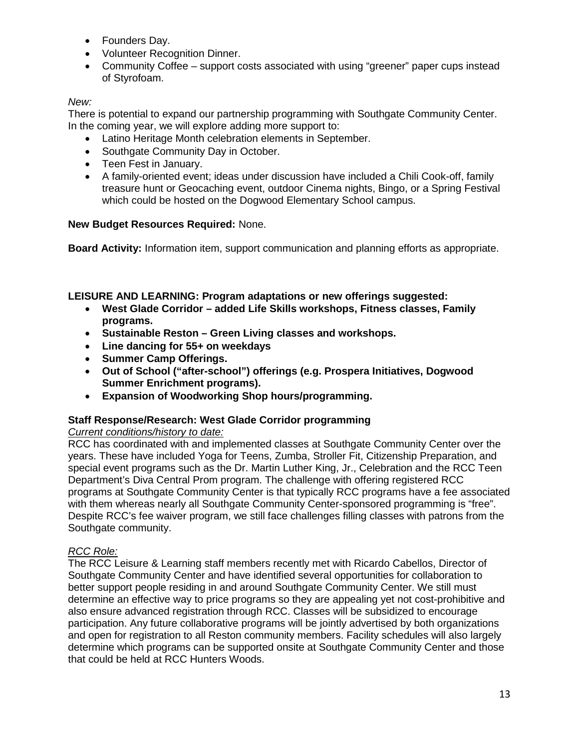- Founders Day.
- Volunteer Recognition Dinner.
- Community Coffee – support costs associated with using "greener" paper cups instead of Styrofoam.

*New:*

There is potential to expand our partnership programming with Southgate Community Center. In the coming year, we will explore adding more support to:

- Latino Heritage Month celebration elements in September.
- Southgate Community Day in October.
- Teen Fest in January.
- A family-oriented event; ideas under discussion have included a Chili Cook-off, family treasure hunt or Geocaching event, outdoor Cinema nights, Bingo, or a Spring Festival which could be hosted on the Dogwood Elementary School campus.

**New Budget Resources Required:** None.

**Board Activity:** Information item, support communication and planning efforts as appropriate.

**LEISURE AND LEARNING: Program adaptations or new offerings suggested:**

- **West Glade Corridor – added Life Skills workshops, Fitness classes, Family programs.**
- **Sustainable Reston – Green Living classes and workshops.**
- **Line dancing for 55+ on weekdays**
- **Summer Camp Offerings.**
- **Out of School ("after-school") offerings (e.g. Prospera Initiatives, Dogwood Summer Enrichment programs).**
- **Expansion of Woodworking Shop hours/programming.**

**Staff Response/Research: West Glade Corridor programming**

*Current conditions/history to date:*

RCC has coordinated with and implemented classes at Southgate Community Center over the years. These have included Yoga for Teens, Zumba, Stroller Fit, Citizenship Preparation, and special event programs such as the Dr. Martin Luther King, Jr., Celebration and the RCC Teen Department's Diva Central Prom program. The challenge with offering registered RCC programs at Southgate Community Center is that typically RCC programs have a fee associated with them whereas nearly all Southgate Community Center-sponsored programming is "free". Despite RCC's fee waiver program, we still face challenges filling classes with patrons from the Southgate community.

*RCC Role:*

The RCC Leisure & Learning staff members recently met with Ricardo Cabellos, Director of Southgate Community Center and have identified several opportunities for collaboration to better support people residing in and around Southgate Community Center. We still must determine an effective way to price programs so they are appealing yet not cost-prohibitive and also ensure advanced registration through RCC. Classes will be subsidized to encourage participation. Any future collaborative programs will be jointly advertised by both organizations and open for registration to all Reston community members. Facility schedules will also largely determine which programs can be supported onsite at Southgate Community Center and those that could be held at RCC Hunters Woods.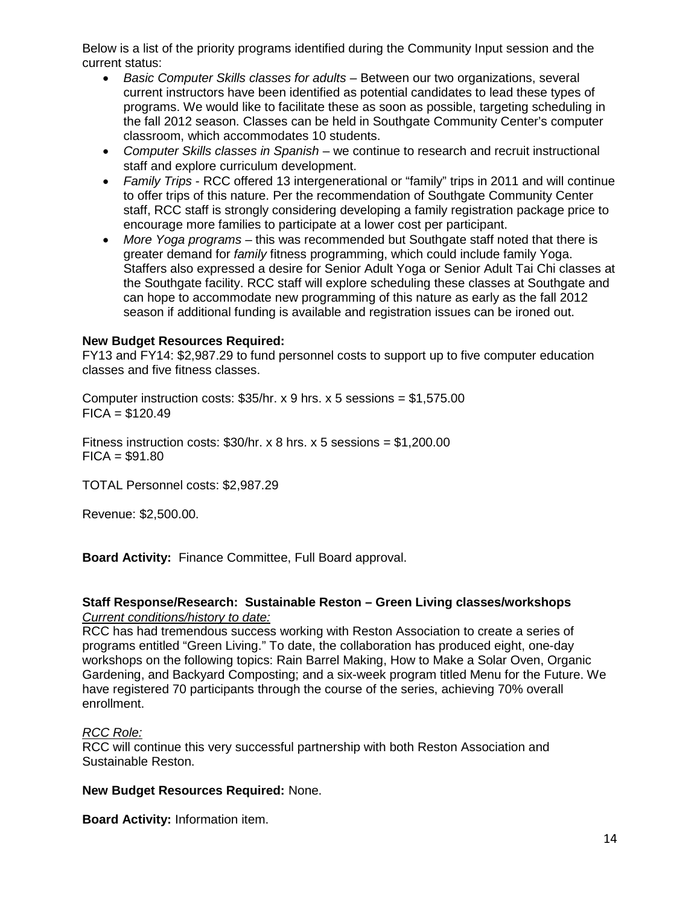Below is a list of the priority programs identified during the Community Input session and the current status:

- *Basic Computer Skills classes for adults* – Between our two organizations, several current instructors have been identified as potential candidates to lead these types of programs. We would like to facilitate these as soon as possible, targeting scheduling in the fall 2012 season. Classes can be held in Southgate Community Center's computer classroom, which accommodates 10 students.
- *Computer Skills classes in Spanish* – we continue to research and recruit instructional staff and explore curriculum development.
- *Family Trips* - RCC offered 13 intergenerational or "family" trips in 2011 and will continue to offer trips of this nature. Per the recommendation of Southgate Community Center staff, RCC staff is strongly considering developing a family registration package price to encourage more families to participate at a lower cost per participant.
- *More Yoga programs* – this was recommended but Southgate staff noted that there is greater demand for *family* fitness programming, which could include family Yoga. Staffers also expressed a desire for Senior Adult Yoga or Senior Adult Tai Chi classes at the Southgate facility. RCC staff will explore scheduling these classes at Southgate and can hope to accommodate new programming of this nature as early as the fall 2012 season if additional funding is available and registration issues can be ironed out.

**New Budget Resources Required:**
FY13 and FY14: $2,987.29 to fund personnel costs to support up to five computer education classes and five fitness classes.

Computer instruction costs: $35/hr. x 9 hrs. x 5 sessions = $1,575.00
FICA = $120.49

Fitness instruction costs: $30/hr. x 8 hrs. x 5 sessions = $1,200.00
FICA = $91.80

TOTAL Personnel costs: $2,987.29

Revenue: $2,500.00.

**Board Activity:** Finance Committee, Full Board approval.

**Staff Response/Research: Sustainable Reston – Green Living classes/workshops**
*Current conditions/history to date:*
RCC has had tremendous success working with Reston Association to create a series of programs entitled "Green Living." To date, the collaboration has produced eight, one-day workshops on the following topics: Rain Barrel Making, How to Make a Solar Oven, Organic Gardening, and Backyard Composting; and a six-week program titled Menu for the Future. We have registered 70 participants through the course of the series, achieving 70% overall enrollment.

*RCC Role:*
RCC will continue this very successful partnership with both Reston Association and Sustainable Reston.

**New Budget Resources Required:** None.

**Board Activity:** Information item.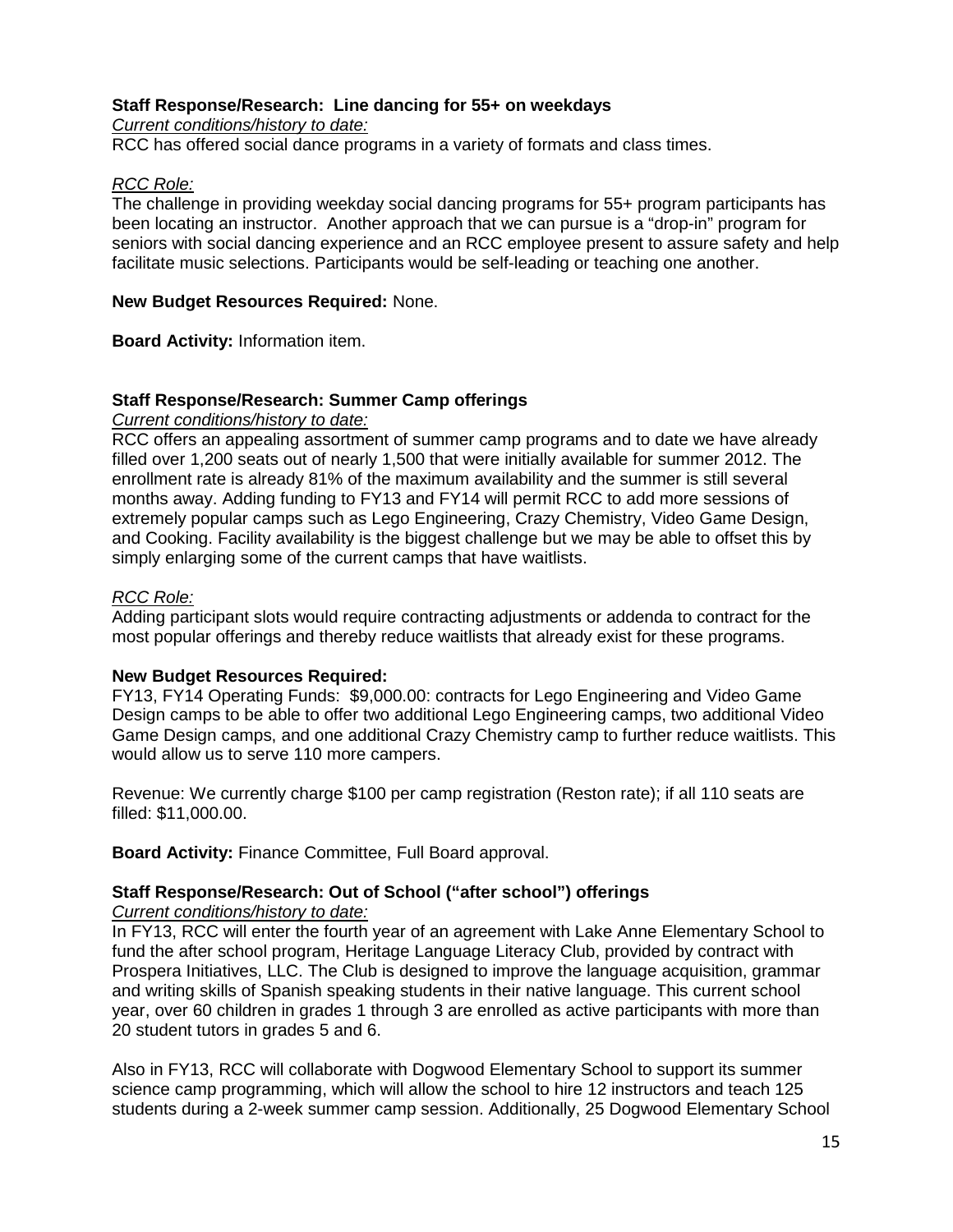**Staff Response/Research: Line dancing for 55+ on weekdays**

*Current conditions/history to date:*

RCC has offered social dance programs in a variety of formats and class times.

*RCC Role:*

The challenge in providing weekday social dancing programs for 55+ program participants has been locating an instructor. Another approach that we can pursue is a "drop-in" program for seniors with social dancing experience and an RCC employee present to assure safety and help facilitate music selections. Participants would be self-leading or teaching one another.

**New Budget Resources Required:** None.

**Board Activity:** Information item.

**Staff Response/Research: Summer Camp offerings**

*Current conditions/history to date:*

RCC offers an appealing assortment of summer camp programs and to date we have already filled over 1,200 seats out of nearly 1,500 that were initially available for summer 2012. The enrollment rate is already 81% of the maximum availability and the summer is still several months away. Adding funding to FY13 and FY14 will permit RCC to add more sessions of extremely popular camps such as Lego Engineering, Crazy Chemistry, Video Game Design, and Cooking. Facility availability is the biggest challenge but we may be able to offset this by simply enlarging some of the current camps that have waitlists.

*RCC Role:*

Adding participant slots would require contracting adjustments or addenda to contract for the most popular offerings and thereby reduce waitlists that already exist for these programs.

**New Budget Resources Required:**

FY13, FY14 Operating Funds: $9,000.00: contracts for Lego Engineering and Video Game Design camps to be able to offer two additional Lego Engineering camps, two additional Video Game Design camps, and one additional Crazy Chemistry camp to further reduce waitlists. This would allow us to serve 110 more campers.

Revenue: We currently charge $100 per camp registration (Reston rate); if all 110 seats are filled: $11,000.00.

**Board Activity:** Finance Committee, Full Board approval.

**Staff Response/Research: Out of School ("after school") offerings**

*Current conditions/history to date:*

In FY13, RCC will enter the fourth year of an agreement with Lake Anne Elementary School to fund the after school program, Heritage Language Literacy Club, provided by contract with Prospera Initiatives, LLC. The Club is designed to improve the language acquisition, grammar and writing skills of Spanish speaking students in their native language. This current school year, over 60 children in grades 1 through 3 are enrolled as active participants with more than 20 student tutors in grades 5 and 6.

Also in FY13, RCC will collaborate with Dogwood Elementary School to support its summer science camp programming, which will allow the school to hire 12 instructors and teach 125 students during a 2-week summer camp session. Additionally, 25 Dogwood Elementary School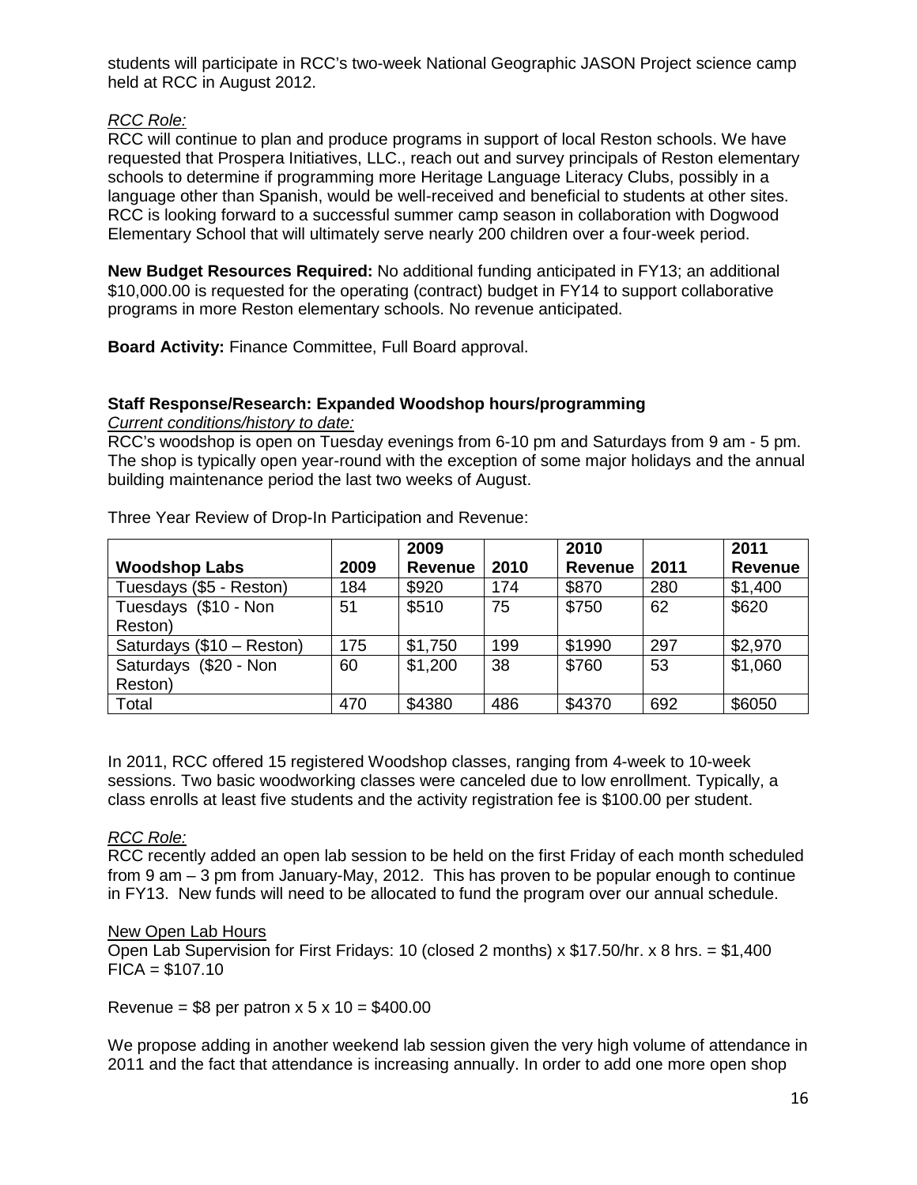students will participate in RCC's two-week National Geographic JASON Project science camp held at RCC in August 2012.

*RCC Role:*

RCC will continue to plan and produce programs in support of local Reston schools. We have requested that Prospera Initiatives, LLC., reach out and survey principals of Reston elementary schools to determine if programming more Heritage Language Literacy Clubs, possibly in a language other than Spanish, would be well-received and beneficial to students at other sites. RCC is looking forward to a successful summer camp season in collaboration with Dogwood Elementary School that will ultimately serve nearly 200 children over a four-week period.

**New Budget Resources Required:** No additional funding anticipated in FY13; an additional $10,000.00 is requested for the operating (contract) budget in FY14 to support collaborative programs in more Reston elementary schools. No revenue anticipated.

**Board Activity:** Finance Committee, Full Board approval.

**Staff Response/Research: Expanded Woodshop hours/programming**

*Current conditions/history to date:*

RCC's woodshop is open on Tuesday evenings from 6-10 pm and Saturdays from 9 am - 5 pm. The shop is typically open year-round with the exception of some major holidays and the annual building maintenance period the last two weeks of August.

Three Year Review of Drop-In Participation and Revenue:

| Woodshop Labs | 2009 | 2009 Revenue | 2010 | 2010 Revenue | 2011 | 2011 Revenue |
|---|---|---|---|---|---|---|
| Tuesdays ($5 - Reston) | 184 | $920 | 174 | $870 | 280 | $1,400 |
| Tuesdays ($10 - Non Reston) | 51 | $510 | 75 | $750 | 62 | $620 |
| Saturdays ($10 – Reston) | 175 | $1,750 | 199 | $1990 | 297 | $2,970 |
| Saturdays ($20 - Non Reston) | 60 | $1,200 | 38 | $760 | 53 | $1,060 |
| Total | 470 | $4380 | 486 | $4370 | 692 | $6050 |

In 2011, RCC offered 15 registered Woodshop classes, ranging from 4-week to 10-week sessions. Two basic woodworking classes were canceled due to low enrollment. Typically, a class enrolls at least five students and the activity registration fee is $100.00 per student.

*RCC Role:*

RCC recently added an open lab session to be held on the first Friday of each month scheduled from 9 am – 3 pm from January-May, 2012. This has proven to be popular enough to continue in FY13. New funds will need to be allocated to fund the program over our annual schedule.

New Open Lab Hours

Open Lab Supervision for First Fridays: 10 (closed 2 months) x $17.50/hr. x 8 hrs. = $1,400
FICA = $107.10

Revenue = $8 per patron x 5 x 10 = $400.00

We propose adding in another weekend lab session given the very high volume of attendance in 2011 and the fact that attendance is increasing annually. In order to add one more open shop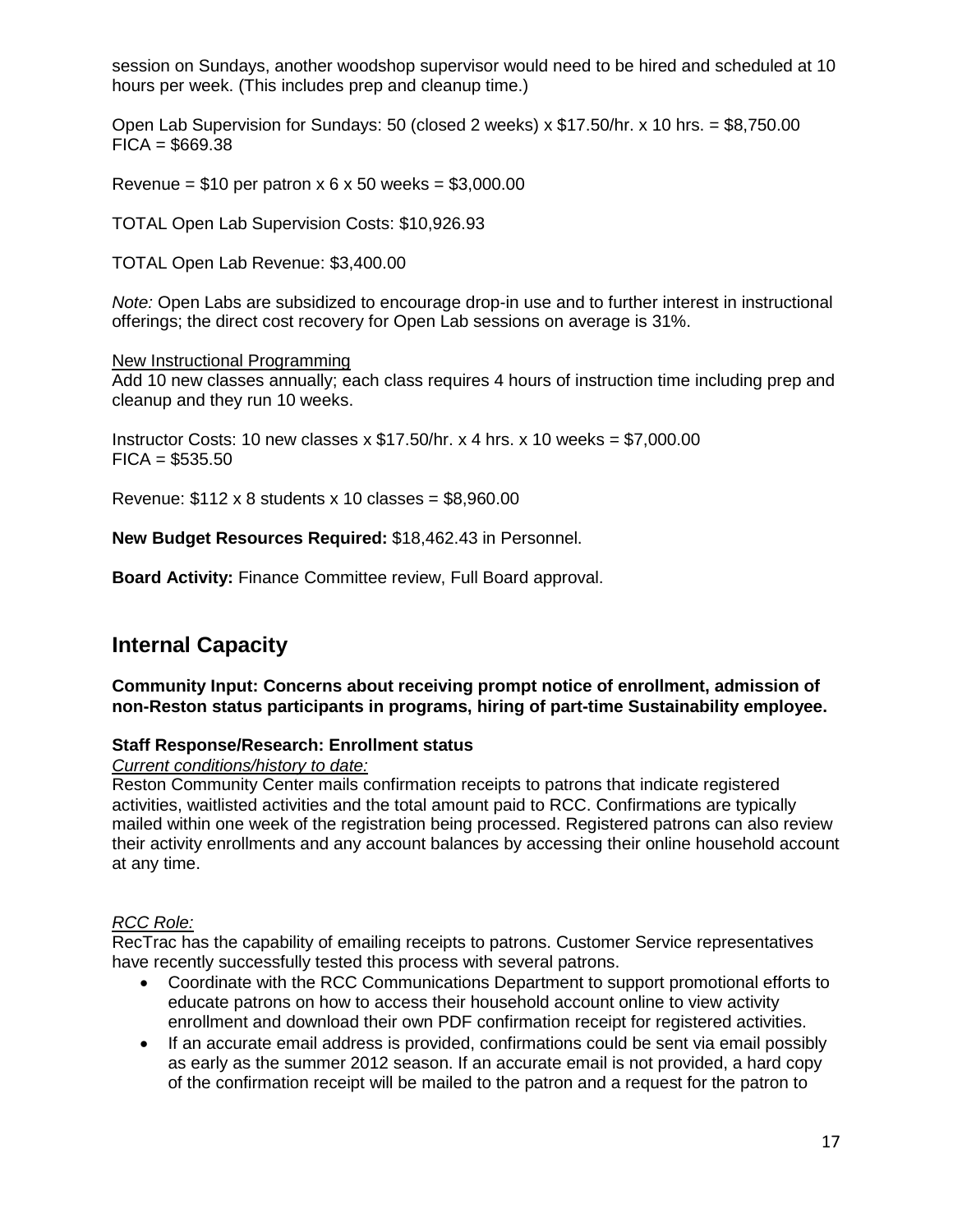session on Sundays, another woodshop supervisor would need to be hired and scheduled at 10 hours per week. (This includes prep and cleanup time.)

Open Lab Supervision for Sundays: 50 (closed 2 weeks) x $17.50/hr. x 10 hrs. = $8,750.00
FICA = $669.38

Revenue = $10 per patron x 6 x 50 weeks = $3,000.00

TOTAL Open Lab Supervision Costs: $10,926.93

TOTAL Open Lab Revenue: $3,400.00

*Note:* Open Labs are subsidized to encourage drop-in use and to further interest in instructional offerings; the direct cost recovery for Open Lab sessions on average is 31%.

<u>New Instructional Programming</u>
Add 10 new classes annually; each class requires 4 hours of instruction time including prep and cleanup and they run 10 weeks.

Instructor Costs: 10 new classes x $17.50/hr. x 4 hrs. x 10 weeks = $7,000.00
FICA = $535.50

Revenue: $112 x 8 students x 10 classes = $8,960.00

**New Budget Resources Required:** $18,462.43 in Personnel.

**Board Activity:** Finance Committee review, Full Board approval.

## Internal Capacity

**Community Input: Concerns about receiving prompt notice of enrollment, admission of non-Reston status participants in programs, hiring of part-time Sustainability employee.**

**Staff Response/Research: Enrollment status**
*<u>Current conditions/history to date:</u>*
Reston Community Center mails confirmation receipts to patrons that indicate registered activities, waitlisted activities and the total amount paid to RCC. Confirmations are typically mailed within one week of the registration being processed. Registered patrons can also review their activity enrollments and any account balances by accessing their online household account at any time.

*<u>RCC Role:</u>*
RecTrac has the capability of emailing receipts to patrons. Customer Service representatives have recently successfully tested this process with several patrons.

- Coordinate with the RCC Communications Department to support promotional efforts to educate patrons on how to access their household account online to view activity enrollment and download their own PDF confirmation receipt for registered activities.
- If an accurate email address is provided, confirmations could be sent via email possibly as early as the summer 2012 season. If an accurate email is not provided, a hard copy of the confirmation receipt will be mailed to the patron and a request for the patron to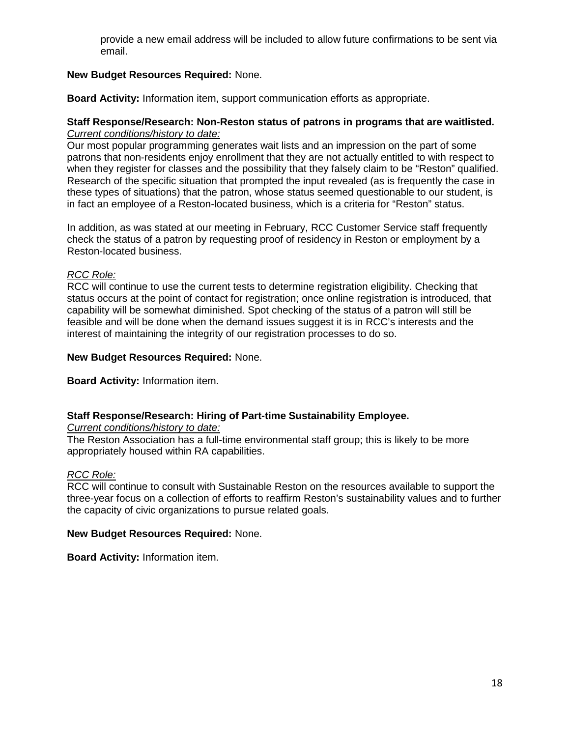provide a new email address will be included to allow future confirmations to be sent via email.

**New Budget Resources Required:** None.

**Board Activity:** Information item, support communication efforts as appropriate.

**Staff Response/Research: Non-Reston status of patrons in programs that are waitlisted.**
*Current conditions/history to date:*
Our most popular programming generates wait lists and an impression on the part of some patrons that non-residents enjoy enrollment that they are not actually entitled to with respect to when they register for classes and the possibility that they falsely claim to be "Reston" qualified. Research of the specific situation that prompted the input revealed (as is frequently the case in these types of situations) that the patron, whose status seemed questionable to our student, is in fact an employee of a Reston-located business, which is a criteria for "Reston" status.

In addition, as was stated at our meeting in February, RCC Customer Service staff frequently check the status of a patron by requesting proof of residency in Reston or employment by a Reston-located business.

*RCC Role:*
RCC will continue to use the current tests to determine registration eligibility. Checking that status occurs at the point of contact for registration; once online registration is introduced, that capability will be somewhat diminished. Spot checking of the status of a patron will still be feasible and will be done when the demand issues suggest it is in RCC's interests and the interest of maintaining the integrity of our registration processes to do so.

**New Budget Resources Required:** None.

**Board Activity:** Information item.

**Staff Response/Research: Hiring of Part-time Sustainability Employee.**
*Current conditions/history to date:*
The Reston Association has a full-time environmental staff group; this is likely to be more appropriately housed within RA capabilities.

*RCC Role:*
RCC will continue to consult with Sustainable Reston on the resources available to support the three-year focus on a collection of efforts to reaffirm Reston's sustainability values and to further the capacity of civic organizations to pursue related goals.

**New Budget Resources Required:** None.

**Board Activity:** Information item.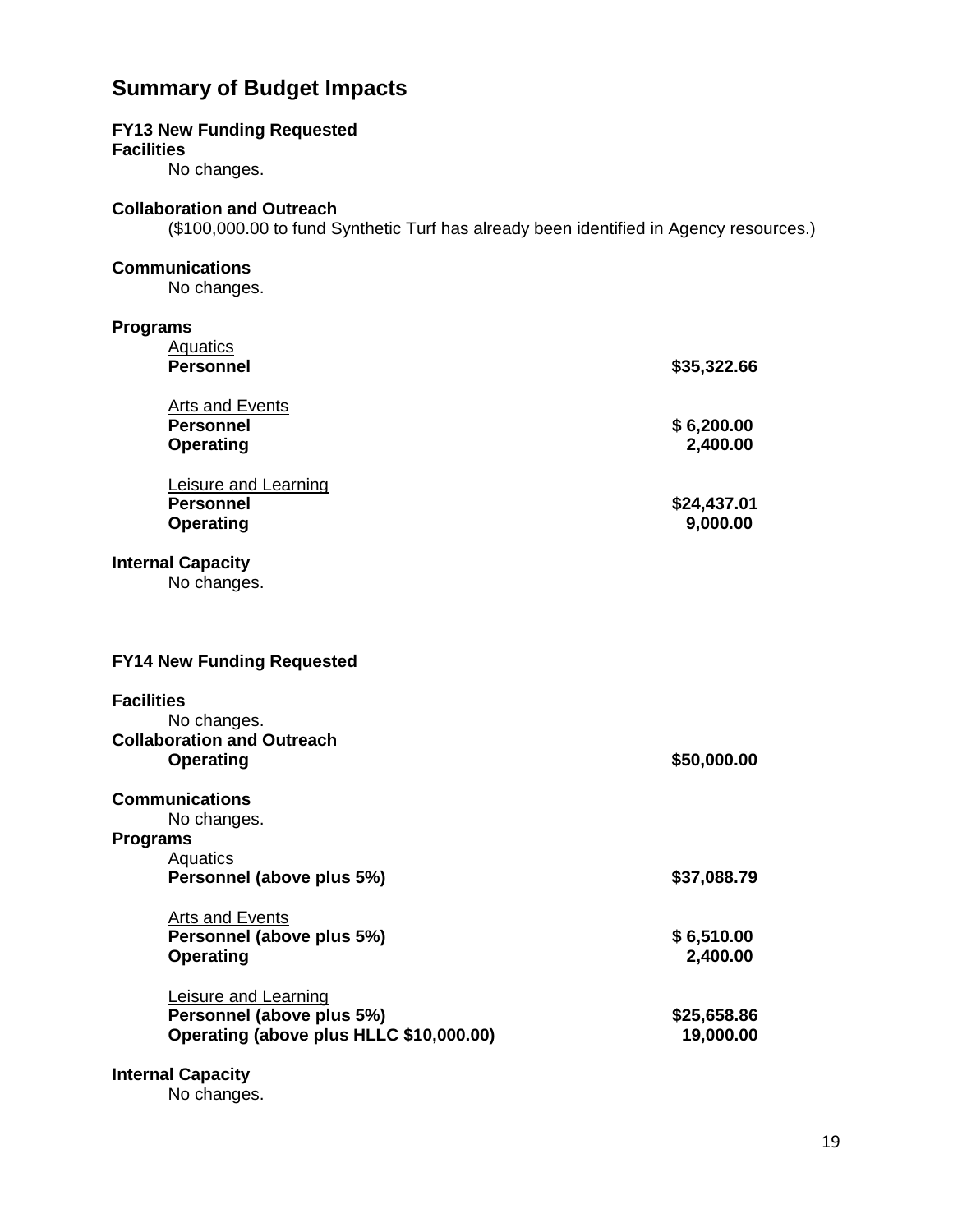## Summary of Budget Impacts

**FY13 New Funding Requested**

**Facilities**

No changes.

**Collaboration and Outreach**

($100,000.00 to fund Synthetic Turf has already been identified in Agency resources.)

**Communications**

No changes.

**Programs**

Aquatics

| | |
|---|---|
| **Personnel** | **$35,322.66** |

Arts and Events

| | |
|---|---|
| **Personnel** | **$ 6,200.00** |
| **Operating** | **2,400.00** |

Leisure and Learning

| | |
|---|---|
| **Personnel** | **$24,437.01** |
| **Operating** | **9,000.00** |

**Internal Capacity**

No changes.

**FY14 New Funding Requested**

**Facilities**

No changes.

**Collaboration and Outreach**

| | |
|---|---|
| **Operating** | **$50,000.00** |

**Communications**

No changes.

**Programs**

Aquatics

| | |
|---|---|
| **Personnel (above plus 5%)** | **$37,088.79** |

Arts and Events

| | |
|---|---|
| **Personnel (above plus 5%)** | **$ 6,510.00** |
| **Operating** | **2,400.00** |

Leisure and Learning

| | |
|---|---|
| **Personnel (above plus 5%)** | **$25,658.86** |
| **Operating (above plus HLLC $10,000.00)** | **19,000.00** |

**Internal Capacity**

No changes.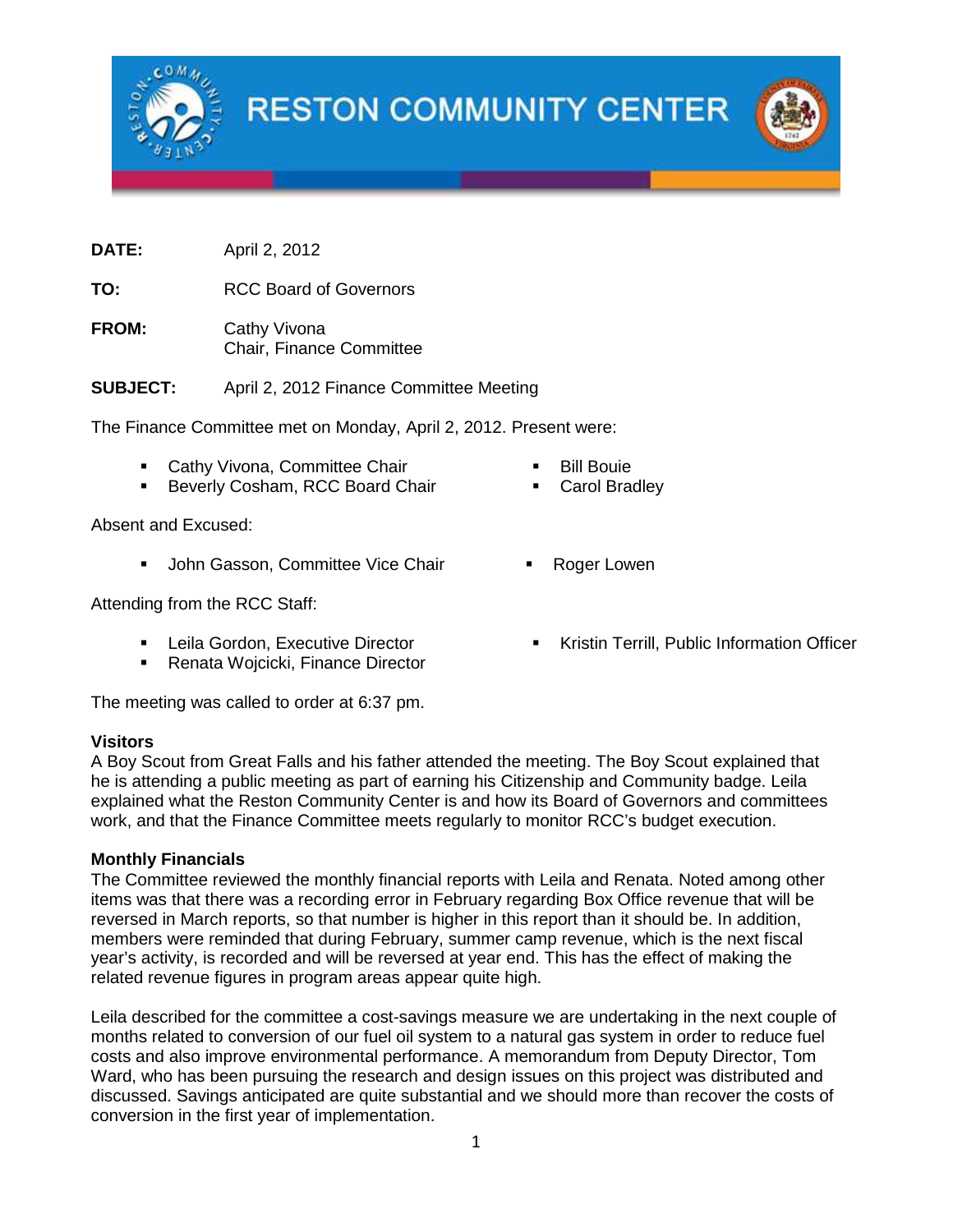# RESTON COMMUNITY CENTER

**DATE:** April 2, 2012

**TO:** RCC Board of Governors

**FROM:** Cathy Vivona
Chair, Finance Committee

**SUBJECT:** April 2, 2012 Finance Committee Meeting

The Finance Committee met on Monday, April 2, 2012. Present were:

- Cathy Vivona, Committee Chair
- Beverly Cosham, RCC Board Chair
- Bill Bouie
- Carol Bradley

Absent and Excused:

- John Gasson, Committee Vice Chair
- Roger Lowen

Attending from the RCC Staff:

- Leila Gordon, Executive Director
- Renata Wojcicki, Finance Director
- Kristin Terrill, Public Information Officer

The meeting was called to order at 6:37 pm.

**Visitors**
A Boy Scout from Great Falls and his father attended the meeting. The Boy Scout explained that he is attending a public meeting as part of earning his Citizenship and Community badge. Leila explained what the Reston Community Center is and how its Board of Governors and committees work, and that the Finance Committee meets regularly to monitor RCC's budget execution.

**Monthly Financials**
The Committee reviewed the monthly financial reports with Leila and Renata. Noted among other items was that there was a recording error in February regarding Box Office revenue that will be reversed in March reports, so that number is higher in this report than it should be. In addition, members were reminded that during February, summer camp revenue, which is the next fiscal year's activity, is recorded and will be reversed at year end. This has the effect of making the related revenue figures in program areas appear quite high.

Leila described for the committee a cost-savings measure we are undertaking in the next couple of months related to conversion of our fuel oil system to a natural gas system in order to reduce fuel costs and also improve environmental performance. A memorandum from Deputy Director, Tom Ward, who has been pursuing the research and design issues on this project was distributed and discussed. Savings anticipated are quite substantial and we should more than recover the costs of conversion in the first year of implementation.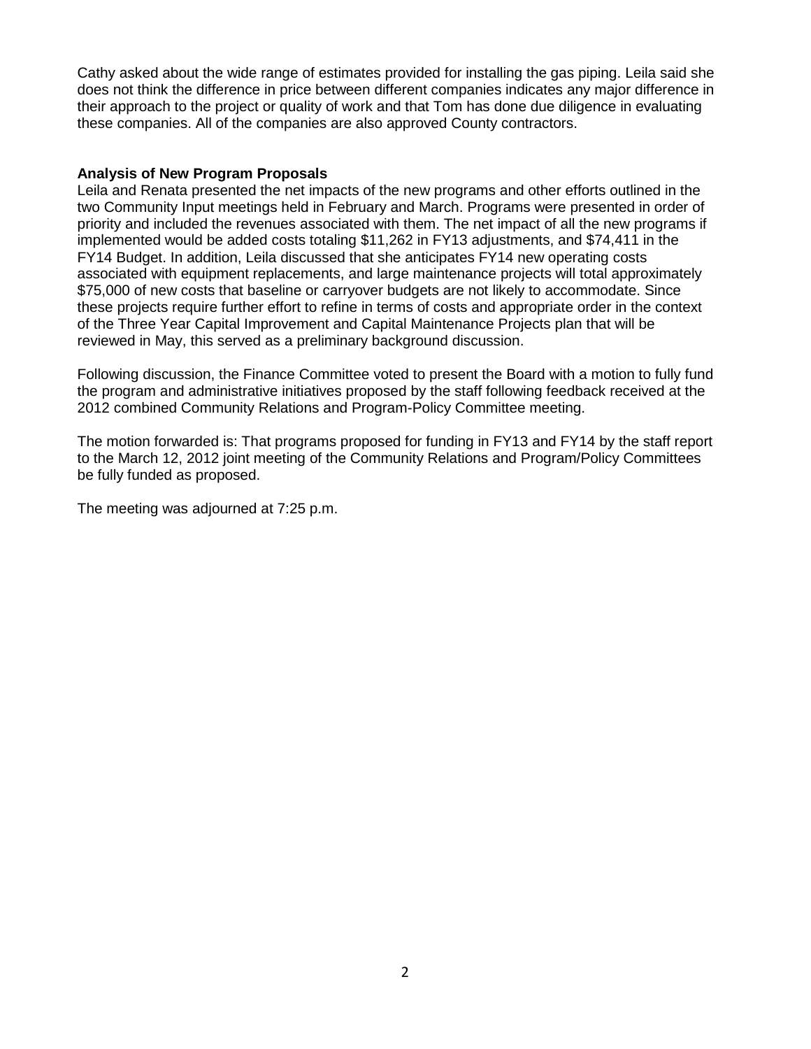Cathy asked about the wide range of estimates provided for installing the gas piping. Leila said she does not think the difference in price between different companies indicates any major difference in their approach to the project or quality of work and that Tom has done due diligence in evaluating these companies. All of the companies are also approved County contractors.

**Analysis of New Program Proposals**

Leila and Renata presented the net impacts of the new programs and other efforts outlined in the two Community Input meetings held in February and March. Programs were presented in order of priority and included the revenues associated with them. The net impact of all the new programs if implemented would be added costs totaling $11,262 in FY13 adjustments, and $74,411 in the FY14 Budget. In addition, Leila discussed that she anticipates FY14 new operating costs associated with equipment replacements, and large maintenance projects will total approximately $75,000 of new costs that baseline or carryover budgets are not likely to accommodate. Since these projects require further effort to refine in terms of costs and appropriate order in the context of the Three Year Capital Improvement and Capital Maintenance Projects plan that will be reviewed in May, this served as a preliminary background discussion.

Following discussion, the Finance Committee voted to present the Board with a motion to fully fund the program and administrative initiatives proposed by the staff following feedback received at the 2012 combined Community Relations and Program-Policy Committee meeting.

The motion forwarded is: That programs proposed for funding in FY13 and FY14 by the staff report to the March 12, 2012 joint meeting of the Community Relations and Program/Policy Committees be fully funded as proposed.

The meeting was adjourned at 7:25 p.m.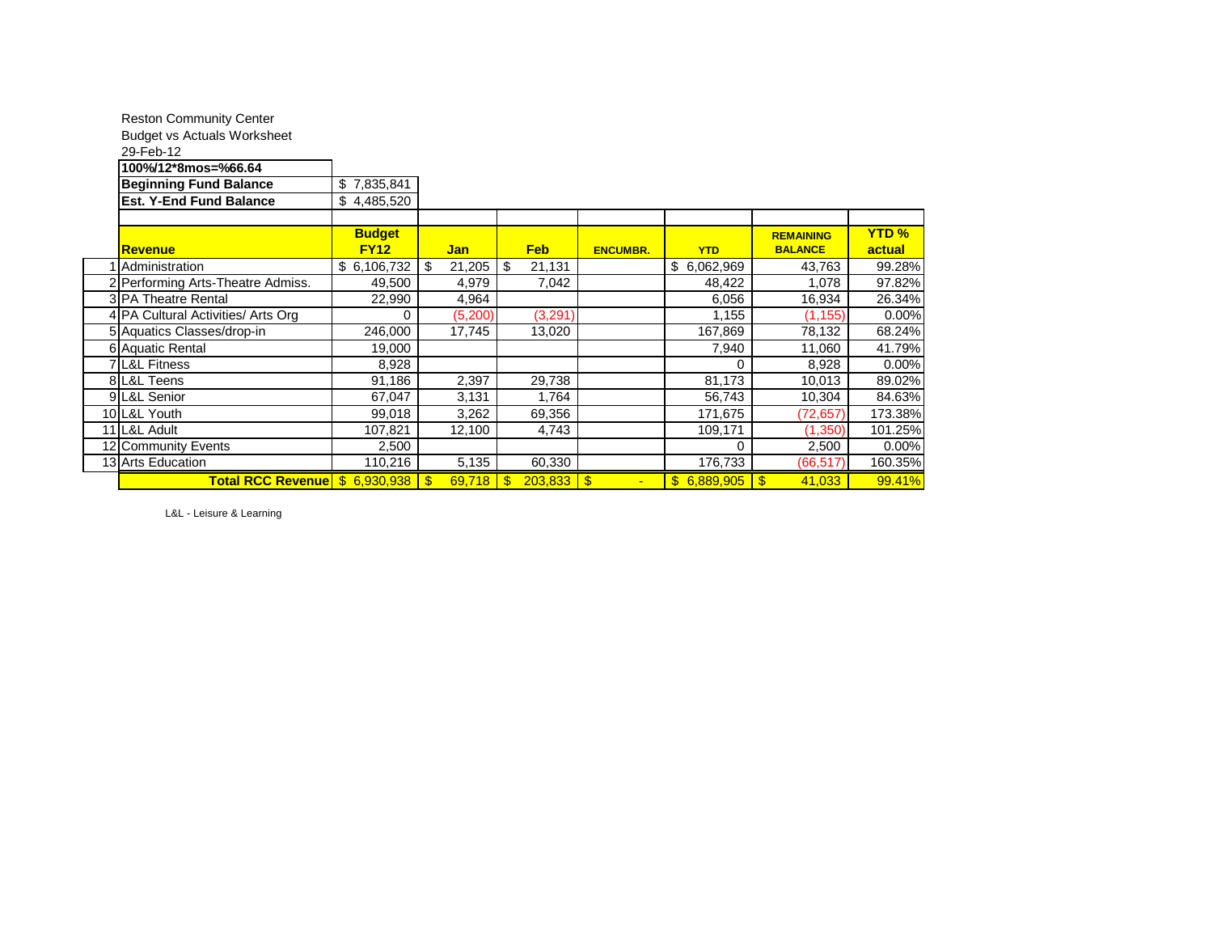Reston Community Center

Budget vs Actuals Worksheet

29-Feb-12

| **100%/12*8mos=%66.64** | |
|---|---|
| **Beginning Fund Balance** | $ 7,835,841 |
| **Est. Y-End Fund Balance** | $ 4,485,520 |

| | **Revenue** | **Budget FY12** | **Jan** | **Feb** | **ENCUMBR.** | **YTD** | **REMAINING BALANCE** | **YTD % actual** |
|---|---|---|---|---|---|---|---|---|
| 1 | Administration | $ 6,106,732 | $ 21,205 | $ 21,131 | | $ 6,062,969 | 43,763 | 99.28% |
| 2 | Performing Arts-Theatre Admiss. | 49,500 | 4,979 | 7,042 | | 48,422 | 1,078 | 97.82% |
| 3 | PA Theatre Rental | 22,990 | 4,964 | | | 6,056 | 16,934 | 26.34% |
| 4 | PA Cultural Activities/ Arts Org | 0 | (5,200) | (3,291) | | 1,155 | (1,155) | 0.00% |
| 5 | Aquatics Classes/drop-in | 246,000 | 17,745 | 13,020 | | 167,869 | 78,132 | 68.24% |
| 6 | Aquatic Rental | 19,000 | | | | 7,940 | 11,060 | 41.79% |
| 7 | L&L Fitness | 8,928 | | | | 0 | 8,928 | 0.00% |
| 8 | L&L Teens | 91,186 | 2,397 | 29,738 | | 81,173 | 10,013 | 89.02% |
| 9 | L&L Senior | 67,047 | 3,131 | 1,764 | | 56,743 | 10,304 | 84.63% |
| 10 | L&L Youth | 99,018 | 3,262 | 69,356 | | 171,675 | (72,657) | 173.38% |
| 11 | L&L Adult | 107,821 | 12,100 | 4,743 | | 109,171 | (1,350) | 101.25% |
| 12 | Community Events | 2,500 | | | | 0 | 2,500 | 0.00% |
| 13 | Arts Education | 110,216 | 5,135 | 60,330 | | 176,733 | (66,517) | 160.35% |
| | **Total RCC Revenue** | $ 6,930,938 | $ 69,718 | $ 203,833 | $ - | $ 6,889,905 | $ 41,033 | 99.41% |

L&L - Leisure & Learning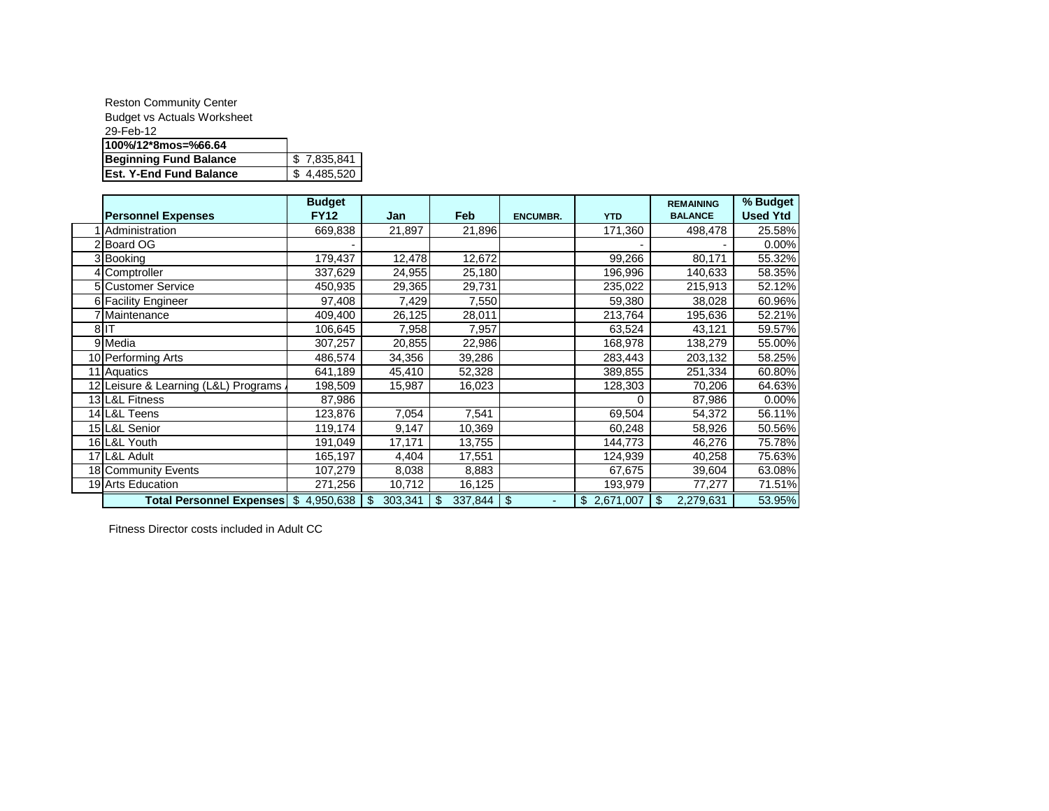Reston Community Center

Budget vs Actuals Worksheet

29-Feb-12

| **100%/12*8mos=%66.64** | |
|---|---|
| **Beginning Fund Balance** | $ 7,835,841 |
| **Est. Y-End Fund Balance** | $ 4,485,520 |

| | **Personnel Expenses** | **Budget FY12** | **Jan** | **Feb** | **ENCUMBR.** | **YTD** | **REMAINING BALANCE** | **% Budget Used Ytd** |
|---|---|---|---|---|---|---|---|---|
| 1 | Administration | 669,838 | 21,897 | 21,896 | | 171,360 | 498,478 | 25.58% |
| 2 | Board OG | - | | | | - | - | 0.00% |
| 3 | Booking | 179,437 | 12,478 | 12,672 | | 99,266 | 80,171 | 55.32% |
| 4 | Comptroller | 337,629 | 24,955 | 25,180 | | 196,996 | 140,633 | 58.35% |
| 5 | Customer Service | 450,935 | 29,365 | 29,731 | | 235,022 | 215,913 | 52.12% |
| 6 | Facility Engineer | 97,408 | 7,429 | 7,550 | | 59,380 | 38,028 | 60.96% |
| 7 | Maintenance | 409,400 | 26,125 | 28,011 | | 213,764 | 195,636 | 52.21% |
| 8 | IT | 106,645 | 7,958 | 7,957 | | 63,524 | 43,121 | 59.57% |
| 9 | Media | 307,257 | 20,855 | 22,986 | | 168,978 | 138,279 | 55.00% |
| 10 | Performing Arts | 486,574 | 34,356 | 39,286 | | 283,443 | 203,132 | 58.25% |
| 11 | Aquatics | 641,189 | 45,410 | 52,328 | | 389,855 | 251,334 | 60.80% |
| 12 | Leisure & Learning (L&L) Programs | 198,509 | 15,987 | 16,023 | | 128,303 | 70,206 | 64.63% |
| 13 | L&L Fitness | 87,986 | | | | 0 | 87,986 | 0.00% |
| 14 | L&L Teens | 123,876 | 7,054 | 7,541 | | 69,504 | 54,372 | 56.11% |
| 15 | L&L Senior | 119,174 | 9,147 | 10,369 | | 60,248 | 58,926 | 50.56% |
| 16 | L&L Youth | 191,049 | 17,171 | 13,755 | | 144,773 | 46,276 | 75.78% |
| 17 | L&L Adult | 165,197 | 4,404 | 17,551 | | 124,939 | 40,258 | 75.63% |
| 18 | Community Events | 107,279 | 8,038 | 8,883 | | 67,675 | 39,604 | 63.08% |
| 19 | Arts Education | 271,256 | 10,712 | 16,125 | | 193,979 | 77,277 | 71.51% |
| | **Total Personnel Expenses** | $ 4,950,638 | $ 303,341 | $ 337,844 | $ - | $ 2,671,007 | $ 2,279,631 | 53.95% |

Fitness Director costs included in Adult CC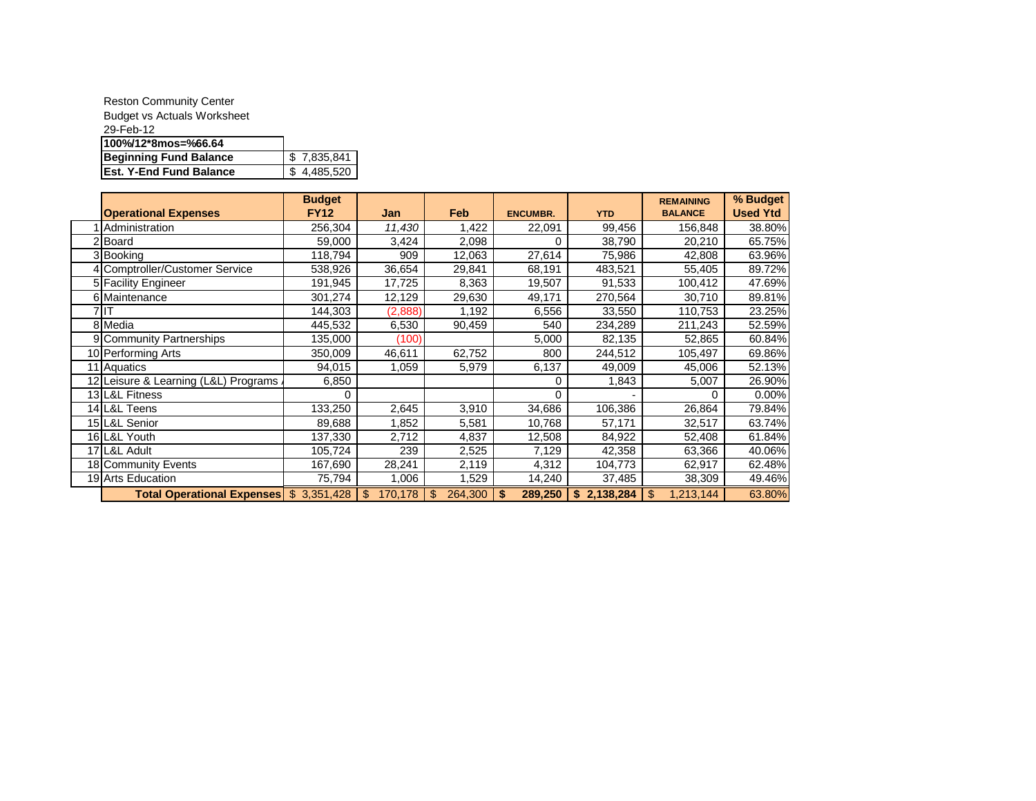Reston Community Center
Budget vs Actuals Worksheet
29-Feb-12

| **100%/12*8mos=%66.64** | |
|---|---|
| **Beginning Fund Balance** | $ 7,835,841 |
| **Est. Y-End Fund Balance** | $ 4,485,520 |

| | Operational Expenses | Budget FY12 | Jan | Feb | ENCUMBR. | YTD | REMAINING BALANCE | % Budget Used Ytd |
|---|---|---|---|---|---|---|---|---|
| 1 | Administration | 256,304 | *11,430* | 1,422 | 22,091 | 99,456 | 156,848 | 38.80% |
| 2 | Board | 59,000 | 3,424 | 2,098 | 0 | 38,790 | 20,210 | 65.75% |
| 3 | Booking | 118,794 | 909 | 12,063 | 27,614 | 75,986 | 42,808 | 63.96% |
| 4 | Comptroller/Customer Service | 538,926 | 36,654 | 29,841 | 68,191 | 483,521 | 55,405 | 89.72% |
| 5 | Facility Engineer | 191,945 | 17,725 | 8,363 | 19,507 | 91,533 | 100,412 | 47.69% |
| 6 | Maintenance | 301,274 | 12,129 | 29,630 | 49,171 | 270,564 | 30,710 | 89.81% |
| 7 | IT | 144,303 | (2,888) | 1,192 | 6,556 | 33,550 | 110,753 | 23.25% |
| 8 | Media | 445,532 | 6,530 | 90,459 | 540 | 234,289 | 211,243 | 52.59% |
| 9 | Community Partnerships | 135,000 | (100) | | 5,000 | 82,135 | 52,865 | 60.84% |
| 10 | Performing Arts | 350,009 | 46,611 | 62,752 | 800 | 244,512 | 105,497 | 69.86% |
| 11 | Aquatics | 94,015 | 1,059 | 5,979 | 6,137 | 49,009 | 45,006 | 52.13% |
| 12 | Leisure & Learning (L&L) Programs / | 6,850 | | | 0 | 1,843 | 5,007 | 26.90% |
| 13 | L&L Fitness | 0 | | | 0 | - | 0 | 0.00% |
| 14 | L&L Teens | 133,250 | 2,645 | 3,910 | 34,686 | 106,386 | 26,864 | 79.84% |
| 15 | L&L Senior | 89,688 | 1,852 | 5,581 | 10,768 | 57,171 | 32,517 | 63.74% |
| 16 | L&L Youth | 137,330 | 2,712 | 4,837 | 12,508 | 84,922 | 52,408 | 61.84% |
| 17 | L&L Adult | 105,724 | 239 | 2,525 | 7,129 | 42,358 | 63,366 | 40.06% |
| 18 | Community Events | 167,690 | 28,241 | 2,119 | 4,312 | 104,773 | 62,917 | 62.48% |
| 19 | Arts Education | 75,794 | 1,006 | 1,529 | 14,240 | 37,485 | 38,309 | 49.46% |
| | **Total Operational Expenses** | $ 3,351,428 | $ 170,178 | $ 264,300 | **$ 289,250** | **$ 2,138,284** | $ 1,213,144 | 63.80% |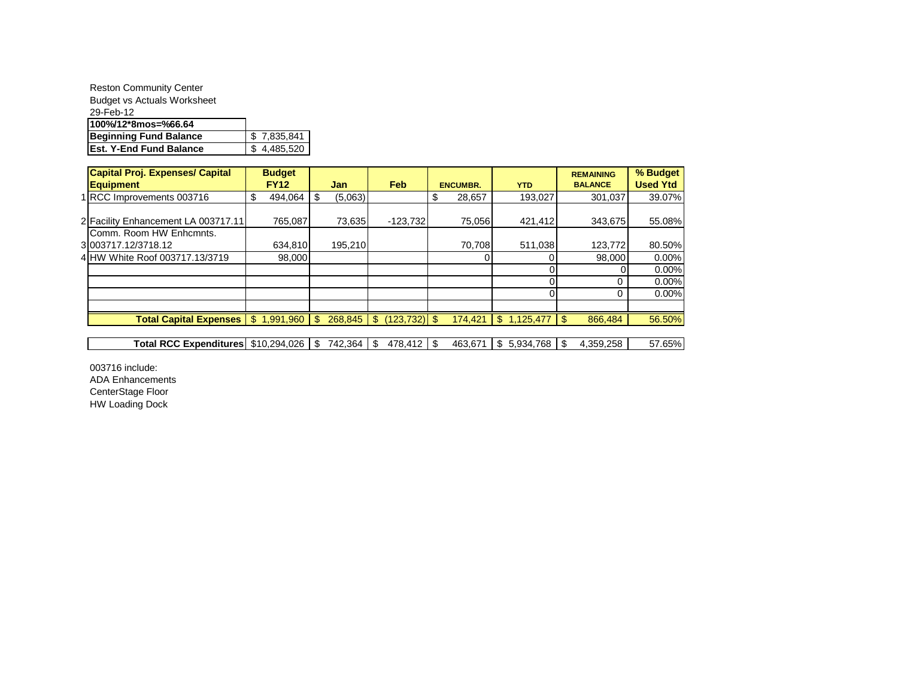Reston Community Center
Budget vs Actuals Worksheet
29-Feb-12

| **100%/12*8mos=%66.64** | |
|---|---|
| **Beginning Fund Balance** | $ 7,835,841 |
| **Est. Y-End Fund Balance** | $ 4,485,520 |

| | **Capital Proj. Expenses/ Capital Equipment** | **Budget FY12** | **Jan** | **Feb** | **ENCUMBR.** | **YTD** | **REMAINING BALANCE** | **% Budget Used Ytd** |
|---|---|---|---|---|---|---|---|---|
| 1 | RCC Improvements 003716 | $ 494,064 | $ (5,063) | | $ 28,657 | 193,027 | 301,037 | 39.07% |
| 2 | Facility Enhancement LA 003717.11 | 765,087 | 73,635 | -123,732 | 75,056 | 421,412 | 343,675 | 55.08% |
| 3 | Comm. Room HW Enhcmnts. 003717.12/3718.12 | 634,810 | 195,210 | | 70,708 | 511,038 | 123,772 | 80.50% |
| 4 | HW White Roof 003717.13/3719 | 98,000 | | | 0 | 0 | 98,000 | 0.00% |
| | | | | | | 0 | 0 | 0.00% |
| | | | | | | 0 | 0 | 0.00% |
| | | | | | | 0 | 0 | 0.00% |
| | | | | | | | | |
| | **Total Capital Expenses** | $ 1,991,960 | $ 268,845 | $ (123,732) | $ 174,421 | $ 1,125,477 | $ 866,484 | 56.50% |
| | | | | | | | | |
| | **Total RCC Expenditures** | $10,294,026 | $ 742,364 | $ 478,412 | $ 463,671 | $ 5,934,768 | $ 4,359,258 | 57.65% |

003716 include:
ADA Enhancements
CenterStage Floor
HW Loading Dock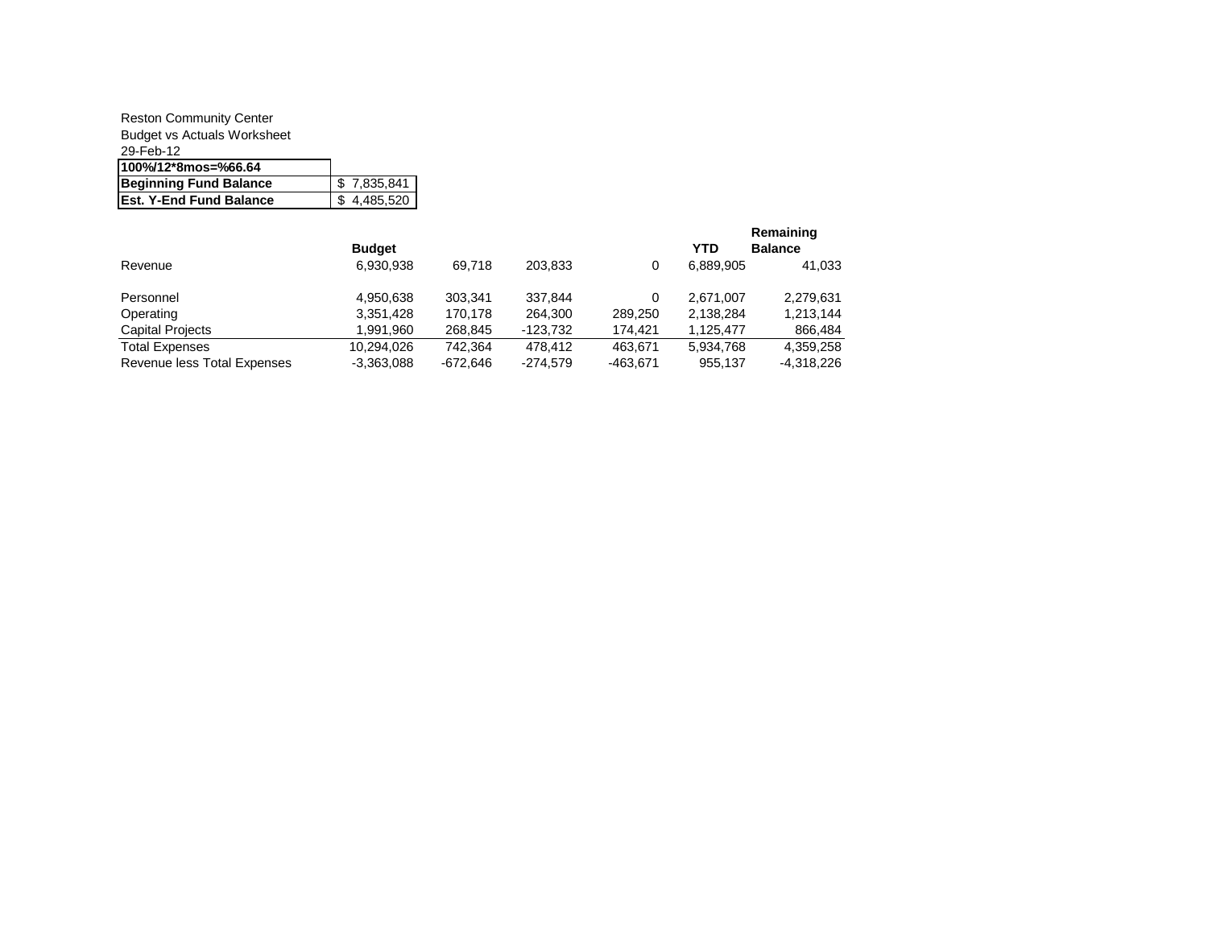Reston Community Center
Budget vs Actuals Worksheet
29-Feb-12

| 100%/12*8mos=%66.64 | |
|---|---|
| **Beginning Fund Balance** | $ 7,835,841 |
| **Est. Y-End Fund Balance** | $ 4,485,520 |

| | **Budget** | | | | **YTD** | **Remaining Balance** |
|---|---|---|---|---|---|---|
| Revenue | 6,930,938 | 69,718 | 203,833 | 0 | 6,889,905 | 41,033 |
| Personnel | 4,950,638 | 303,341 | 337,844 | 0 | 2,671,007 | 2,279,631 |
| Operating | 3,351,428 | 170,178 | 264,300 | 289,250 | 2,138,284 | 1,213,144 |
| Capital Projects | 1,991,960 | 268,845 | -123,732 | 174,421 | 1,125,477 | 866,484 |
| Total Expenses | 10,294,026 | 742,364 | 478,412 | 463,671 | 5,934,768 | 4,359,258 |
| Revenue less Total Expenses | -3,363,088 | -672,646 | -274,579 | -463,671 | 955,137 | -4,318,226 |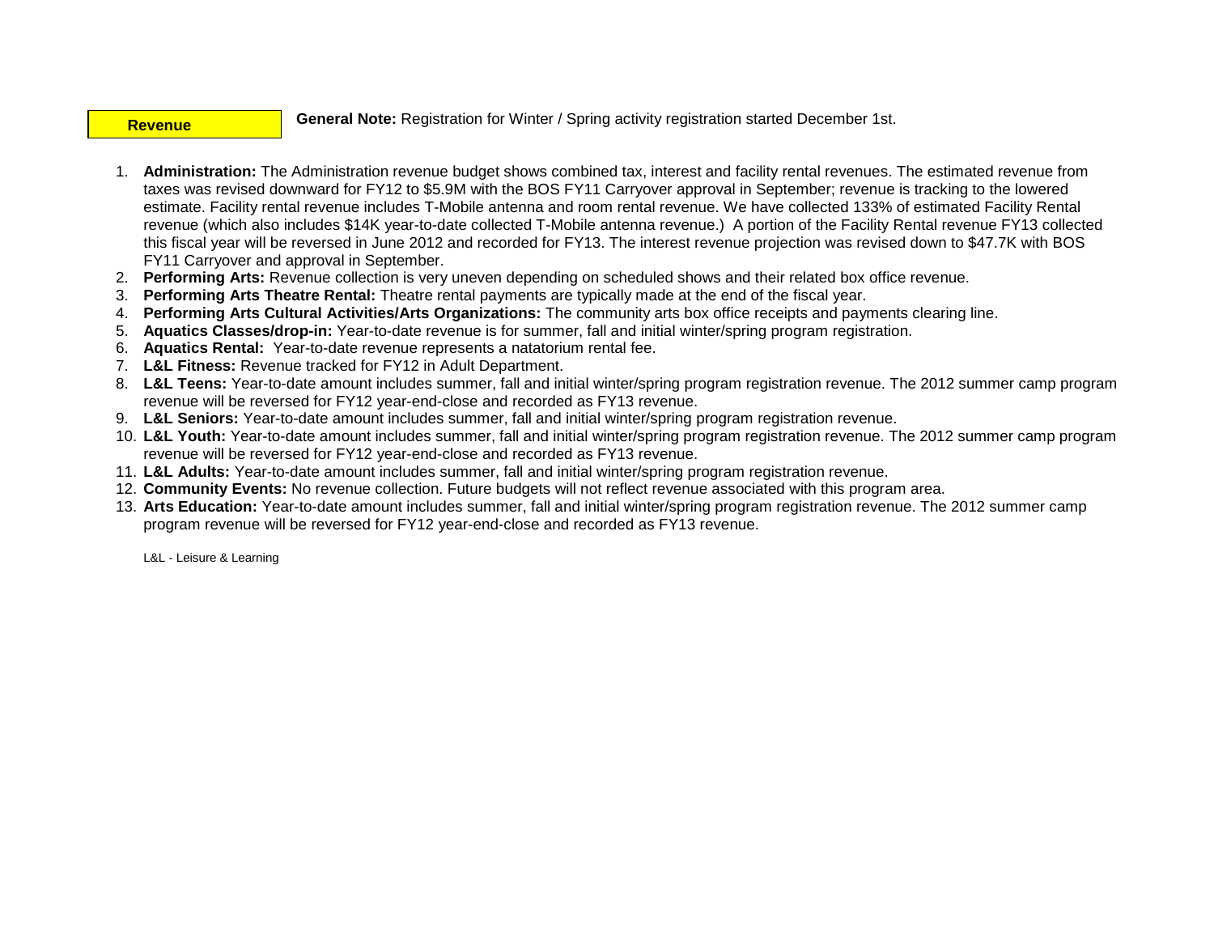**Revenue**

**General Note:** Registration for Winter / Spring activity registration started December 1st.

1. **Administration:** The Administration revenue budget shows combined tax, interest and facility rental revenues. The estimated revenue from taxes was revised downward for FY12 to $5.9M with the BOS FY11 Carryover approval in September; revenue is tracking to the lowered estimate. Facility rental revenue includes T-Mobile antenna and room rental revenue. We have collected 133% of estimated Facility Rental revenue (which also includes $14K year-to-date collected T-Mobile antenna revenue.) A portion of the Facility Rental revenue FY13 collected this fiscal year will be reversed in June 2012 and recorded for FY13. The interest revenue projection was revised down to $47.7K with BOS FY11 Carryover and approval in September.
2. **Performing Arts:** Revenue collection is very uneven depending on scheduled shows and their related box office revenue.
3. **Performing Arts Theatre Rental:** Theatre rental payments are typically made at the end of the fiscal year.
4. **Performing Arts Cultural Activities/Arts Organizations:** The community arts box office receipts and payments clearing line.
5. **Aquatics Classes/drop-in:** Year-to-date revenue is for summer, fall and initial winter/spring program registration.
6. **Aquatics Rental:** Year-to-date revenue represents a natatorium rental fee.
7. **L&L Fitness:** Revenue tracked for FY12 in Adult Department.
8. **L&L Teens:** Year-to-date amount includes summer, fall and initial winter/spring program registration revenue. The 2012 summer camp program revenue will be reversed for FY12 year-end-close and recorded as FY13 revenue.
9. **L&L Seniors:** Year-to-date amount includes summer, fall and initial winter/spring program registration revenue.
10. **L&L Youth:** Year-to-date amount includes summer, fall and initial winter/spring program registration revenue. The 2012 summer camp program revenue will be reversed for FY12 year-end-close and recorded as FY13 revenue.
11. **L&L Adults:** Year-to-date amount includes summer, fall and initial winter/spring program registration revenue.
12. **Community Events:** No revenue collection. Future budgets will not reflect revenue associated with this program area.
13. **Arts Education:** Year-to-date amount includes summer, fall and initial winter/spring program registration revenue. The 2012 summer camp program revenue will be reversed for FY12 year-end-close and recorded as FY13 revenue.

L&L - Leisure & Learning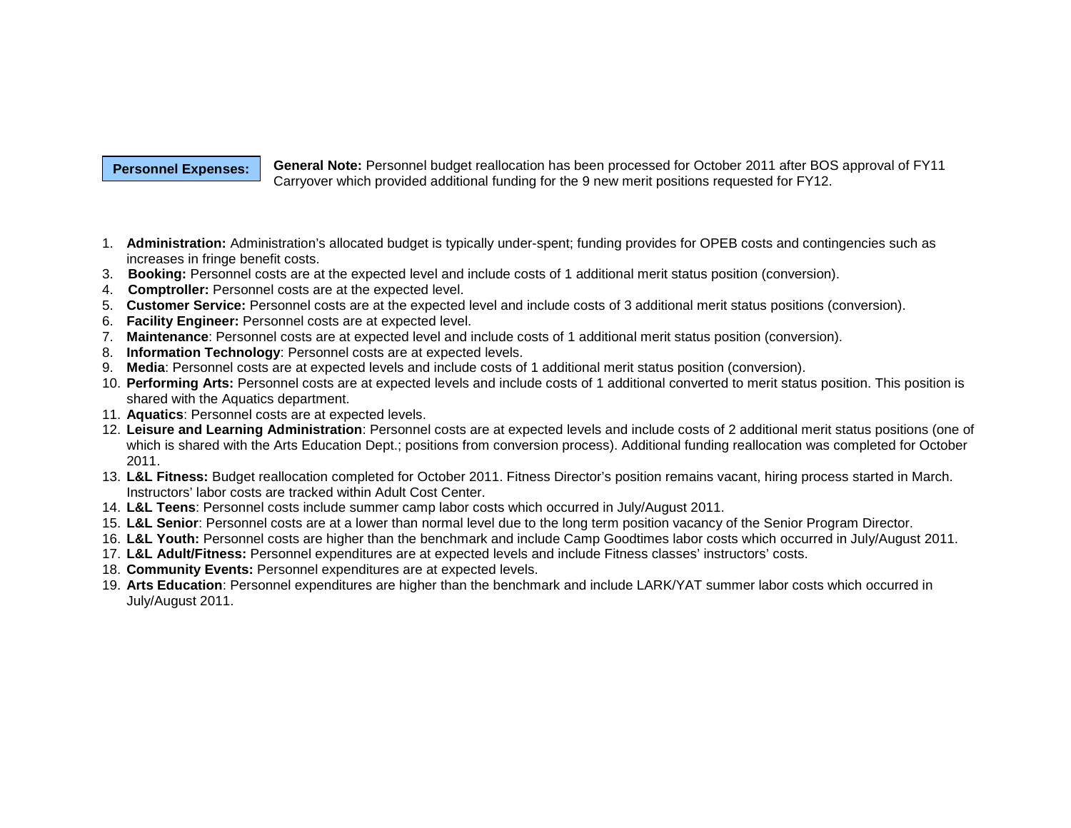**Personnel Expenses:**

**General Note:** Personnel budget reallocation has been processed for October 2011 after BOS approval of FY11 Carryover which provided additional funding for the 9 new merit positions requested for FY12.

1. **Administration:** Administration's allocated budget is typically under-spent; funding provides for OPEB costs and contingencies such as increases in fringe benefit costs.
3. **Booking:** Personnel costs are at the expected level and include costs of 1 additional merit status position (conversion).
4. **Comptroller:** Personnel costs are at the expected level.
5. **Customer Service:** Personnel costs are at the expected level and include costs of 3 additional merit status positions (conversion).
6. **Facility Engineer:** Personnel costs are at expected level.
7. **Maintenance**: Personnel costs are at expected level and include costs of 1 additional merit status position (conversion).
8. **Information Technology**: Personnel costs are at expected levels.
9. **Media**: Personnel costs are at expected levels and include costs of 1 additional merit status position (conversion).
10. **Performing Arts:** Personnel costs are at expected levels and include costs of 1 additional converted to merit status position. This position is shared with the Aquatics department.
11. **Aquatics**: Personnel costs are at expected levels.
12. **Leisure and Learning Administration**: Personnel costs are at expected levels and include costs of 2 additional merit status positions (one of which is shared with the Arts Education Dept.; positions from conversion process). Additional funding reallocation was completed for October 2011.
13. **L&L Fitness:** Budget reallocation completed for October 2011. Fitness Director's position remains vacant, hiring process started in March. Instructors' labor costs are tracked within Adult Cost Center.
14. **L&L Teens**: Personnel costs include summer camp labor costs which occurred in July/August 2011.
15. **L&L Senior**: Personnel costs are at a lower than normal level due to the long term position vacancy of the Senior Program Director.
16. **L&L Youth:** Personnel costs are higher than the benchmark and include Camp Goodtimes labor costs which occurred in July/August 2011.
17. **L&L Adult/Fitness:** Personnel expenditures are at expected levels and include Fitness classes' instructors' costs.
18. **Community Events:** Personnel expenditures are at expected levels.
19. **Arts Education**: Personnel expenditures are higher than the benchmark and include LARK/YAT summer labor costs which occurred in July/August 2011.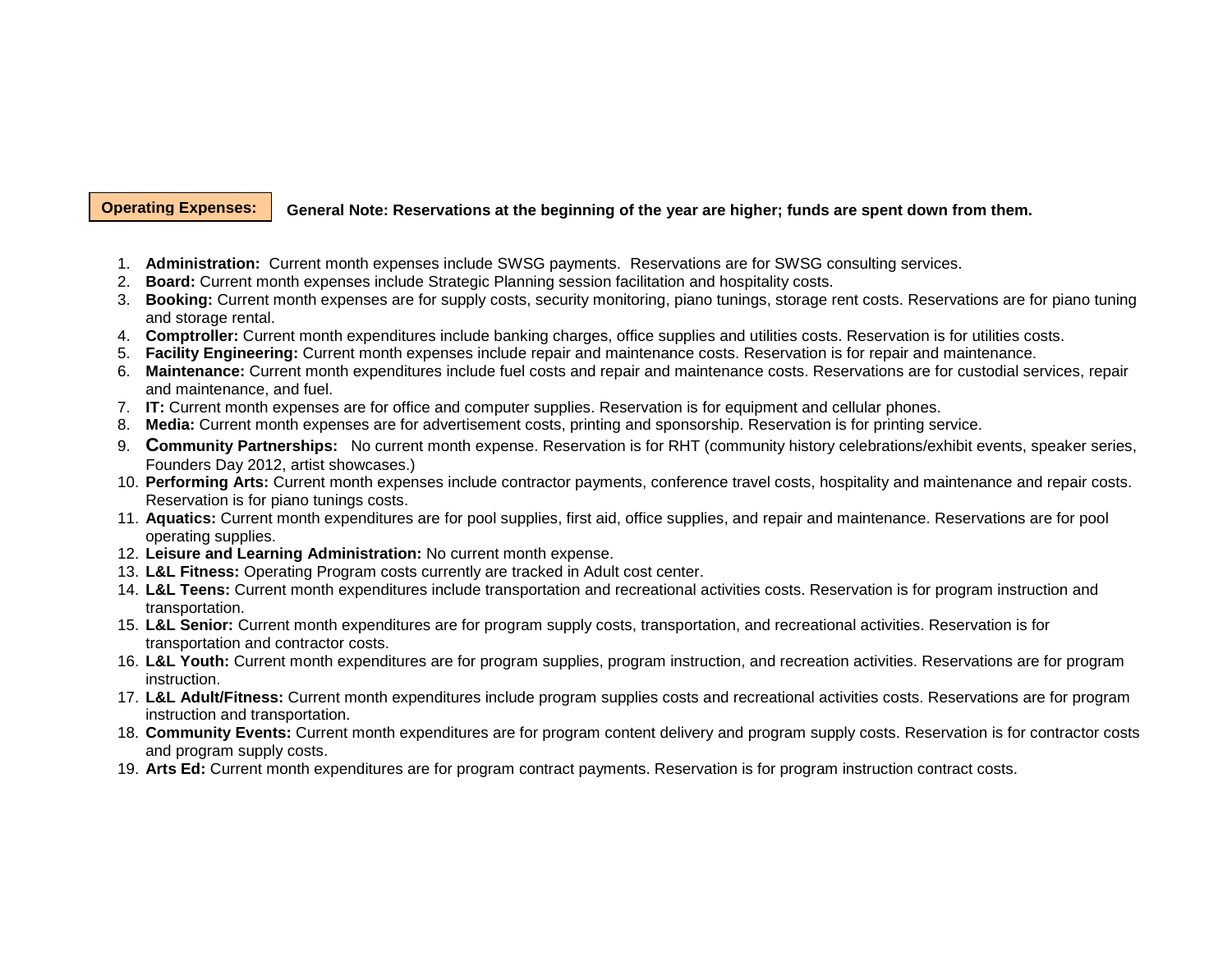**Operating Expenses:** **General Note: Reservations at the beginning of the year are higher; funds are spent down from them.**

1. **Administration:** Current month expenses include SWSG payments. Reservations are for SWSG consulting services.
2. **Board:** Current month expenses include Strategic Planning session facilitation and hospitality costs.
3. **Booking:** Current month expenses are for supply costs, security monitoring, piano tunings, storage rent costs. Reservations are for piano tuning and storage rental.
4. **Comptroller:** Current month expenditures include banking charges, office supplies and utilities costs. Reservation is for utilities costs.
5. **Facility Engineering:** Current month expenses include repair and maintenance costs. Reservation is for repair and maintenance.
6. **Maintenance:** Current month expenditures include fuel costs and repair and maintenance costs. Reservations are for custodial services, repair and maintenance, and fuel.
7. **IT:** Current month expenses are for office and computer supplies. Reservation is for equipment and cellular phones.
8. **Media:** Current month expenses are for advertisement costs, printing and sponsorship. Reservation is for printing service.
9. **Community Partnerships:** No current month expense. Reservation is for RHT (community history celebrations/exhibit events, speaker series, Founders Day 2012, artist showcases.)
10. **Performing Arts:** Current month expenses include contractor payments, conference travel costs, hospitality and maintenance and repair costs. Reservation is for piano tunings costs.
11. **Aquatics:** Current month expenditures are for pool supplies, first aid, office supplies, and repair and maintenance. Reservations are for pool operating supplies.
12. **Leisure and Learning Administration:** No current month expense.
13. **L&L Fitness:** Operating Program costs currently are tracked in Adult cost center.
14. **L&L Teens:** Current month expenditures include transportation and recreational activities costs. Reservation is for program instruction and transportation.
15. **L&L Senior:** Current month expenditures are for program supply costs, transportation, and recreational activities. Reservation is for transportation and contractor costs.
16. **L&L Youth:** Current month expenditures are for program supplies, program instruction, and recreation activities. Reservations are for program instruction.
17. **L&L Adult/Fitness:** Current month expenditures include program supplies costs and recreational activities costs. Reservations are for program instruction and transportation.
18. **Community Events:** Current month expenditures are for program content delivery and program supply costs. Reservation is for contractor costs and program supply costs.
19. **Arts Ed:** Current month expenditures are for program contract payments. Reservation is for program instruction contract costs.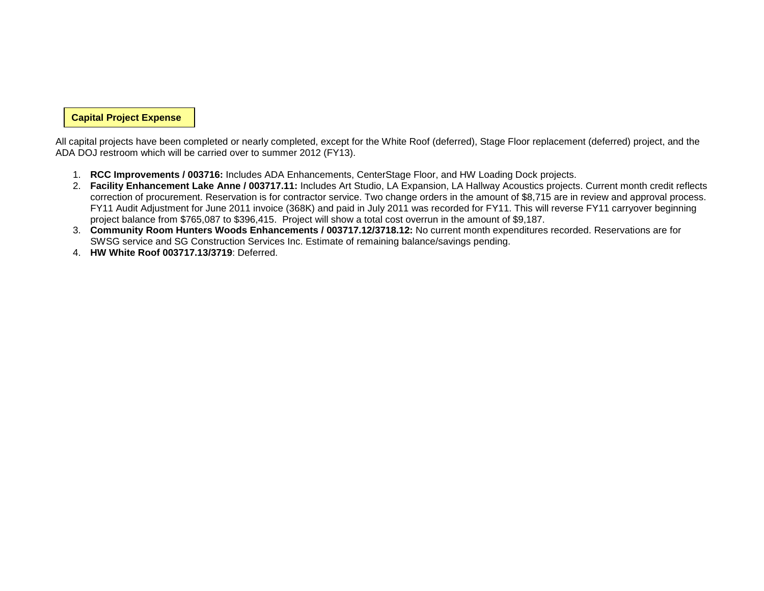**Capital Project Expense**

All capital projects have been completed or nearly completed, except for the White Roof (deferred), Stage Floor replacement (deferred) project, and the ADA DOJ restroom which will be carried over to summer 2012 (FY13).

1. **RCC Improvements / 003716:** Includes ADA Enhancements, CenterStage Floor, and HW Loading Dock projects.
2. **Facility Enhancement Lake Anne / 003717.11:** Includes Art Studio, LA Expansion, LA Hallway Acoustics projects. Current month credit reflects correction of procurement. Reservation is for contractor service. Two change orders in the amount of $8,715 are in review and approval process. FY11 Audit Adjustment for June 2011 invoice (368K) and paid in July 2011 was recorded for FY11. This will reverse FY11 carryover beginning project balance from $765,087 to $396,415. Project will show a total cost overrun in the amount of $9,187.
3. **Community Room Hunters Woods Enhancements / 003717.12/3718.12:** No current month expenditures recorded. Reservations are for SWSG service and SG Construction Services Inc. Estimate of remaining balance/savings pending.
4. **HW White Roof 003717.13/3719**: Deferred.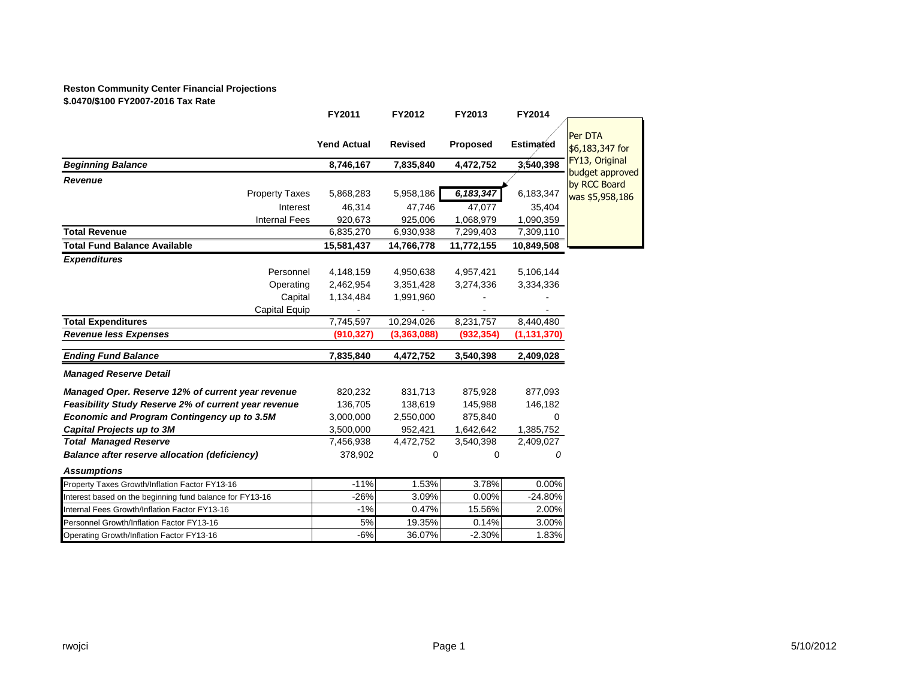**Reston Community Center Financial Projections**
**$.0470/$100 FY2007-2016 Tax Rate**

| | FY2011 | FY2012 | FY2013 | FY2014 |
|---|---|---|---|---|
| | **Yend Actual** | **Revised** | **Proposed** | **Estimated** |
| ***Beginning Balance*** | **8,746,167** | **7,835,840** | **4,472,752** | **3,540,398** |
| ***Revenue*** | | | | |
| Property Taxes | 5,868,283 | 5,958,186 | ***6,183,347*** | 6,183,347 |
| Interest | 46,314 | 47,746 | 47,077 | 35,404 |
| Internal Fees | 920,673 | 925,006 | 1,068,979 | 1,090,359 |
| **Total Revenue** | 6,835,270 | 6,930,938 | 7,299,403 | 7,309,110 |
| **Total Fund Balance Available** | **15,581,437** | **14,766,778** | **11,772,155** | **10,849,508** |
| ***Expenditures*** | | | | |
| Personnel | 4,148,159 | 4,950,638 | 4,957,421 | 5,106,144 |
| Operating | 2,462,954 | 3,351,428 | 3,274,336 | 3,334,336 |
| Capital | 1,134,484 | 1,991,960 | - | - |
| Capital Equip | - | - | - | - |
| **Total Expenditures** | 7,745,597 | 10,294,026 | 8,231,757 | 8,440,480 |
| ***Revenue less Expenses*** | **(910,327)** | **(3,363,088)** | **(932,354)** | **(1,131,370)** |
| ***Ending Fund Balance*** | **7,835,840** | **4,472,752** | **3,540,398** | **2,409,028** |
| ***Managed Reserve Detail*** | | | | |
| ***Managed Oper. Reserve 12% of current year revenue*** | 820,232 | 831,713 | 875,928 | 877,093 |
| ***Feasibility Study Reserve 2% of current year revenue*** | 136,705 | 138,619 | 145,988 | 146,182 |
| ***Economic and Program Contingency up to 3.5M*** | 3,000,000 | 2,550,000 | 875,840 | 0 |
| ***Capital Projects up to 3M*** | 3,500,000 | 952,421 | 1,642,642 | 1,385,752 |
| ***Total Managed Reserve*** | 7,456,938 | 4,472,752 | 3,540,398 | 2,409,027 |
| ***Balance after reserve allocation (deficiency)*** | 378,902 | 0 | 0 | *0* |
| ***Assumptions*** | | | | |
| Property Taxes Growth/Inflation Factor FY13-16 | -11% | 1.53% | 3.78% | 0.00% |
| Interest based on the beginning fund balance for FY13-16 | -26% | 3.09% | 0.00% | -24.80% |
| Internal Fees Growth/Inflation Factor FY13-16 | -1% | 0.47% | 15.56% | 2.00% |
| Personnel Growth/Inflation Factor FY13-16 | 5% | 19.35% | 0.14% | 3.00% |
| Operating Growth/Inflation Factor FY13-16 | -6% | 36.07% | -2.30% | 1.83% |

Per DTA $6,183,347 for FY13, Original budget approved by RCC Board was $5,958,186

rwojci 5/10/2012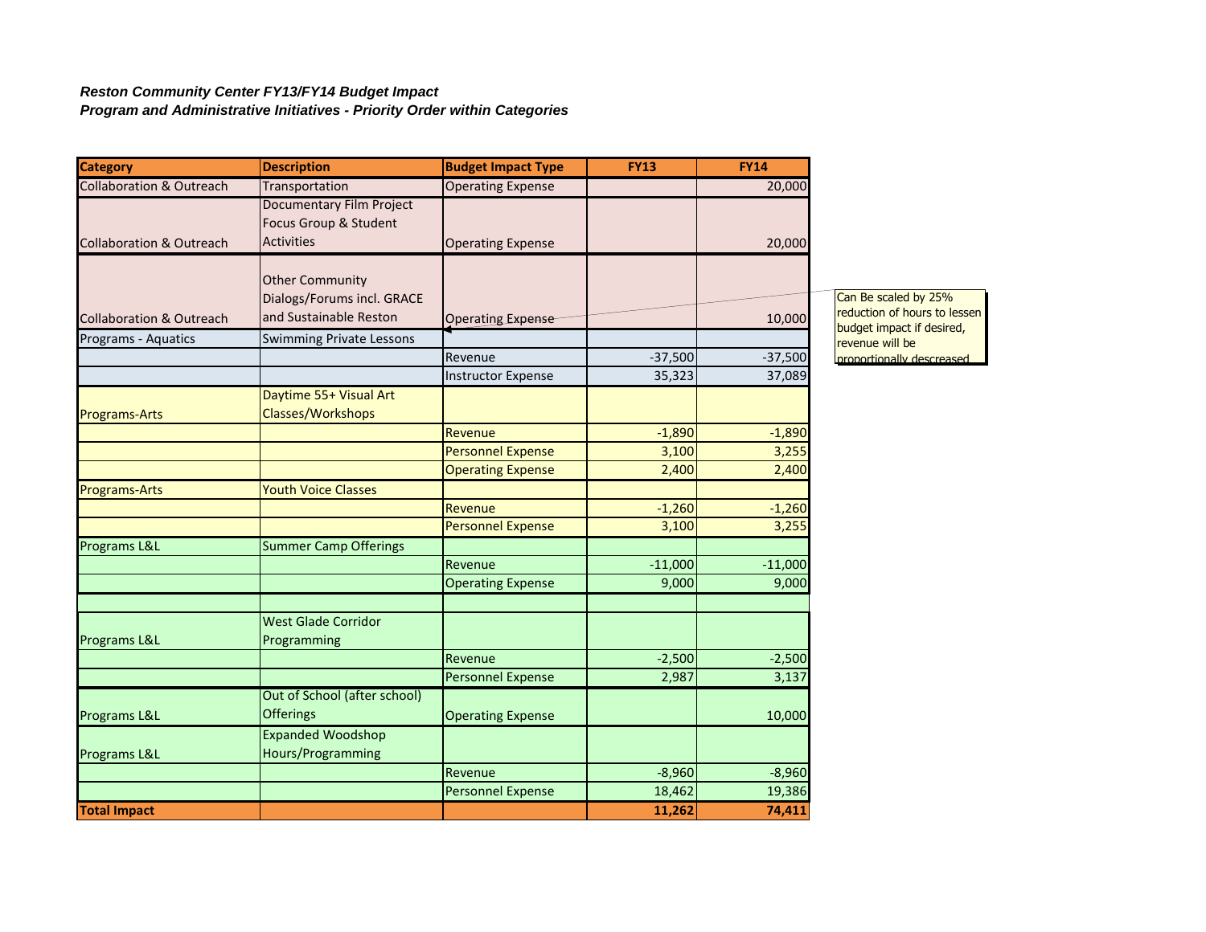***Reston Community Center FY13/FY14 Budget Impact***
***Program and Administrative Initiatives - Priority Order within Categories***

| Category | Description | Budget Impact Type | FY13 | FY14 |
|---|---|---|---|---|
| Collaboration & Outreach | Transportation | Operating Expense | | 20,000 |
| Collaboration & Outreach | Documentary Film Project Focus Group & Student Activities | Operating Expense | | 20,000 |
| Collaboration & Outreach | Other Community Dialogs/Forums incl. GRACE and Sustainable Reston | Operating Expense | | 10,000 |
| Programs - Aquatics | Swimming Private Lessons | | | |
| | | Revenue | -37,500 | -37,500 |
| | | Instructor Expense | 35,323 | 37,089 |
| Programs-Arts | Daytime 55+ Visual Art Classes/Workshops | | | |
| | | Revenue | -1,890 | -1,890 |
| | | Personnel Expense | 3,100 | 3,255 |
| | | Operating Expense | 2,400 | 2,400 |
| Programs-Arts | Youth Voice Classes | | | |
| | | Revenue | -1,260 | -1,260 |
| | | Personnel Expense | 3,100 | 3,255 |
| Programs L&L | Summer Camp Offerings | | | |
| | | Revenue | -11,000 | -11,000 |
| | | Operating Expense | 9,000 | 9,000 |
| | | | | |
| Programs L&L | West Glade Corridor Programming | | | |
| | | Revenue | -2,500 | -2,500 |
| | | Personnel Expense | 2,987 | 3,137 |
| Programs L&L | Out of School (after school) Offerings | Operating Expense | | 10,000 |
| Programs L&L | Expanded Woodshop Hours/Programming | | | |
| | | Revenue | -8,960 | -8,960 |
| | | Personnel Expense | 18,462 | 19,386 |
| **Total Impact** | | | **11,262** | **74,411** |

Note (Swimming Private Lessons): Can Be scaled by 25% reduction of hours to lessen budget impact if desired, revenue will be proportionally descreased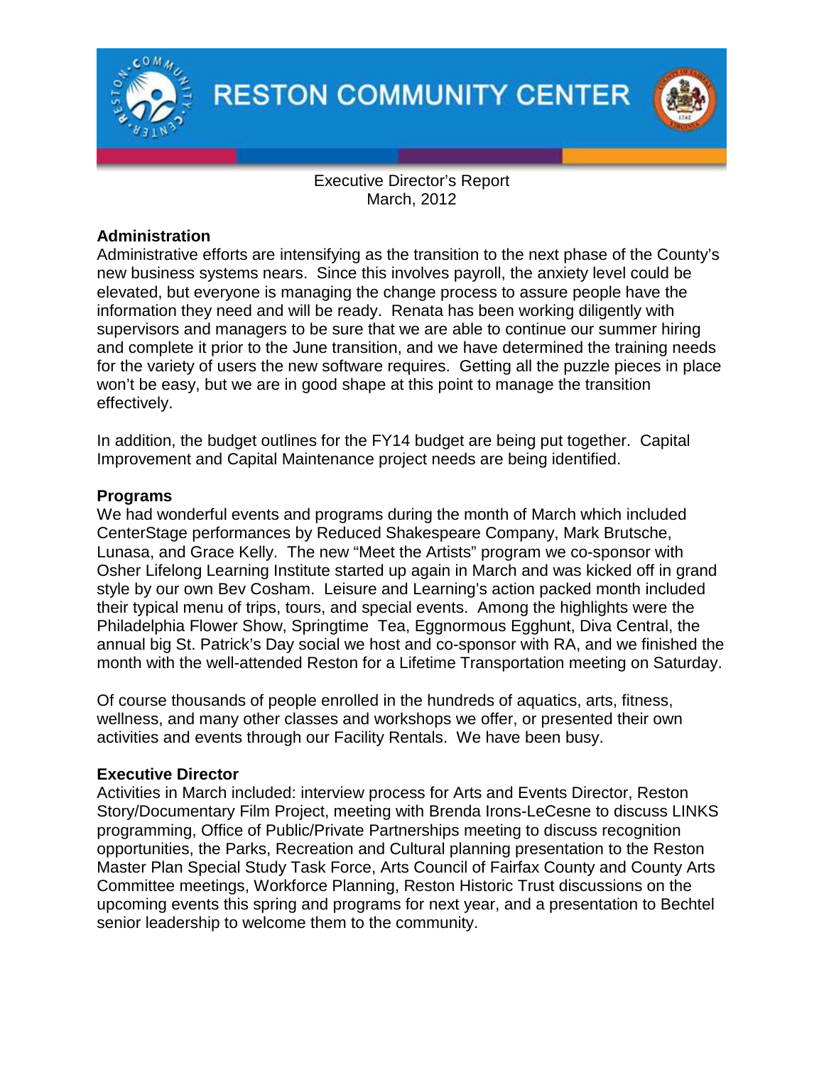# RESTON COMMUNITY CENTER

Executive Director's Report
March, 2012

**Administration**

Administrative efforts are intensifying as the transition to the next phase of the County's new business systems nears. Since this involves payroll, the anxiety level could be elevated, but everyone is managing the change process to assure people have the information they need and will be ready. Renata has been working diligently with supervisors and managers to be sure that we are able to continue our summer hiring and complete it prior to the June transition, and we have determined the training needs for the variety of users the new software requires. Getting all the puzzle pieces in place won't be easy, but we are in good shape at this point to manage the transition effectively.

In addition, the budget outlines for the FY14 budget are being put together. Capital Improvement and Capital Maintenance project needs are being identified.

**Programs**

We had wonderful events and programs during the month of March which included CenterStage performances by Reduced Shakespeare Company, Mark Brutsche, Lunasa, and Grace Kelly. The new "Meet the Artists" program we co-sponsor with Osher Lifelong Learning Institute started up again in March and was kicked off in grand style by our own Bev Cosham. Leisure and Learning's action packed month included their typical menu of trips, tours, and special events. Among the highlights were the Philadelphia Flower Show, Springtime Tea, Eggnormous Egghunt, Diva Central, the annual big St. Patrick's Day social we host and co-sponsor with RA, and we finished the month with the well-attended Reston for a Lifetime Transportation meeting on Saturday.

Of course thousands of people enrolled in the hundreds of aquatics, arts, fitness, wellness, and many other classes and workshops we offer, or presented their own activities and events through our Facility Rentals. We have been busy.

**Executive Director**

Activities in March included: interview process for Arts and Events Director, Reston Story/Documentary Film Project, meeting with Brenda Irons-LeCesne to discuss LINKS programming, Office of Public/Private Partnerships meeting to discuss recognition opportunities, the Parks, Recreation and Cultural planning presentation to the Reston Master Plan Special Study Task Force, Arts Council of Fairfax County and County Arts Committee meetings, Workforce Planning, Reston Historic Trust discussions on the upcoming events this spring and programs for next year, and a presentation to Bechtel senior leadership to welcome them to the community.